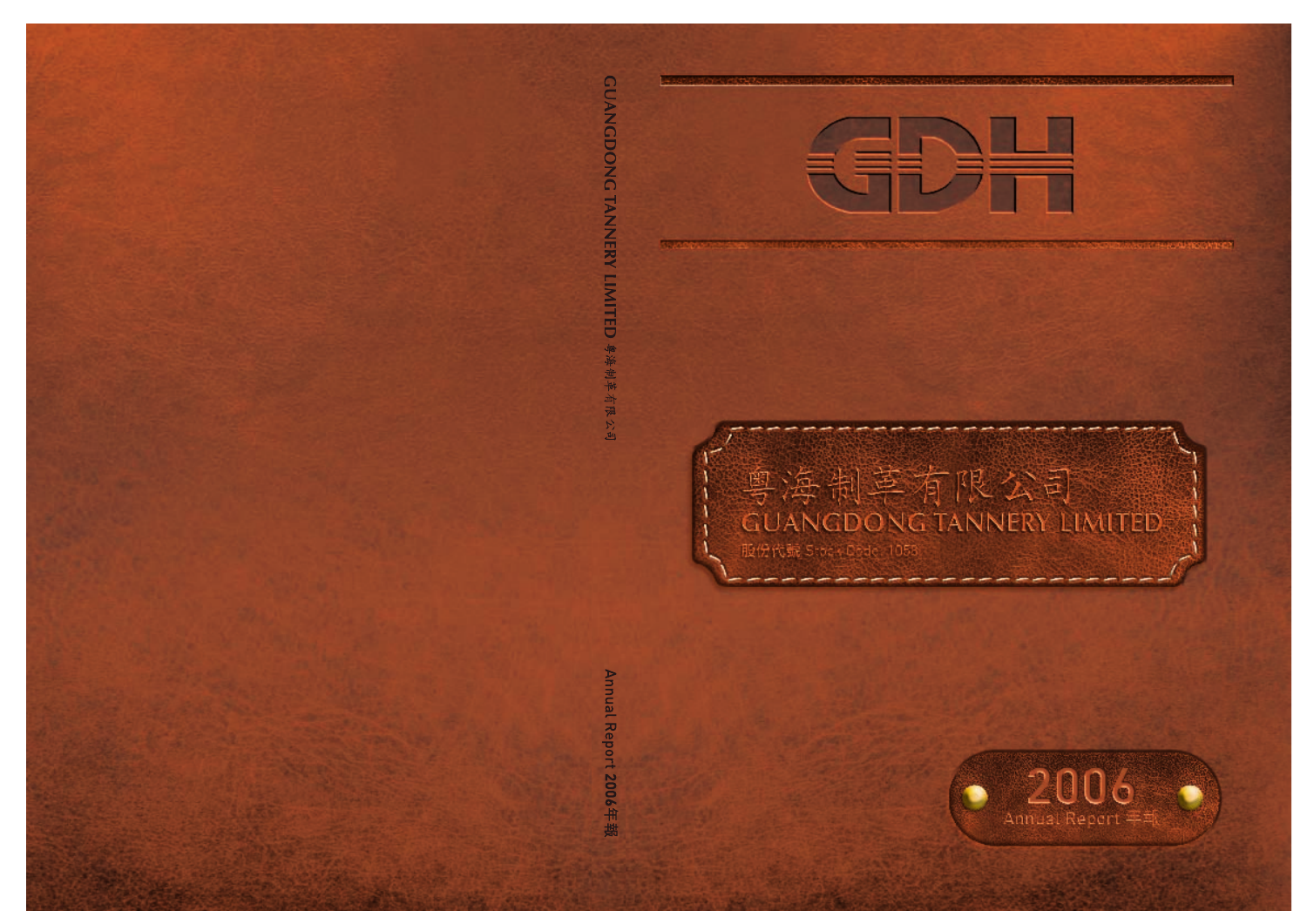GDH

粵海制革有限公司

GUANGDONG TANNERY LIMITED

股份代號 Stock Code: 1058

2006

Annual Report 年報

GUANGDONG TANNERY LIMITED 粵海制革有限公司

Annual Report 2006年報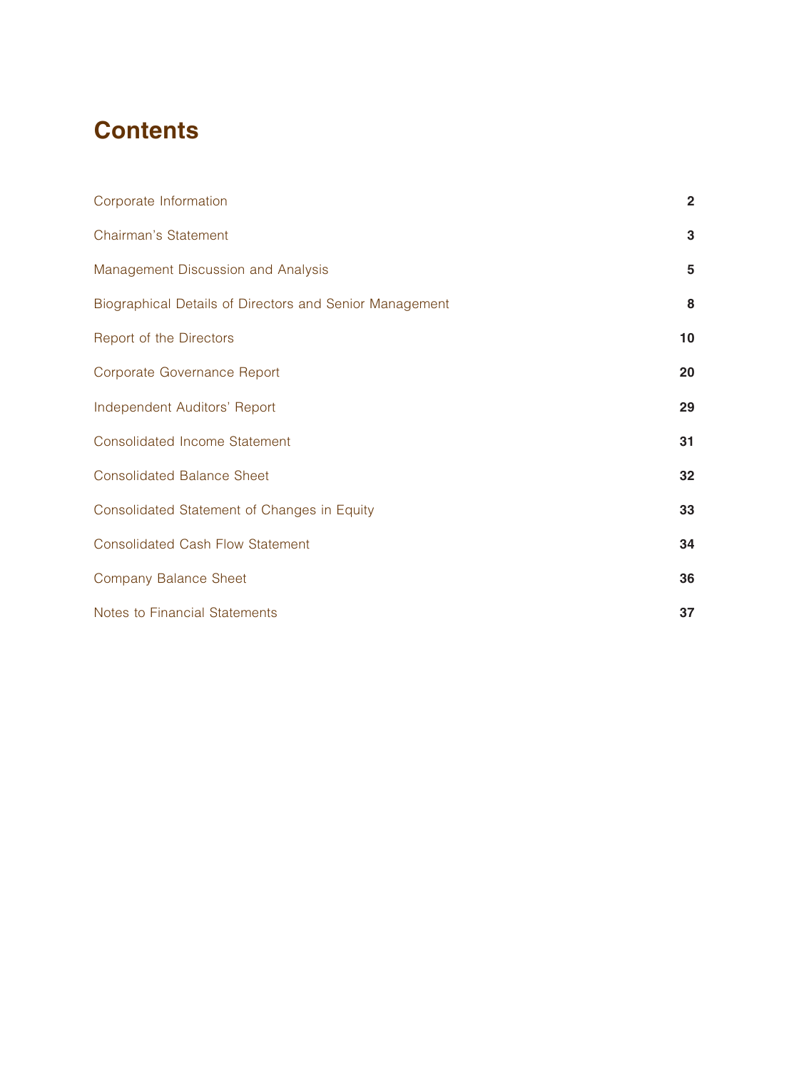# Contents

| | |
|---|---|
| Corporate Information | 2 |
| Chairman's Statement | 3 |
| Management Discussion and Analysis | 5 |
| Biographical Details of Directors and Senior Management | 8 |
| Report of the Directors | 10 |
| Corporate Governance Report | 20 |
| Independent Auditors' Report | 29 |
| Consolidated Income Statement | 31 |
| Consolidated Balance Sheet | 32 |
| Consolidated Statement of Changes in Equity | 33 |
| Consolidated Cash Flow Statement | 34 |
| Company Balance Sheet | 36 |
| Notes to Financial Statements | 37 |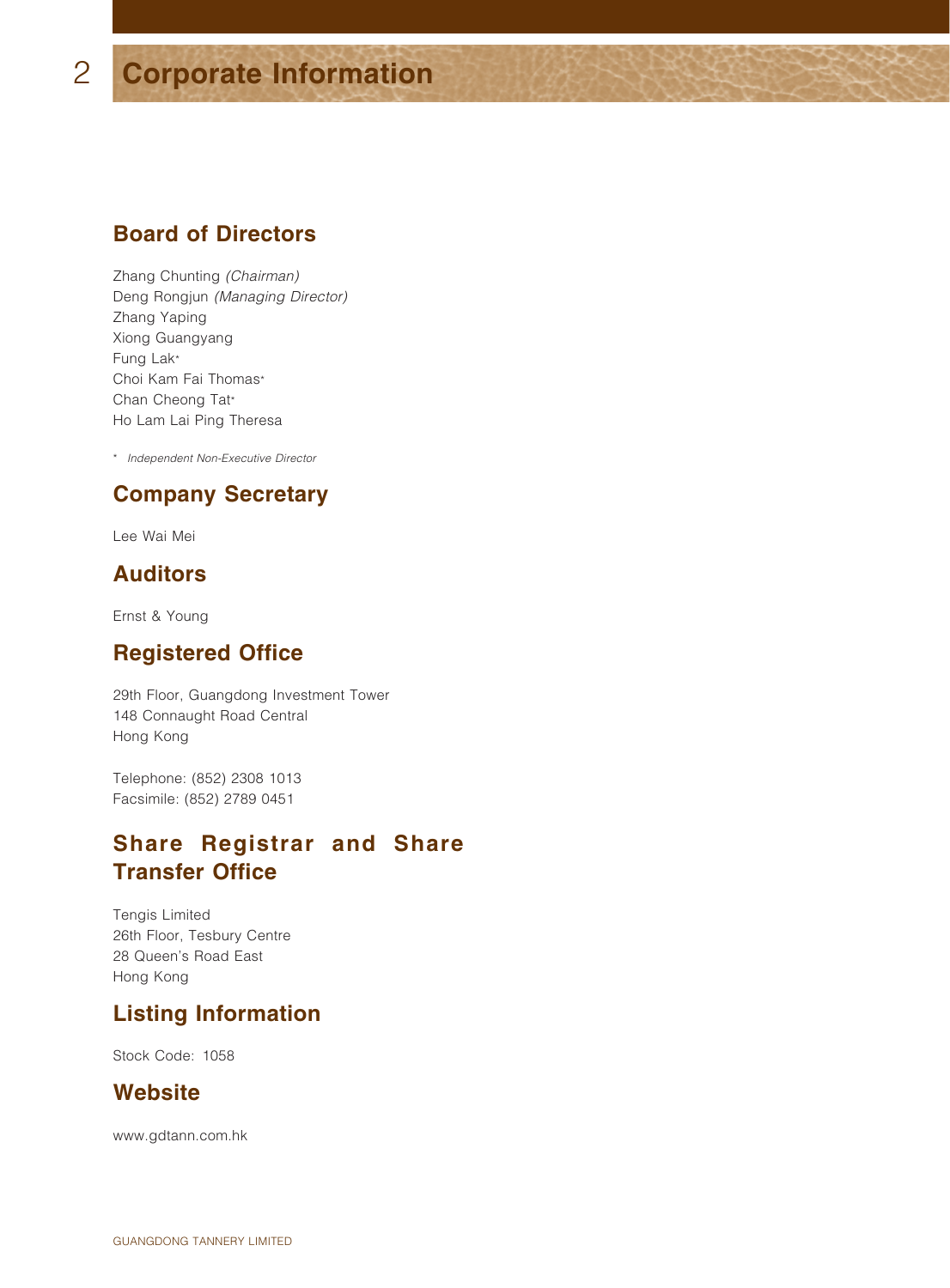# Corporate Information

## Board of Directors

Zhang Chunting *(Chairman)*
Deng Rongjun *(Managing Director)*
Zhang Yaping
Xiong Guangyang
Fung Lak*
Choi Kam Fai Thomas*
Chan Cheong Tat*
Ho Lam Lai Ping Theresa

* *Independent Non-Executive Director*

## Company Secretary

Lee Wai Mei

## Auditors

Ernst & Young

## Registered Office

29th Floor, Guangdong Investment Tower
148 Connaught Road Central
Hong Kong

Telephone: (852) 2308 1013
Facsimile: (852) 2789 0451

## Share Registrar and Share Transfer Office

Tengis Limited
26th Floor, Tesbury Centre
28 Queen's Road East
Hong Kong

## Listing Information

Stock Code: 1058

## Website

www.gdtann.com.hk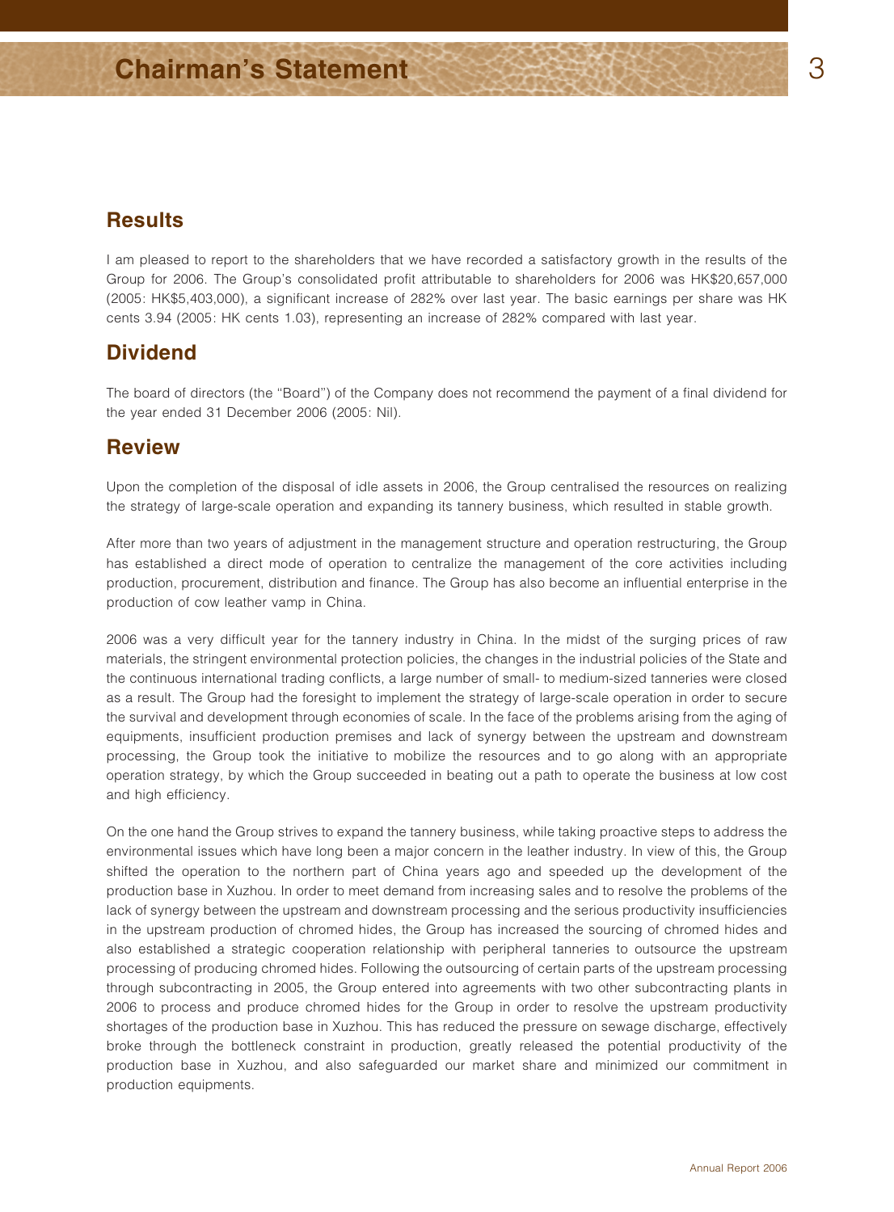# Chairman's Statement

## Results

I am pleased to report to the shareholders that we have recorded a satisfactory growth in the results of the Group for 2006. The Group's consolidated profit attributable to shareholders for 2006 was HK$20,657,000 (2005: HK$5,403,000), a significant increase of 282% over last year. The basic earnings per share was HK cents 3.94 (2005: HK cents 1.03), representing an increase of 282% compared with last year.

## Dividend

The board of directors (the "Board") of the Company does not recommend the payment of a final dividend for the year ended 31 December 2006 (2005: Nil).

## Review

Upon the completion of the disposal of idle assets in 2006, the Group centralised the resources on realizing the strategy of large-scale operation and expanding its tannery business, which resulted in stable growth.

After more than two years of adjustment in the management structure and operation restructuring, the Group has established a direct mode of operation to centralize the management of the core activities including production, procurement, distribution and finance. The Group has also become an influential enterprise in the production of cow leather vamp in China.

2006 was a very difficult year for the tannery industry in China. In the midst of the surging prices of raw materials, the stringent environmental protection policies, the changes in the industrial policies of the State and the continuous international trading conflicts, a large number of small- to medium-sized tanneries were closed as a result. The Group had the foresight to implement the strategy of large-scale operation in order to secure the survival and development through economies of scale. In the face of the problems arising from the aging of equipments, insufficient production premises and lack of synergy between the upstream and downstream processing, the Group took the initiative to mobilize the resources and to go along with an appropriate operation strategy, by which the Group succeeded in beating out a path to operate the business at low cost and high efficiency.

On the one hand the Group strives to expand the tannery business, while taking proactive steps to address the environmental issues which have long been a major concern in the leather industry. In view of this, the Group shifted the operation to the northern part of China years ago and speeded up the development of the production base in Xuzhou. In order to meet demand from increasing sales and to resolve the problems of the lack of synergy between the upstream and downstream processing and the serious productivity insufficiencies in the upstream production of chromed hides, the Group has increased the sourcing of chromed hides and also established a strategic cooperation relationship with peripheral tanneries to outsource the upstream processing of producing chromed hides. Following the outsourcing of certain parts of the upstream processing through subcontracting in 2005, the Group entered into agreements with two other subcontracting plants in 2006 to process and produce chromed hides for the Group in order to resolve the upstream productivity shortages of the production base in Xuzhou. This has reduced the pressure on sewage discharge, effectively broke through the bottleneck constraint in production, greatly released the potential productivity of the production base in Xuzhou, and also safeguarded our market share and minimized our commitment in production equipments.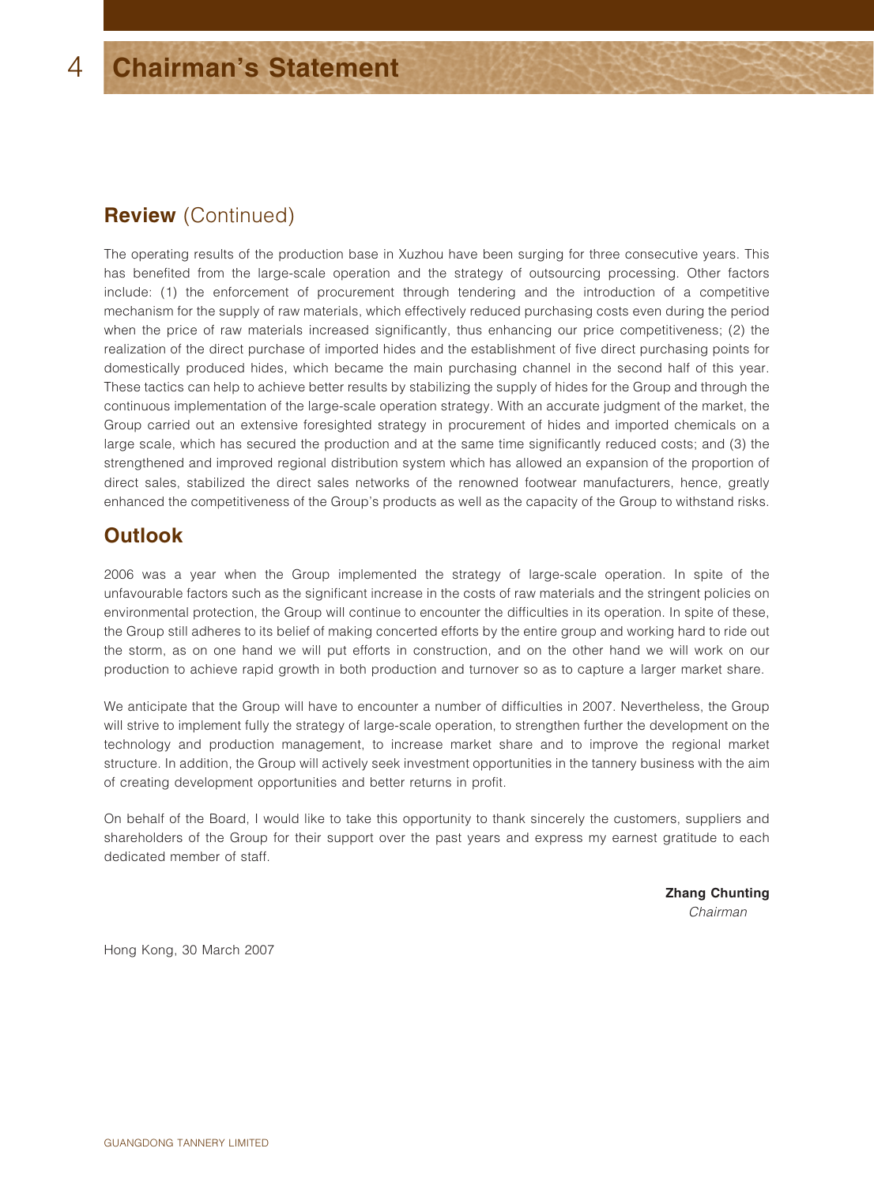# Chairman's Statement

## Review (Continued)

The operating results of the production base in Xuzhou have been surging for three consecutive years. This has benefited from the large-scale operation and the strategy of outsourcing processing. Other factors include: (1) the enforcement of procurement through tendering and the introduction of a competitive mechanism for the supply of raw materials, which effectively reduced purchasing costs even during the period when the price of raw materials increased significantly, thus enhancing our price competitiveness; (2) the realization of the direct purchase of imported hides and the establishment of five direct purchasing points for domestically produced hides, which became the main purchasing channel in the second half of this year. These tactics can help to achieve better results by stabilizing the supply of hides for the Group and through the continuous implementation of the large-scale operation strategy. With an accurate judgment of the market, the Group carried out an extensive foresighted strategy in procurement of hides and imported chemicals on a large scale, which has secured the production and at the same time significantly reduced costs; and (3) the strengthened and improved regional distribution system which has allowed an expansion of the proportion of direct sales, stabilized the direct sales networks of the renowned footwear manufacturers, hence, greatly enhanced the competitiveness of the Group's products as well as the capacity of the Group to withstand risks.

## Outlook

2006 was a year when the Group implemented the strategy of large-scale operation. In spite of the unfavourable factors such as the significant increase in the costs of raw materials and the stringent policies on environmental protection, the Group will continue to encounter the difficulties in its operation. In spite of these, the Group still adheres to its belief of making concerted efforts by the entire group and working hard to ride out the storm, as on one hand we will put efforts in construction, and on the other hand we will work on our production to achieve rapid growth in both production and turnover so as to capture a larger market share.

We anticipate that the Group will have to encounter a number of difficulties in 2007. Nevertheless, the Group will strive to implement fully the strategy of large-scale operation, to strengthen further the development on the technology and production management, to increase market share and to improve the regional market structure. In addition, the Group will actively seek investment opportunities in the tannery business with the aim of creating development opportunities and better returns in profit.

On behalf of the Board, I would like to take this opportunity to thank sincerely the customers, suppliers and shareholders of the Group for their support over the past years and express my earnest gratitude to each dedicated member of staff.

**Zhang Chunting**
*Chairman*

Hong Kong, 30 March 2007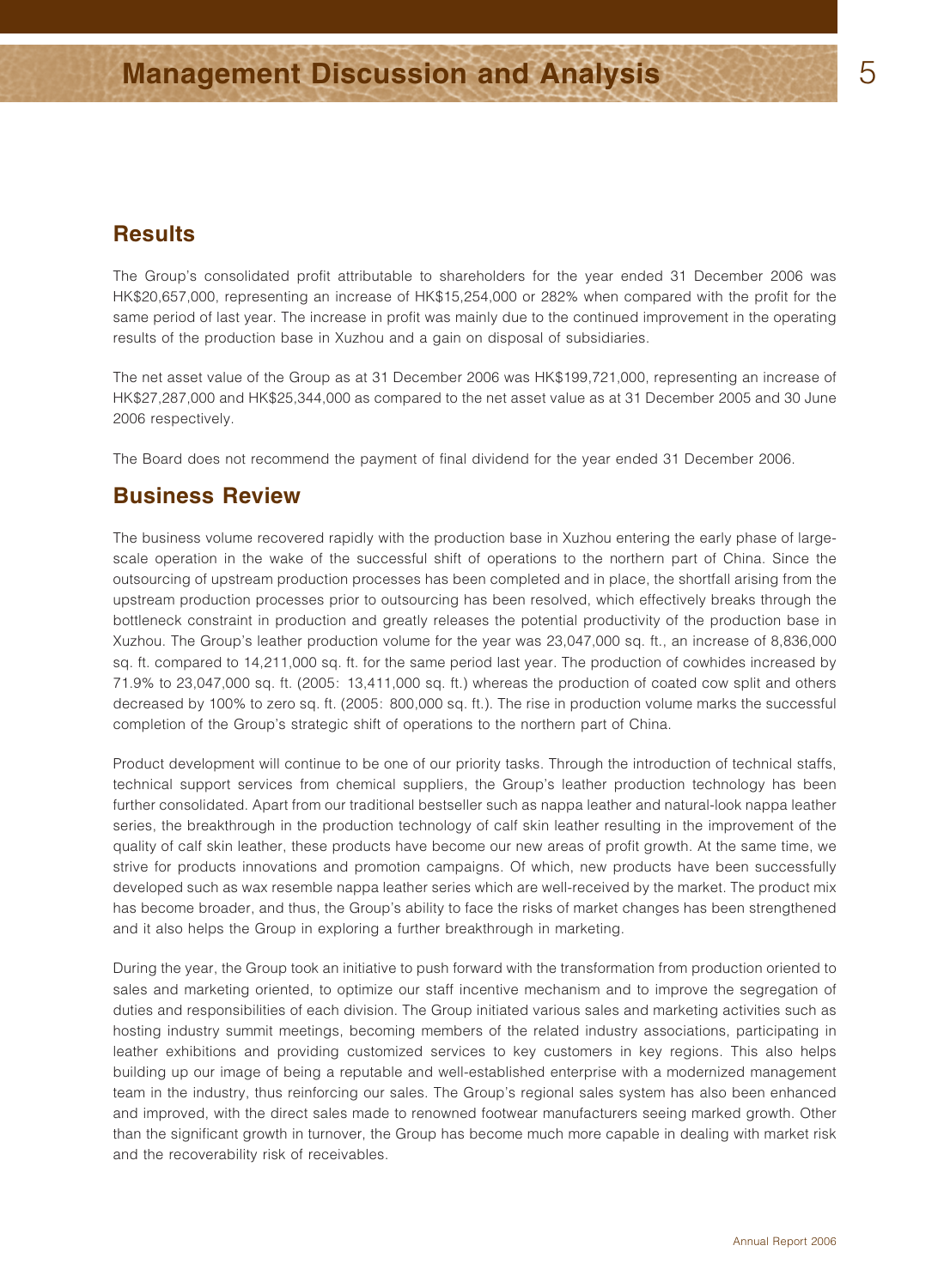## Results

The Group's consolidated profit attributable to shareholders for the year ended 31 December 2006 was HK$20,657,000, representing an increase of HK$15,254,000 or 282% when compared with the profit for the same period of last year. The increase in profit was mainly due to the continued improvement in the operating results of the production base in Xuzhou and a gain on disposal of subsidiaries.

The net asset value of the Group as at 31 December 2006 was HK$199,721,000, representing an increase of HK$27,287,000 and HK$25,344,000 as compared to the net asset value as at 31 December 2005 and 30 June 2006 respectively.

The Board does not recommend the payment of final dividend for the year ended 31 December 2006.

## Business Review

The business volume recovered rapidly with the production base in Xuzhou entering the early phase of large-scale operation in the wake of the successful shift of operations to the northern part of China. Since the outsourcing of upstream production processes has been completed and in place, the shortfall arising from the upstream production processes prior to outsourcing has been resolved, which effectively breaks through the bottleneck constraint in production and greatly releases the potential productivity of the production base in Xuzhou. The Group's leather production volume for the year was 23,047,000 sq. ft., an increase of 8,836,000 sq. ft. compared to 14,211,000 sq. ft. for the same period last year. The production of cowhides increased by 71.9% to 23,047,000 sq. ft. (2005: 13,411,000 sq. ft.) whereas the production of coated cow split and others decreased by 100% to zero sq. ft. (2005: 800,000 sq. ft.). The rise in production volume marks the successful completion of the Group's strategic shift of operations to the northern part of China.

Product development will continue to be one of our priority tasks. Through the introduction of technical staffs, technical support services from chemical suppliers, the Group's leather production technology has been further consolidated. Apart from our traditional bestseller such as nappa leather and natural-look nappa leather series, the breakthrough in the production technology of calf skin leather resulting in the improvement of the quality of calf skin leather, these products have become our new areas of profit growth. At the same time, we strive for products innovations and promotion campaigns. Of which, new products have been successfully developed such as wax resemble nappa leather series which are well-received by the market. The product mix has become broader, and thus, the Group's ability to face the risks of market changes has been strengthened and it also helps the Group in exploring a further breakthrough in marketing.

During the year, the Group took an initiative to push forward with the transformation from production oriented to sales and marketing oriented, to optimize our staff incentive mechanism and to improve the segregation of duties and responsibilities of each division. The Group initiated various sales and marketing activities such as hosting industry summit meetings, becoming members of the related industry associations, participating in leather exhibitions and providing customized services to key customers in key regions. This also helps building up our image of being a reputable and well-established enterprise with a modernized management team in the industry, thus reinforcing our sales. The Group's regional sales system has also been enhanced and improved, with the direct sales made to renowned footwear manufacturers seeing marked growth. Other than the significant growth in turnover, the Group has become much more capable in dealing with market risk and the recoverability risk of receivables.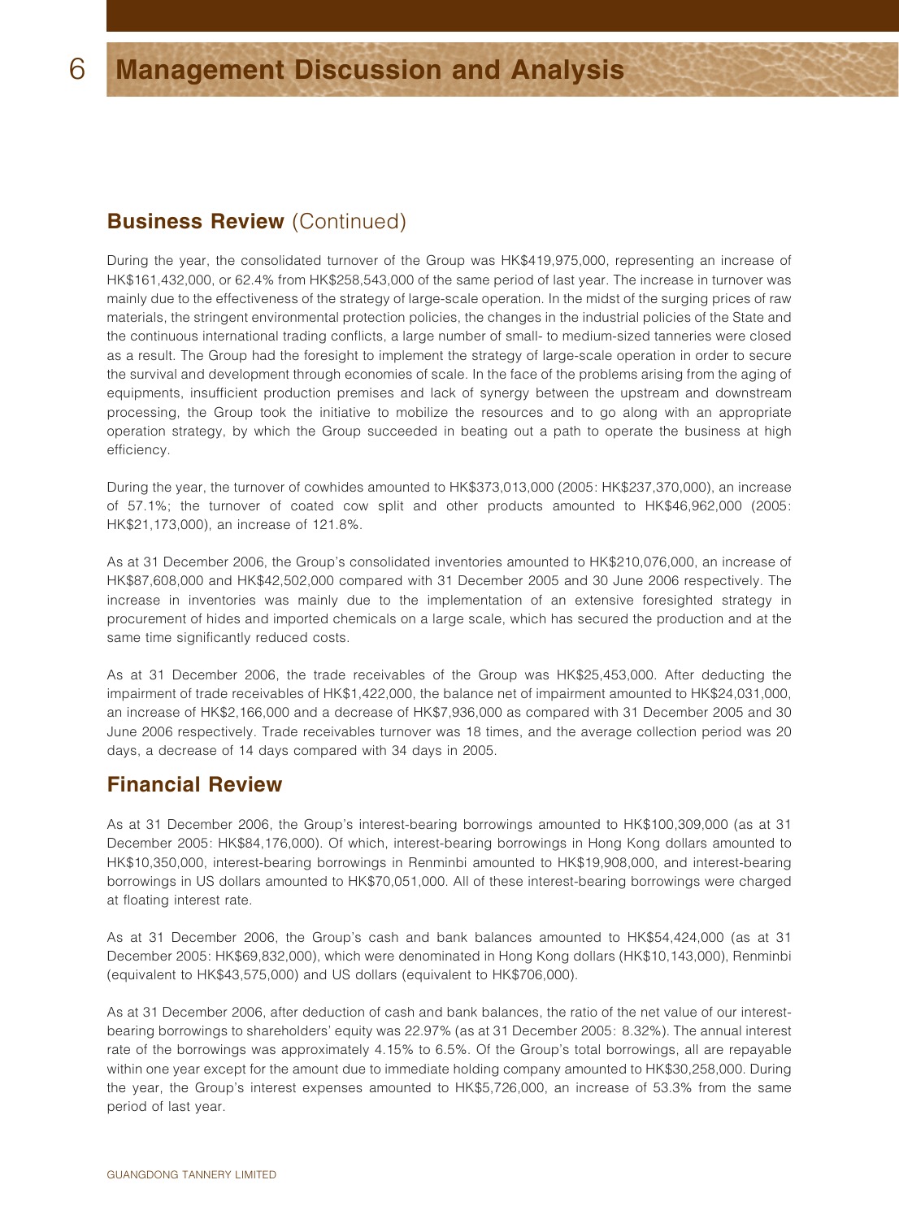# Management Discussion and Analysis

## Business Review (Continued)

During the year, the consolidated turnover of the Group was HK$419,975,000, representing an increase of HK$161,432,000, or 62.4% from HK$258,543,000 of the same period of last year. The increase in turnover was mainly due to the effectiveness of the strategy of large-scale operation. In the midst of the surging prices of raw materials, the stringent environmental protection policies, the changes in the industrial policies of the State and the continuous international trading conflicts, a large number of small- to medium-sized tanneries were closed as a result. The Group had the foresight to implement the strategy of large-scale operation in order to secure the survival and development through economies of scale. In the face of the problems arising from the aging of equipments, insufficient production premises and lack of synergy between the upstream and downstream processing, the Group took the initiative to mobilize the resources and to go along with an appropriate operation strategy, by which the Group succeeded in beating out a path to operate the business at high efficiency.

During the year, the turnover of cowhides amounted to HK$373,013,000 (2005: HK$237,370,000), an increase of 57.1%; the turnover of coated cow split and other products amounted to HK$46,962,000 (2005: HK$21,173,000), an increase of 121.8%.

As at 31 December 2006, the Group's consolidated inventories amounted to HK$210,076,000, an increase of HK$87,608,000 and HK$42,502,000 compared with 31 December 2005 and 30 June 2006 respectively. The increase in inventories was mainly due to the implementation of an extensive foresighted strategy in procurement of hides and imported chemicals on a large scale, which has secured the production and at the same time significantly reduced costs.

As at 31 December 2006, the trade receivables of the Group was HK$25,453,000. After deducting the impairment of trade receivables of HK$1,422,000, the balance net of impairment amounted to HK$24,031,000, an increase of HK$2,166,000 and a decrease of HK$7,936,000 as compared with 31 December 2005 and 30 June 2006 respectively. Trade receivables turnover was 18 times, and the average collection period was 20 days, a decrease of 14 days compared with 34 days in 2005.

## Financial Review

As at 31 December 2006, the Group's interest-bearing borrowings amounted to HK$100,309,000 (as at 31 December 2005: HK$84,176,000). Of which, interest-bearing borrowings in Hong Kong dollars amounted to HK$10,350,000, interest-bearing borrowings in Renminbi amounted to HK$19,908,000, and interest-bearing borrowings in US dollars amounted to HK$70,051,000. All of these interest-bearing borrowings were charged at floating interest rate.

As at 31 December 2006, the Group's cash and bank balances amounted to HK$54,424,000 (as at 31 December 2005: HK$69,832,000), which were denominated in Hong Kong dollars (HK$10,143,000), Renminbi (equivalent to HK$43,575,000) and US dollars (equivalent to HK$706,000).

As at 31 December 2006, after deduction of cash and bank balances, the ratio of the net value of our interest-bearing borrowings to shareholders' equity was 22.97% (as at 31 December 2005: 8.32%). The annual interest rate of the borrowings was approximately 4.15% to 6.5%. Of the Group's total borrowings, all are repayable within one year except for the amount due to immediate holding company amounted to HK$30,258,000. During the year, the Group's interest expenses amounted to HK$5,726,000, an increase of 53.3% from the same period of last year.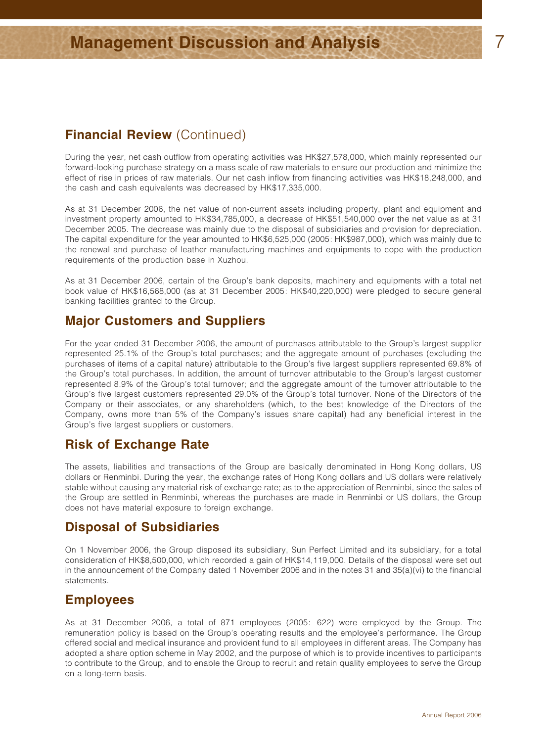## Financial Review (Continued)

During the year, net cash outflow from operating activities was HK$27,578,000, which mainly represented our forward-looking purchase strategy on a mass scale of raw materials to ensure our production and minimize the effect of rise in prices of raw materials. Our net cash inflow from financing activities was HK$18,248,000, and the cash and cash equivalents was decreased by HK$17,335,000.

As at 31 December 2006, the net value of non-current assets including property, plant and equipment and investment property amounted to HK$34,785,000, a decrease of HK$51,540,000 over the net value as at 31 December 2005. The decrease was mainly due to the disposal of subsidiaries and provision for depreciation. The capital expenditure for the year amounted to HK$6,525,000 (2005: HK$987,000), which was mainly due to the renewal and purchase of leather manufacturing machines and equipments to cope with the production requirements of the production base in Xuzhou.

As at 31 December 2006, certain of the Group's bank deposits, machinery and equipments with a total net book value of HK$16,568,000 (as at 31 December 2005: HK$40,220,000) were pledged to secure general banking facilities granted to the Group.

## Major Customers and Suppliers

For the year ended 31 December 2006, the amount of purchases attributable to the Group's largest supplier represented 25.1% of the Group's total purchases; and the aggregate amount of purchases (excluding the purchases of items of a capital nature) attributable to the Group's five largest suppliers represented 69.8% of the Group's total purchases. In addition, the amount of turnover attributable to the Group's largest customer represented 8.9% of the Group's total turnover; and the aggregate amount of the turnover attributable to the Group's five largest customers represented 29.0% of the Group's total turnover. None of the Directors of the Company or their associates, or any shareholders (which, to the best knowledge of the Directors of the Company, owns more than 5% of the Company's issues share capital) had any beneficial interest in the Group's five largest suppliers or customers.

## Risk of Exchange Rate

The assets, liabilities and transactions of the Group are basically denominated in Hong Kong dollars, US dollars or Renminbi. During the year, the exchange rates of Hong Kong dollars and US dollars were relatively stable without causing any material risk of exchange rate; as to the appreciation of Renminbi, since the sales of the Group are settled in Renminbi, whereas the purchases are made in Renminbi or US dollars, the Group does not have material exposure to foreign exchange.

## Disposal of Subsidiaries

On 1 November 2006, the Group disposed its subsidiary, Sun Perfect Limited and its subsidiary, for a total consideration of HK$8,500,000, which recorded a gain of HK$14,119,000. Details of the disposal were set out in the announcement of the Company dated 1 November 2006 and in the notes 31 and 35(a)(vi) to the financial statements.

## Employees

As at 31 December 2006, a total of 871 employees (2005: 622) were employed by the Group. The remuneration policy is based on the Group's operating results and the employee's performance. The Group offered social and medical insurance and provident fund to all employees in different areas. The Company has adopted a share option scheme in May 2002, and the purpose of which is to provide incentives to participants to contribute to the Group, and to enable the Group to recruit and retain quality employees to serve the Group on a long-term basis.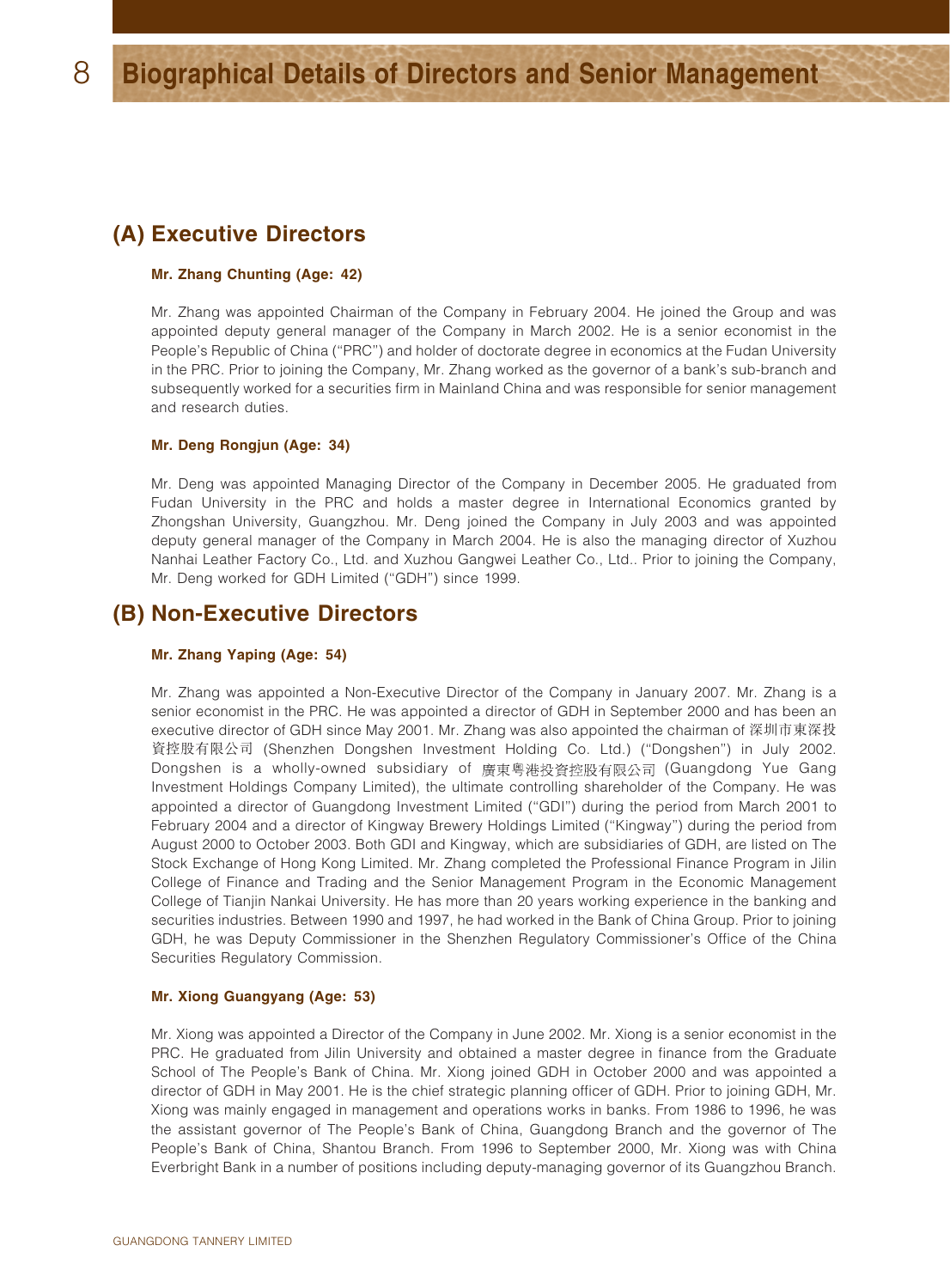# Biographical Details of Directors and Senior Management

## (A) Executive Directors

### Mr. Zhang Chunting (Age: 42)

Mr. Zhang was appointed Chairman of the Company in February 2004. He joined the Group and was appointed deputy general manager of the Company in March 2002. He is a senior economist in the People's Republic of China ("PRC") and holder of doctorate degree in economics at the Fudan University in the PRC. Prior to joining the Company, Mr. Zhang worked as the governor of a bank's sub-branch and subsequently worked for a securities firm in Mainland China and was responsible for senior management and research duties.

### Mr. Deng Rongjun (Age: 34)

Mr. Deng was appointed Managing Director of the Company in December 2005. He graduated from Fudan University in the PRC and holds a master degree in International Economics granted by Zhongshan University, Guangzhou. Mr. Deng joined the Company in July 2003 and was appointed deputy general manager of the Company in March 2004. He is also the managing director of Xuzhou Nanhai Leather Factory Co., Ltd. and Xuzhou Gangwei Leather Co., Ltd.. Prior to joining the Company, Mr. Deng worked for GDH Limited ("GDH") since 1999.

## (B) Non-Executive Directors

### Mr. Zhang Yaping (Age: 54)

Mr. Zhang was appointed a Non-Executive Director of the Company in January 2007. Mr. Zhang is a senior economist in the PRC. He was appointed a director of GDH in September 2000 and has been an executive director of GDH since May 2001. Mr. Zhang was also appointed the chairman of 深圳市東深投資控股有限公司 (Shenzhen Dongshen Investment Holding Co. Ltd.) ("Dongshen") in July 2002. Dongshen is a wholly-owned subsidiary of 廣東粵港投資控股有限公司 (Guangdong Yue Gang Investment Holdings Company Limited), the ultimate controlling shareholder of the Company. He was appointed a director of Guangdong Investment Limited ("GDI") during the period from March 2001 to February 2004 and a director of Kingway Brewery Holdings Limited ("Kingway") during the period from August 2000 to October 2003. Both GDI and Kingway, which are subsidiaries of GDH, are listed on The Stock Exchange of Hong Kong Limited. Mr. Zhang completed the Professional Finance Program in Jilin College of Finance and Trading and the Senior Management Program in the Economic Management College of Tianjin Nankai University. He has more than 20 years working experience in the banking and securities industries. Between 1990 and 1997, he had worked in the Bank of China Group. Prior to joining GDH, he was Deputy Commissioner in the Shenzhen Regulatory Commissioner's Office of the China Securities Regulatory Commission.

### Mr. Xiong Guangyang (Age: 53)

Mr. Xiong was appointed a Director of the Company in June 2002. Mr. Xiong is a senior economist in the PRC. He graduated from Jilin University and obtained a master degree in finance from the Graduate School of The People's Bank of China. Mr. Xiong joined GDH in October 2000 and was appointed a director of GDH in May 2001. He is the chief strategic planning officer of GDH. Prior to joining GDH, Mr. Xiong was mainly engaged in management and operations works in banks. From 1986 to 1996, he was the assistant governor of The People's Bank of China, Guangdong Branch and the governor of The People's Bank of China, Shantou Branch. From 1996 to September 2000, Mr. Xiong was with China Everbright Bank in a number of positions including deputy-managing governor of its Guangzhou Branch.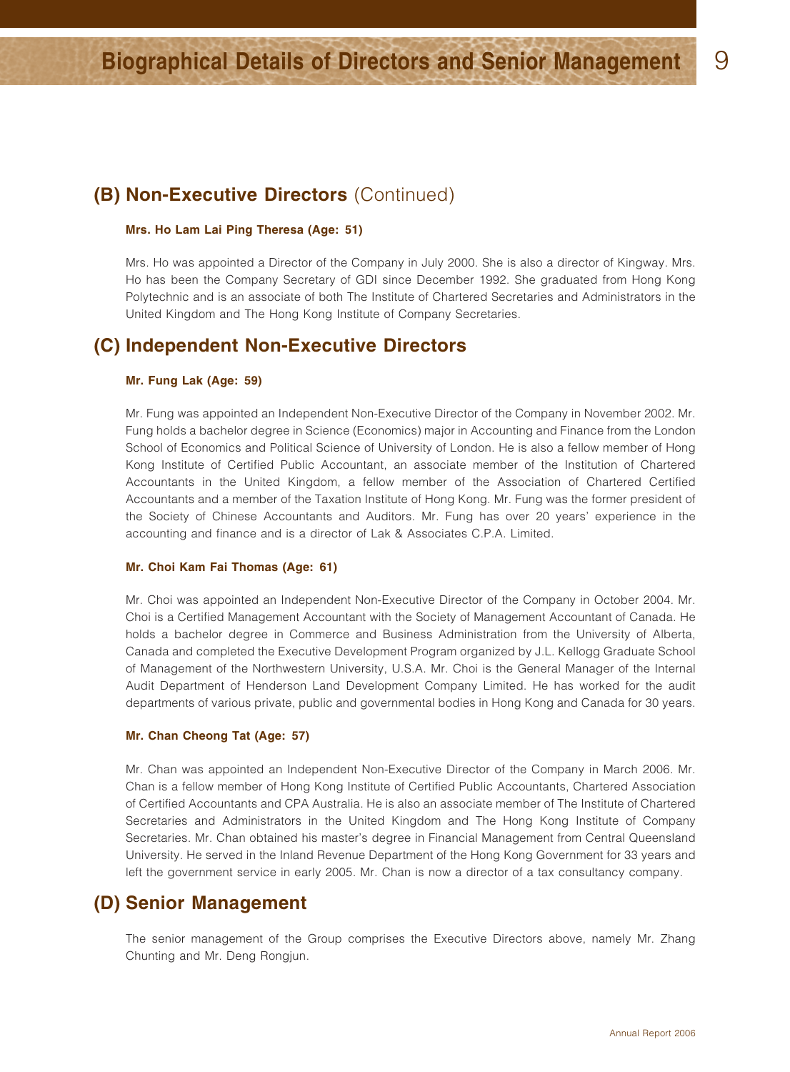## (B) Non-Executive Directors (Continued)

**Mrs. Ho Lam Lai Ping Theresa (Age: 51)**

Mrs. Ho was appointed a Director of the Company in July 2000. She is also a director of Kingway. Mrs. Ho has been the Company Secretary of GDI since December 1992. She graduated from Hong Kong Polytechnic and is an associate of both The Institute of Chartered Secretaries and Administrators in the United Kingdom and The Hong Kong Institute of Company Secretaries.

## (C) Independent Non-Executive Directors

**Mr. Fung Lak (Age: 59)**

Mr. Fung was appointed an Independent Non-Executive Director of the Company in November 2002. Mr. Fung holds a bachelor degree in Science (Economics) major in Accounting and Finance from the London School of Economics and Political Science of University of London. He is also a fellow member of Hong Kong Institute of Certified Public Accountant, an associate member of the Institution of Chartered Accountants in the United Kingdom, a fellow member of the Association of Chartered Certified Accountants and a member of the Taxation Institute of Hong Kong. Mr. Fung was the former president of the Society of Chinese Accountants and Auditors. Mr. Fung has over 20 years' experience in the accounting and finance and is a director of Lak & Associates C.P.A. Limited.

**Mr. Choi Kam Fai Thomas (Age: 61)**

Mr. Choi was appointed an Independent Non-Executive Director of the Company in October 2004. Mr. Choi is a Certified Management Accountant with the Society of Management Accountant of Canada. He holds a bachelor degree in Commerce and Business Administration from the University of Alberta, Canada and completed the Executive Development Program organized by J.L. Kellogg Graduate School of Management of the Northwestern University, U.S.A. Mr. Choi is the General Manager of the Internal Audit Department of Henderson Land Development Company Limited. He has worked for the audit departments of various private, public and governmental bodies in Hong Kong and Canada for 30 years.

**Mr. Chan Cheong Tat (Age: 57)**

Mr. Chan was appointed an Independent Non-Executive Director of the Company in March 2006. Mr. Chan is a fellow member of Hong Kong Institute of Certified Public Accountants, Chartered Association of Certified Accountants and CPA Australia. He is also an associate member of The Institute of Chartered Secretaries and Administrators in the United Kingdom and The Hong Kong Institute of Company Secretaries. Mr. Chan obtained his master's degree in Financial Management from Central Queensland University. He served in the Inland Revenue Department of the Hong Kong Government for 33 years and left the government service in early 2005. Mr. Chan is now a director of a tax consultancy company.

## (D) Senior Management

The senior management of the Group comprises the Executive Directors above, namely Mr. Zhang Chunting and Mr. Deng Rongjun.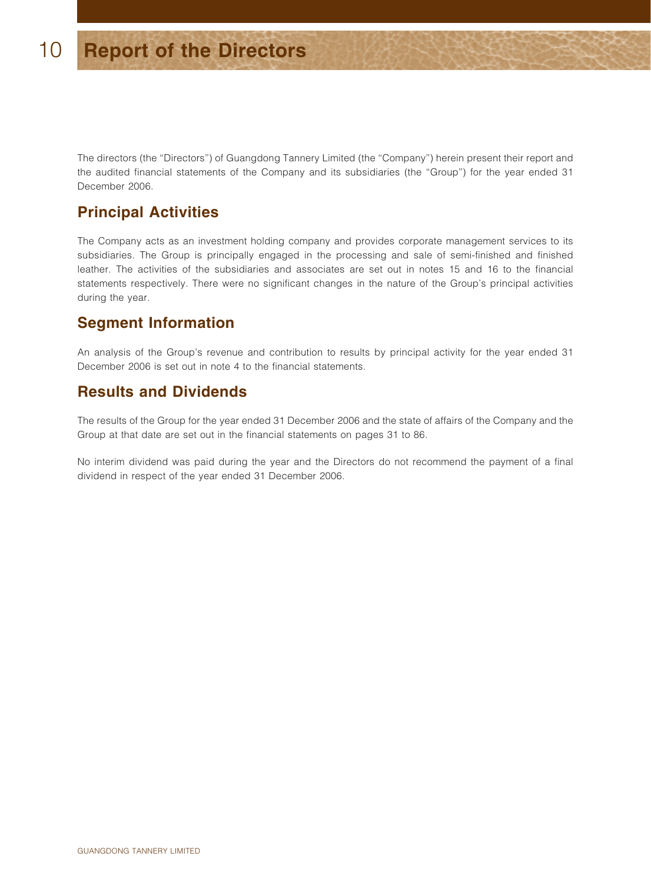# Report of the Directors

The directors (the "Directors") of Guangdong Tannery Limited (the "Company") herein present their report and the audited financial statements of the Company and its subsidiaries (the "Group") for the year ended 31 December 2006.

## Principal Activities

The Company acts as an investment holding company and provides corporate management services to its subsidiaries. The Group is principally engaged in the processing and sale of semi-finished and finished leather. The activities of the subsidiaries and associates are set out in notes 15 and 16 to the financial statements respectively. There were no significant changes in the nature of the Group's principal activities during the year.

## Segment Information

An analysis of the Group's revenue and contribution to results by principal activity for the year ended 31 December 2006 is set out in note 4 to the financial statements.

## Results and Dividends

The results of the Group for the year ended 31 December 2006 and the state of affairs of the Company and the Group at that date are set out in the financial statements on pages 31 to 86.

No interim dividend was paid during the year and the Directors do not recommend the payment of a final dividend in respect of the year ended 31 December 2006.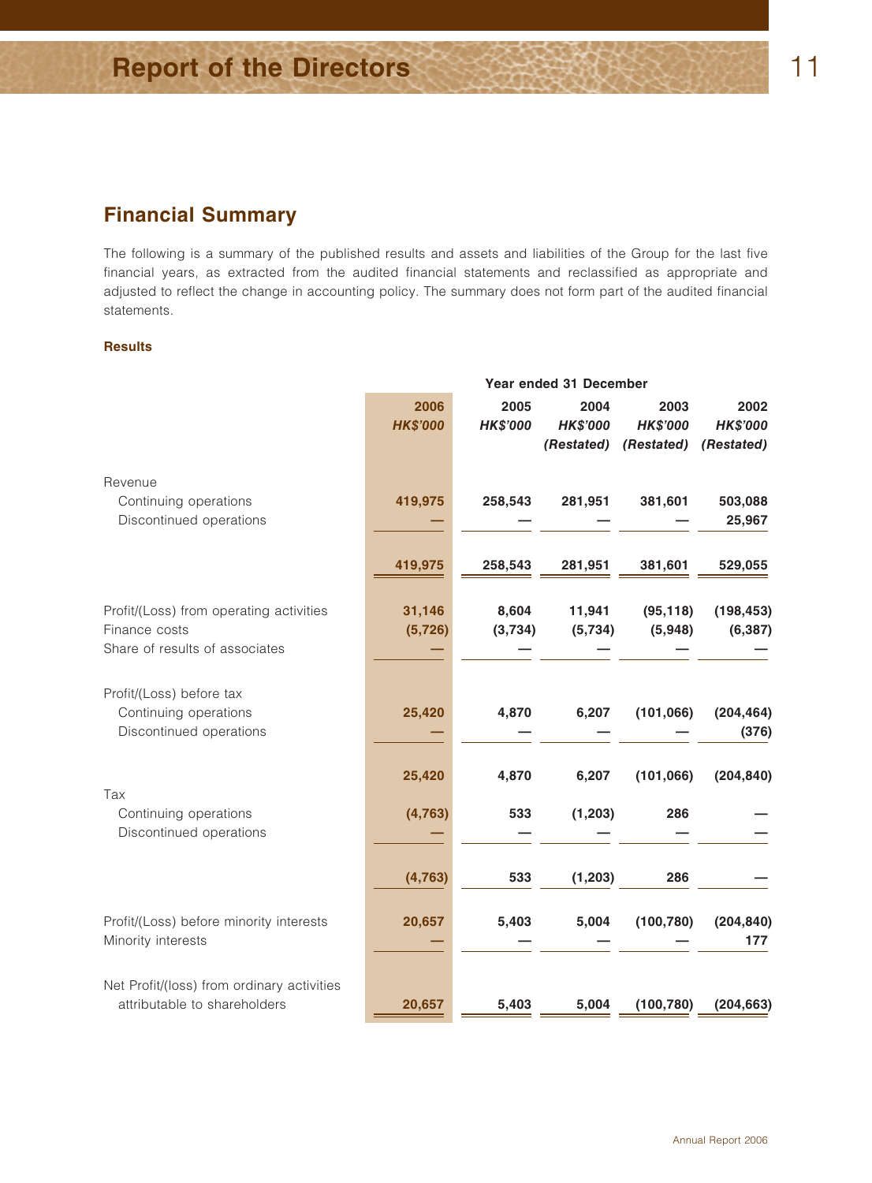## Financial Summary

The following is a summary of the published results and assets and liabilities of the Group for the last five financial years, as extracted from the audited financial statements and reclassified as appropriate and adjusted to reflect the change in accounting policy. The summary does not form part of the audited financial statements.

### Results

| | Year ended 31 December | | | | |
|---|---|---|---|---|---|
| | **2006** | 2005 | 2004 | 2003 | 2002 |
| | ***HK$'000*** | *HK$'000* | *HK$'000* | *HK$'000* | *HK$'000* |
| | | | *(Restated)* | *(Restated)* | *(Restated)* |
| Revenue | | | | | |
| Continuing operations | **419,975** | 258,543 | 281,951 | 381,601 | 503,088 |
| Discontinued operations | **—** | — | — | — | 25,967 |
| | **419,975** | 258,543 | 281,951 | 381,601 | 529,055 |
| Profit/(Loss) from operating activities | **31,146** | 8,604 | 11,941 | (95,118) | (198,453) |
| Finance costs | **(5,726)** | (3,734) | (5,734) | (5,948) | (6,387) |
| Share of results of associates | **—** | — | — | — | — |
| Profit/(Loss) before tax | | | | | |
| Continuing operations | **25,420** | 4,870 | 6,207 | (101,066) | (204,464) |
| Discontinued operations | **—** | — | — | — | (376) |
| | **25,420** | 4,870 | 6,207 | (101,066) | (204,840) |
| Tax | | | | | |
| Continuing operations | **(4,763)** | 533 | (1,203) | 286 | — |
| Discontinued operations | **—** | — | — | — | — |
| | **(4,763)** | 533 | (1,203) | 286 | — |
| Profit/(Loss) before minority interests | **20,657** | 5,403 | 5,004 | (100,780) | (204,840) |
| Minority interests | **—** | — | — | — | 177 |
| Net Profit/(loss) from ordinary activities attributable to shareholders | **20,657** | 5,403 | 5,004 | (100,780) | (204,663) |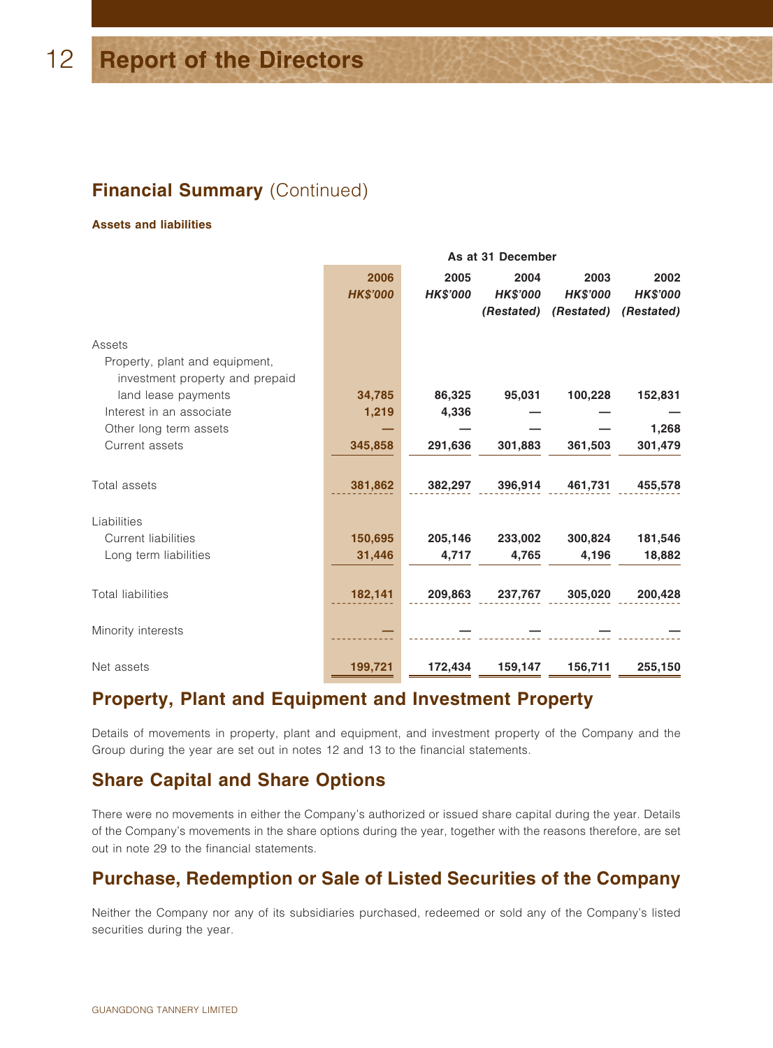## Financial Summary (Continued)

**Assets and liabilities**

| | As at 31 December | | | | |
|---|---|---|---|---|---|
| | **2006** | **2005** | **2004** | **2003** | **2002** |
| | ***HK$'000*** | ***HK$'000*** | ***HK$'000*** | ***HK$'000*** | ***HK$'000*** |
| | | | ***(Restated)*** | ***(Restated)*** | ***(Restated)*** |
| Assets | | | | | |
| Property, plant and equipment, investment property and prepaid land lease payments | **34,785** | **86,325** | **95,031** | **100,228** | **152,831** |
| Interest in an associate | **1,219** | **4,336** | **—** | **—** | **—** |
| Other long term assets | **—** | **—** | **—** | **—** | **1,268** |
| Current assets | **345,858** | **291,636** | **301,883** | **361,503** | **301,479** |
| Total assets | **381,862** | **382,297** | **396,914** | **461,731** | **455,578** |
| Liabilities | | | | | |
| Current liabilities | **150,695** | **205,146** | **233,002** | **300,824** | **181,546** |
| Long term liabilities | **31,446** | **4,717** | **4,765** | **4,196** | **18,882** |
| Total liabilities | **182,141** | **209,863** | **237,767** | **305,020** | **200,428** |
| Minority interests | **—** | **—** | **—** | **—** | **—** |
| Net assets | **199,721** | **172,434** | **159,147** | **156,711** | **255,150** |

## Property, Plant and Equipment and Investment Property

Details of movements in property, plant and equipment, and investment property of the Company and the Group during the year are set out in notes 12 and 13 to the financial statements.

## Share Capital and Share Options

There were no movements in either the Company's authorized or issued share capital during the year. Details of the Company's movements in the share options during the year, together with the reasons therefore, are set out in note 29 to the financial statements.

## Purchase, Redemption or Sale of Listed Securities of the Company

Neither the Company nor any of its subsidiaries purchased, redeemed or sold any of the Company's listed securities during the year.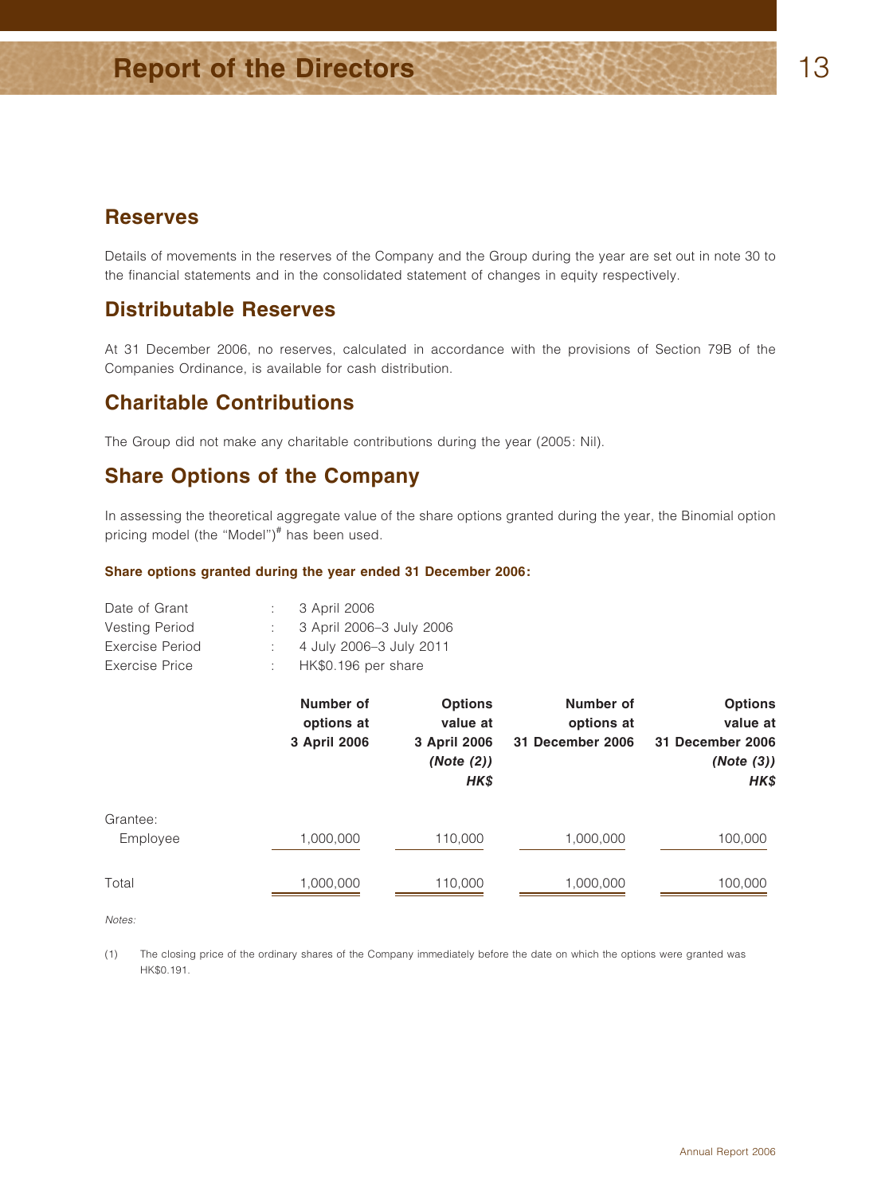## Reserves

Details of movements in the reserves of the Company and the Group during the year are set out in note 30 to the financial statements and in the consolidated statement of changes in equity respectively.

## Distributable Reserves

At 31 December 2006, no reserves, calculated in accordance with the provisions of Section 79B of the Companies Ordinance, is available for cash distribution.

## Charitable Contributions

The Group did not make any charitable contributions during the year (2005: Nil).

## Share Options of the Company

In assessing the theoretical aggregate value of the share options granted during the year, the Binomial option pricing model (the "Model")# has been used.

**Share options granted during the year ended 31 December 2006:**

| | | |
|---|---|---|
| Date of Grant | : | 3 April 2006 |
| Vesting Period | : | 3 April 2006–3 July 2006 |
| Exercise Period | : | 4 July 2006–3 July 2011 |
| Exercise Price | : | HK$0.196 per share |

| | Number of options at 3 April 2006 | Options value at 3 April 2006 *(Note (2))* ***HK$*** | Number of options at 31 December 2006 | Options value at 31 December 2006 *(Note (3))* ***HK$*** |
|---|---|---|---|---|
| Grantee: | | | | |
| Employee | 1,000,000 | 110,000 | 1,000,000 | 100,000 |
| Total | 1,000,000 | 110,000 | 1,000,000 | 100,000 |

*Notes:*

(1) The closing price of the ordinary shares of the Company immediately before the date on which the options were granted was HK$0.191.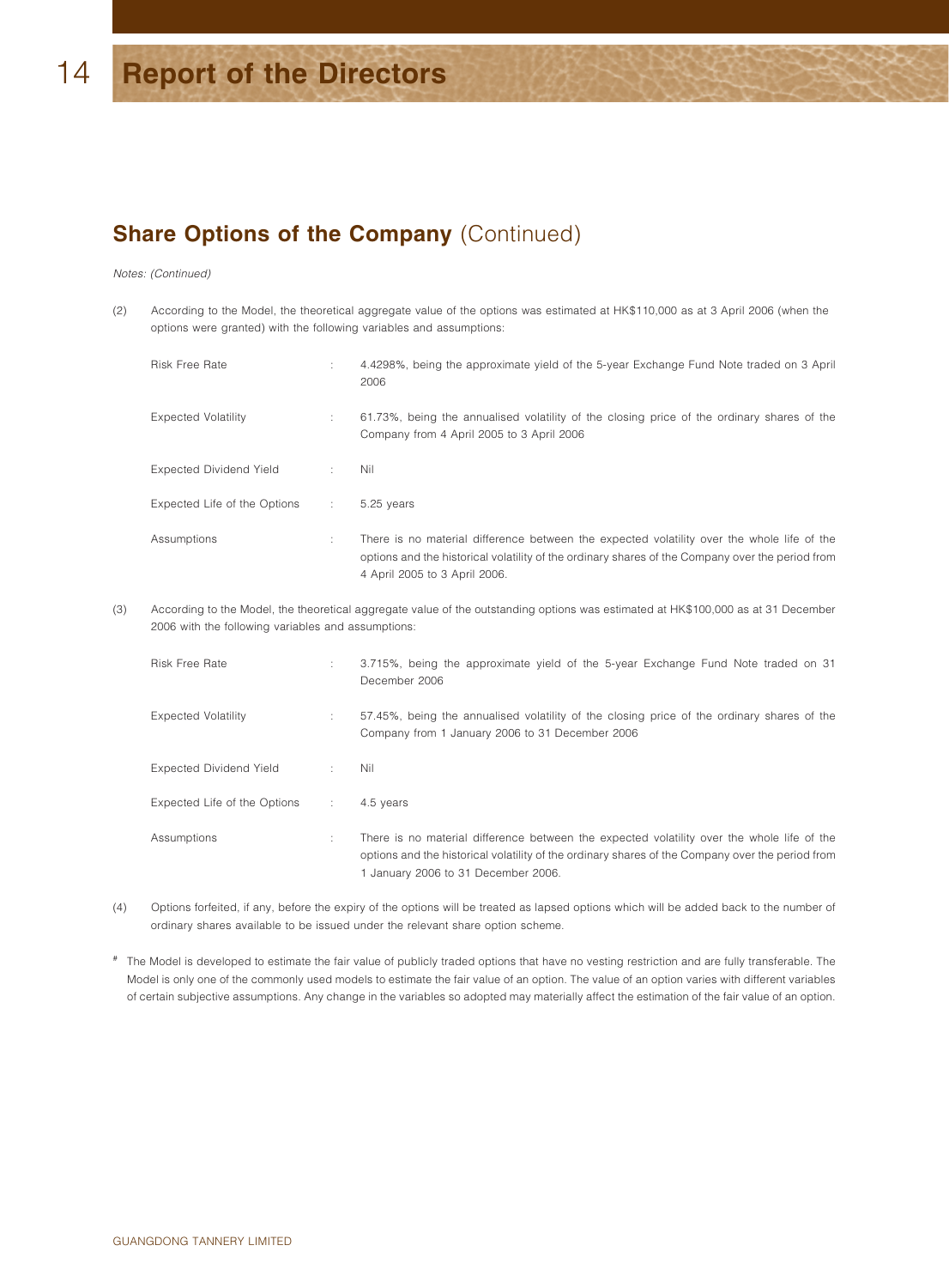## Share Options of the Company (Continued)

*Notes: (Continued)*

(2) According to the Model, the theoretical aggregate value of the options was estimated at HK$110,000 as at 3 April 2006 (when the options were granted) with the following variables and assumptions:

| | | |
|---|---|---|
| Risk Free Rate | : | 4.4298%, being the approximate yield of the 5-year Exchange Fund Note traded on 3 April 2006 |
| Expected Volatility | : | 61.73%, being the annualised volatility of the closing price of the ordinary shares of the Company from 4 April 2005 to 3 April 2006 |
| Expected Dividend Yield | : | Nil |
| Expected Life of the Options | : | 5.25 years |
| Assumptions | : | There is no material difference between the expected volatility over the whole life of the options and the historical volatility of the ordinary shares of the Company over the period from 4 April 2005 to 3 April 2006. |

(3) According to the Model, the theoretical aggregate value of the outstanding options was estimated at HK$100,000 as at 31 December 2006 with the following variables and assumptions:

| | | |
|---|---|---|
| Risk Free Rate | : | 3.715%, being the approximate yield of the 5-year Exchange Fund Note traded on 31 December 2006 |
| Expected Volatility | : | 57.45%, being the annualised volatility of the closing price of the ordinary shares of the Company from 1 January 2006 to 31 December 2006 |
| Expected Dividend Yield | : | Nil |
| Expected Life of the Options | : | 4.5 years |
| Assumptions | : | There is no material difference between the expected volatility over the whole life of the options and the historical volatility of the ordinary shares of the Company over the period from 1 January 2006 to 31 December 2006. |

(4) Options forfeited, if any, before the expiry of the options will be treated as lapsed options which will be added back to the number of ordinary shares available to be issued under the relevant share option scheme.

# The Model is developed to estimate the fair value of publicly traded options that have no vesting restriction and are fully transferable. The Model is only one of the commonly used models to estimate the fair value of an option. The value of an option varies with different variables of certain subjective assumptions. Any change in the variables so adopted may materially affect the estimation of the fair value of an option.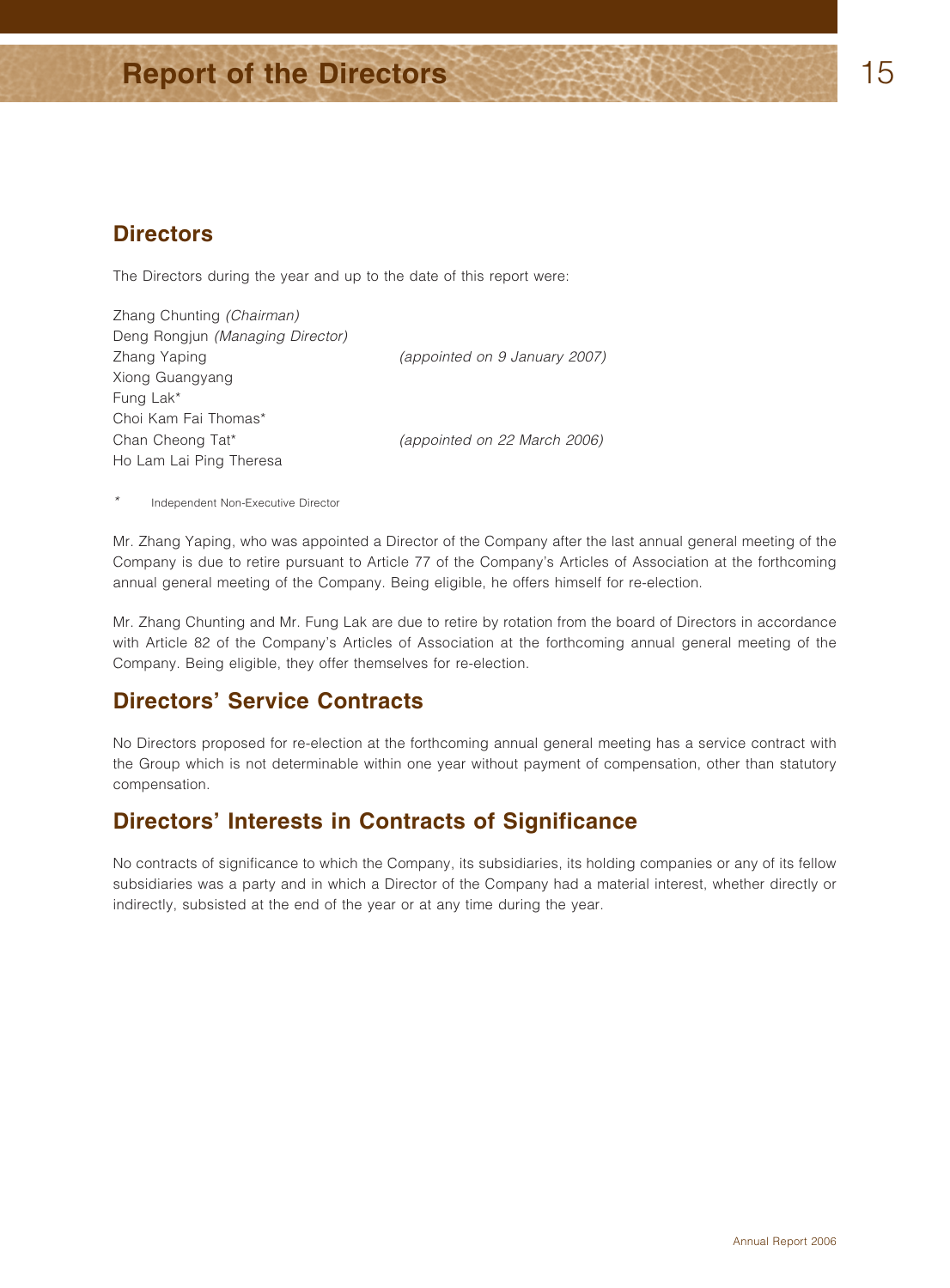## Directors

The Directors during the year and up to the date of this report were:

Zhang Chunting *(Chairman)*
Deng Rongjun *(Managing Director)*
Zhang Yaping *(appointed on 9 January 2007)*
Xiong Guangyang
Fung Lak*
Choi Kam Fai Thomas*
Chan Cheong Tat* *(appointed on 22 March 2006)*
Ho Lam Lai Ping Theresa

\* Independent Non-Executive Director

Mr. Zhang Yaping, who was appointed a Director of the Company after the last annual general meeting of the Company is due to retire pursuant to Article 77 of the Company's Articles of Association at the forthcoming annual general meeting of the Company. Being eligible, he offers himself for re-election.

Mr. Zhang Chunting and Mr. Fung Lak are due to retire by rotation from the board of Directors in accordance with Article 82 of the Company's Articles of Association at the forthcoming annual general meeting of the Company. Being eligible, they offer themselves for re-election.

## Directors' Service Contracts

No Directors proposed for re-election at the forthcoming annual general meeting has a service contract with the Group which is not determinable within one year without payment of compensation, other than statutory compensation.

## Directors' Interests in Contracts of Significance

No contracts of significance to which the Company, its subsidiaries, its holding companies or any of its fellow subsidiaries was a party and in which a Director of the Company had a material interest, whether directly or indirectly, subsisted at the end of the year or at any time during the year.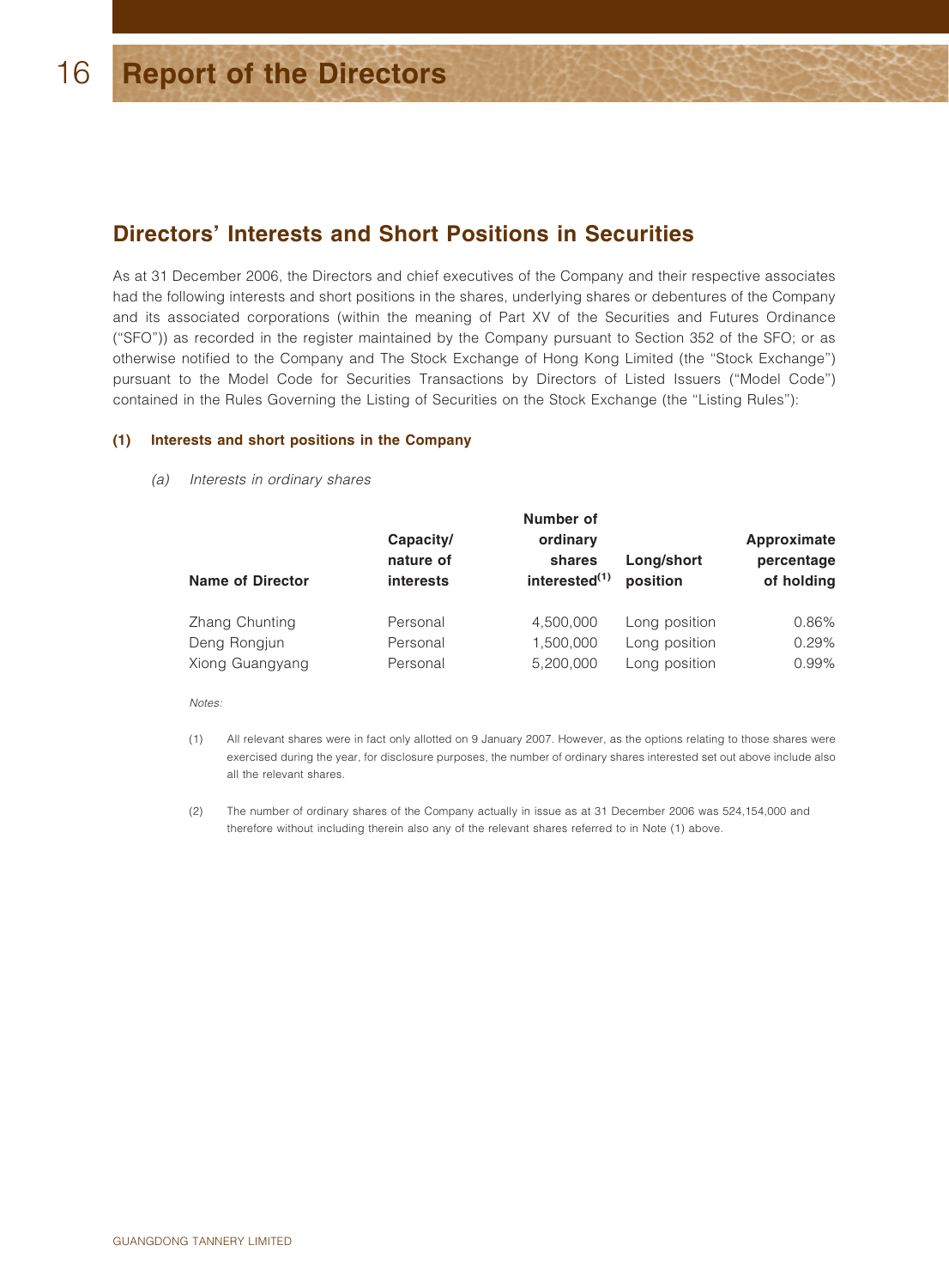## Directors' Interests and Short Positions in Securities

As at 31 December 2006, the Directors and chief executives of the Company and their respective associates had the following interests and short positions in the shares, underlying shares or debentures of the Company and its associated corporations (within the meaning of Part XV of the Securities and Futures Ordinance ("SFO")) as recorded in the register maintained by the Company pursuant to Section 352 of the SFO; or as otherwise notified to the Company and The Stock Exchange of Hong Kong Limited (the "Stock Exchange") pursuant to the Model Code for Securities Transactions by Directors of Listed Issuers ("Model Code") contained in the Rules Governing the Listing of Securities on the Stock Exchange (the "Listing Rules"):

### (1) Interests and short positions in the Company

*(a) Interests in ordinary shares*

| Name of Director | Capacity/ nature of interests | Number of ordinary shares interested[(1)] | Long/short position | Approximate percentage of holding |
|---|---|---|---|---|
| Zhang Chunting | Personal | 4,500,000 | Long position | 0.86% |
| Deng Rongjun | Personal | 1,500,000 | Long position | 0.29% |
| Xiong Guangyang | Personal | 5,200,000 | Long position | 0.99% |

*Notes:*

(1) All relevant shares were in fact only allotted on 9 January 2007. However, as the options relating to those shares were exercised during the year, for disclosure purposes, the number of ordinary shares interested set out above include also all the relevant shares.

(2) The number of ordinary shares of the Company actually in issue as at 31 December 2006 was 524,154,000 and therefore without including therein also any of the relevant shares referred to in Note (1) above.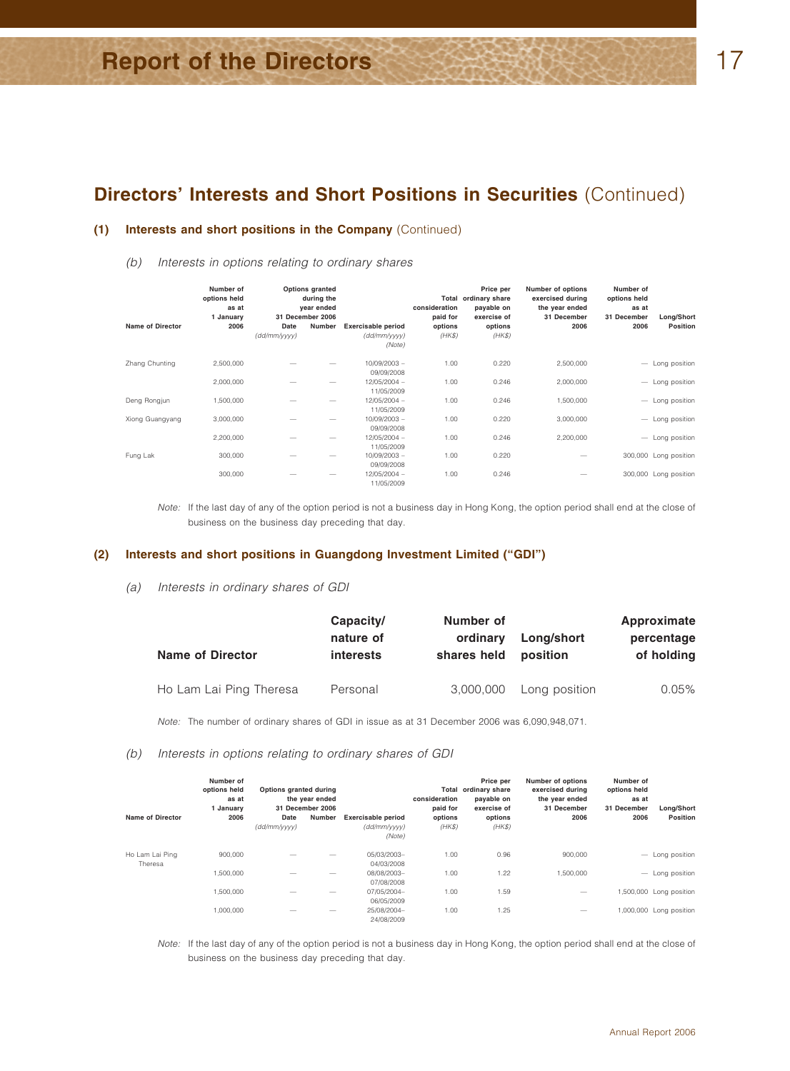## Directors' Interests and Short Positions in Securities (Continued)

### (1) Interests and short positions in the Company (Continued)

*(b) Interests in options relating to ordinary shares*

| Name of Director | Number of options held as at 1 January 2006 | Options granted during the year ended 31 December 2006 Date *(dd/mm/yyyy)* | Options granted during the year ended 31 December 2006 Number | Exercisable period *(dd/mm/yyyy)* *(Note)* | Total consideration paid for options *(HK$)* | Price per ordinary share payable on exercise of options *(HK$)* | Number of options exercised during the year ended 31 December 2006 | Number of options held as at 31 December 2006 | Long/Short Position |
|---|---|---|---|---|---|---|---|---|---|
| Zhang Chunting | 2,500,000 | — | — | 10/09/2003 – 09/09/2008 | 1.00 | 0.220 | 2,500,000 | — | Long position |
| | 2,000,000 | — | — | 12/05/2004 – 11/05/2009 | 1.00 | 0.246 | 2,000,000 | — | Long position |
| Deng Rongjun | 1,500,000 | — | — | 12/05/2004 – 11/05/2009 | 1.00 | 0.246 | 1,500,000 | — | Long position |
| Xiong Guangyang | 3,000,000 | — | — | 10/09/2003 – 09/09/2008 | 1.00 | 0.220 | 3,000,000 | — | Long position |
| | 2,200,000 | — | — | 12/05/2004 – 11/05/2009 | 1.00 | 0.246 | 2,200,000 | — | Long position |
| Fung Lak | 300,000 | — | — | 10/09/2003 – 09/09/2008 | 1.00 | 0.220 | — | 300,000 | Long position |
| | 300,000 | — | — | 12/05/2004 – 11/05/2009 | 1.00 | 0.246 | — | 300,000 | Long position |

*Note:* If the last day of any of the option period is not a business day in Hong Kong, the option period shall end at the close of business on the business day preceding that day.

### (2) Interests and short positions in Guangdong Investment Limited ("GDI")

*(a) Interests in ordinary shares of GDI*

| Name of Director | Capacity/ nature of interests | Number of ordinary shares held | Long/short position | Approximate percentage of holding |
|---|---|---|---|---|
| Ho Lam Lai Ping Theresa | Personal | 3,000,000 | Long position | 0.05% |

*Note:* The number of ordinary shares of GDI in issue as at 31 December 2006 was 6,090,948,071.

*(b) Interests in options relating to ordinary shares of GDI*

| Name of Director | Number of options held as at 1 January 2006 | Options granted during the year ended 31 December 2006 Date *(dd/mm/yyyy)* | Options granted during the year ended 31 December 2006 Number | Exercisable period *(dd/mm/yyyy)* *(Note)* | Total consideration paid for options *(HK$)* | Price per ordinary share payable on exercise of options *(HK$)* | Number of options exercised during the year ended 31 December 2006 | Number of options held as at 31 December 2006 | Long/Short Position |
|---|---|---|---|---|---|---|---|---|---|
| Ho Lam Lai Ping Theresa | 900,000 | — | — | 05/03/2003– 04/03/2008 | 1.00 | 0.96 | 900,000 | — | Long position |
| | 1,500,000 | — | — | 08/08/2003– 07/08/2008 | 1.00 | 1.22 | 1,500,000 | — | Long position |
| | 1,500,000 | — | — | 07/05/2004– 06/05/2009 | 1.00 | 1.59 | — | 1,500,000 | Long position |
| | 1,000,000 | — | — | 25/08/2004– 24/08/2009 | 1.00 | 1.25 | — | 1,000,000 | Long position |

*Note:* If the last day of any of the option period is not a business day in Hong Kong, the option period shall end at the close of business on the business day preceding that day.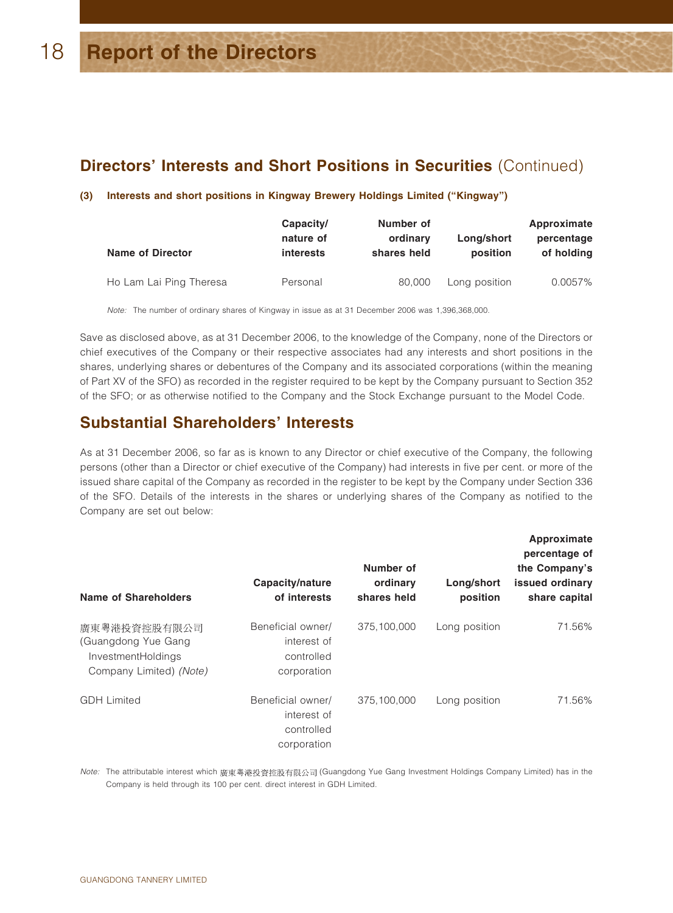## Directors' Interests and Short Positions in Securities (Continued)

**(3) Interests and short positions in Kingway Brewery Holdings Limited ("Kingway")**

| Name of Director | Capacity/ nature of interests | Number of ordinary shares held | Long/short position | Approximate percentage of holding |
|---|---|---|---|---|
| Ho Lam Lai Ping Theresa | Personal | 80,000 | Long position | 0.0057% |

*Note:* The number of ordinary shares of Kingway in issue as at 31 December 2006 was 1,396,368,000.

Save as disclosed above, as at 31 December 2006, to the knowledge of the Company, none of the Directors or chief executives of the Company or their respective associates had any interests and short positions in the shares, underlying shares or debentures of the Company and its associated corporations (within the meaning of Part XV of the SFO) as recorded in the register required to be kept by the Company pursuant to Section 352 of the SFO; or as otherwise notified to the Company and the Stock Exchange pursuant to the Model Code.

## Substantial Shareholders' Interests

As at 31 December 2006, so far as is known to any Director or chief executive of the Company, the following persons (other than a Director or chief executive of the Company) had interests in five per cent. or more of the issued share capital of the Company as recorded in the register to be kept by the Company under Section 336 of the SFO. Details of the interests in the shares or underlying shares of the Company as notified to the Company are set out below:

| Name of Shareholders | Capacity/nature of interests | Number of ordinary shares held | Long/short position | Approximate percentage of the Company's issued ordinary share capital |
|---|---|---|---|---|
| 廣東粵港投資控股有限公司 (Guangdong Yue Gang InvestmentHoldings Company Limited) *(Note)* | Beneficial owner/ interest of controlled corporation | 375,100,000 | Long position | 71.56% |
| GDH Limited | Beneficial owner/ interest of controlled corporation | 375,100,000 | Long position | 71.56% |

*Note:* The attributable interest which 廣東粵港投資控股有限公司 (Guangdong Yue Gang Investment Holdings Company Limited) has in the Company is held through its 100 per cent. direct interest in GDH Limited.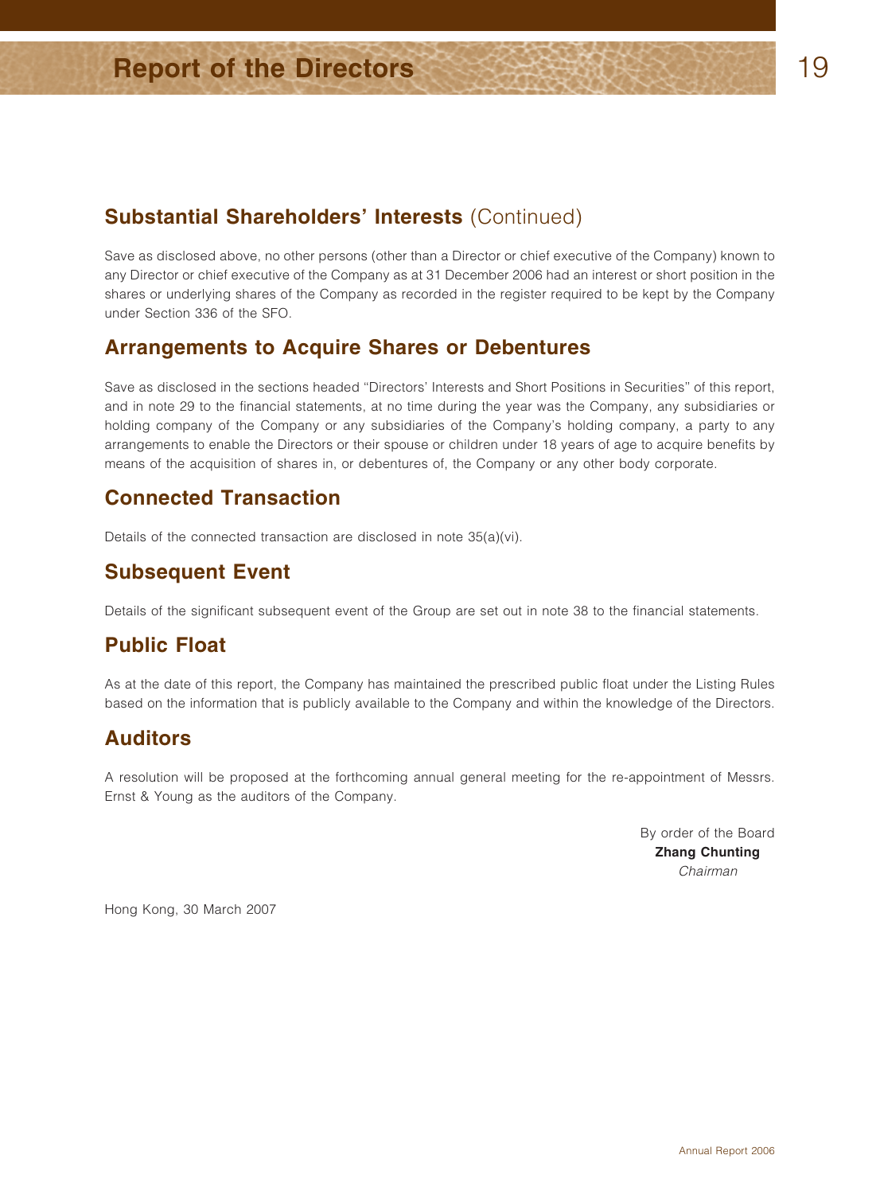## Substantial Shareholders' Interests (Continued)

Save as disclosed above, no other persons (other than a Director or chief executive of the Company) known to any Director or chief executive of the Company as at 31 December 2006 had an interest or short position in the shares or underlying shares of the Company as recorded in the register required to be kept by the Company under Section 336 of the SFO.

## Arrangements to Acquire Shares or Debentures

Save as disclosed in the sections headed "Directors' Interests and Short Positions in Securities" of this report, and in note 29 to the financial statements, at no time during the year was the Company, any subsidiaries or holding company of the Company or any subsidiaries of the Company's holding company, a party to any arrangements to enable the Directors or their spouse or children under 18 years of age to acquire benefits by means of the acquisition of shares in, or debentures of, the Company or any other body corporate.

## Connected Transaction

Details of the connected transaction are disclosed in note 35(a)(vi).

## Subsequent Event

Details of the significant subsequent event of the Group are set out in note 38 to the financial statements.

## Public Float

As at the date of this report, the Company has maintained the prescribed public float under the Listing Rules based on the information that is publicly available to the Company and within the knowledge of the Directors.

## Auditors

A resolution will be proposed at the forthcoming annual general meeting for the re-appointment of Messrs. Ernst & Young as the auditors of the Company.

By order of the Board
**Zhang Chunting**
*Chairman*

Hong Kong, 30 March 2007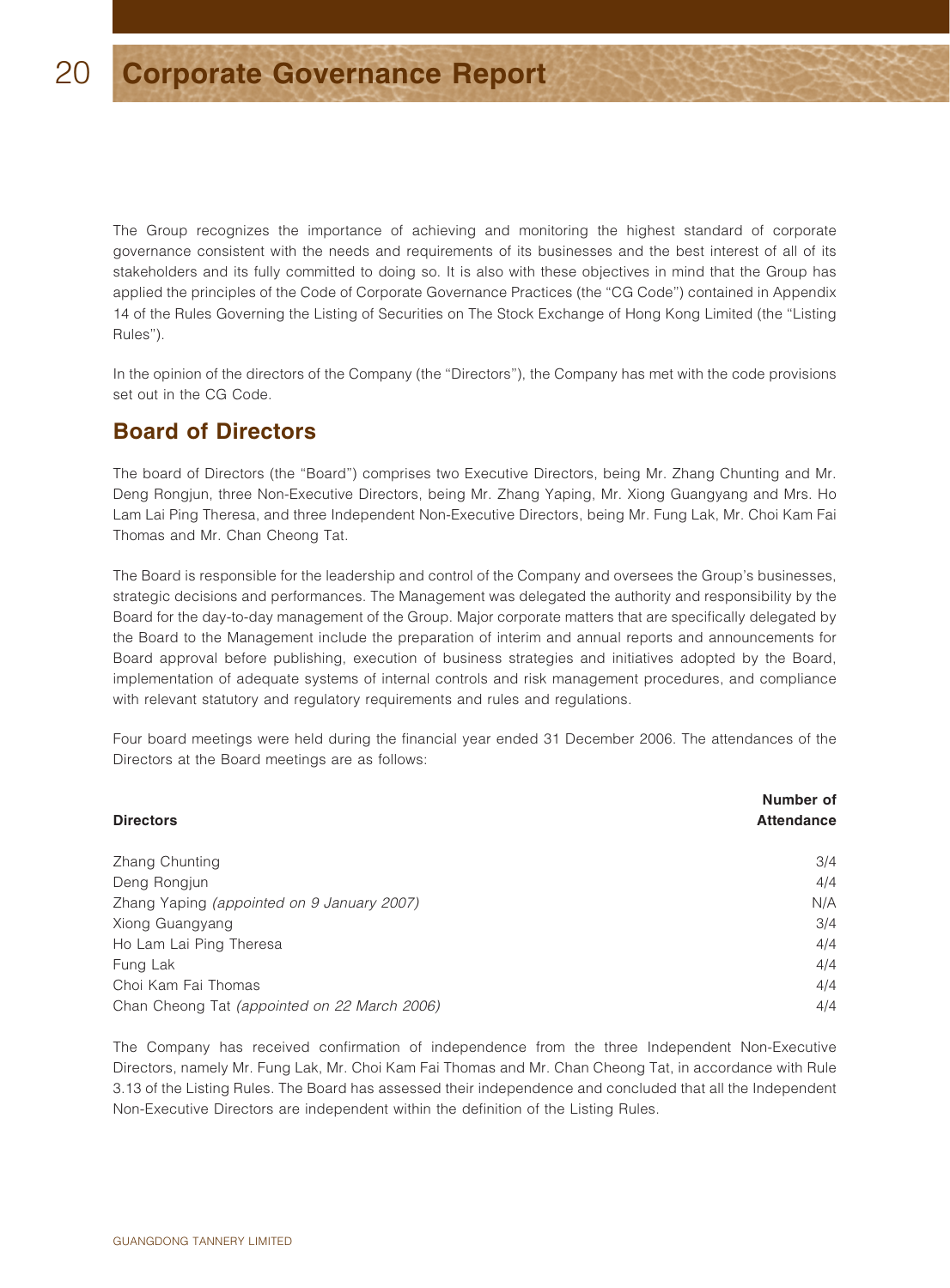# Corporate Governance Report

The Group recognizes the importance of achieving and monitoring the highest standard of corporate governance consistent with the needs and requirements of its businesses and the best interest of all of its stakeholders and its fully committed to doing so. It is also with these objectives in mind that the Group has applied the principles of the Code of Corporate Governance Practices (the "CG Code") contained in Appendix 14 of the Rules Governing the Listing of Securities on The Stock Exchange of Hong Kong Limited (the "Listing Rules").

In the opinion of the directors of the Company (the "Directors"), the Company has met with the code provisions set out in the CG Code.

## Board of Directors

The board of Directors (the "Board") comprises two Executive Directors, being Mr. Zhang Chunting and Mr. Deng Rongjun, three Non-Executive Directors, being Mr. Zhang Yaping, Mr. Xiong Guangyang and Mrs. Ho Lam Lai Ping Theresa, and three Independent Non-Executive Directors, being Mr. Fung Lak, Mr. Choi Kam Fai Thomas and Mr. Chan Cheong Tat.

The Board is responsible for the leadership and control of the Company and oversees the Group's businesses, strategic decisions and performances. The Management was delegated the authority and responsibility by the Board for the day-to-day management of the Group. Major corporate matters that are specifically delegated by the Board to the Management include the preparation of interim and annual reports and announcements for Board approval before publishing, execution of business strategies and initiatives adopted by the Board, implementation of adequate systems of internal controls and risk management procedures, and compliance with relevant statutory and regulatory requirements and rules and regulations.

Four board meetings were held during the financial year ended 31 December 2006. The attendances of the Directors at the Board meetings are as follows:

| Directors | Number of Attendance |
|---|---|
| Zhang Chunting | 3/4 |
| Deng Rongjun | 4/4 |
| Zhang Yaping *(appointed on 9 January 2007)* | N/A |
| Xiong Guangyang | 3/4 |
| Ho Lam Lai Ping Theresa | 4/4 |
| Fung Lak | 4/4 |
| Choi Kam Fai Thomas | 4/4 |
| Chan Cheong Tat *(appointed on 22 March 2006)* | 4/4 |

The Company has received confirmation of independence from the three Independent Non-Executive Directors, namely Mr. Fung Lak, Mr. Choi Kam Fai Thomas and Mr. Chan Cheong Tat, in accordance with Rule 3.13 of the Listing Rules. The Board has assessed their independence and concluded that all the Independent Non-Executive Directors are independent within the definition of the Listing Rules.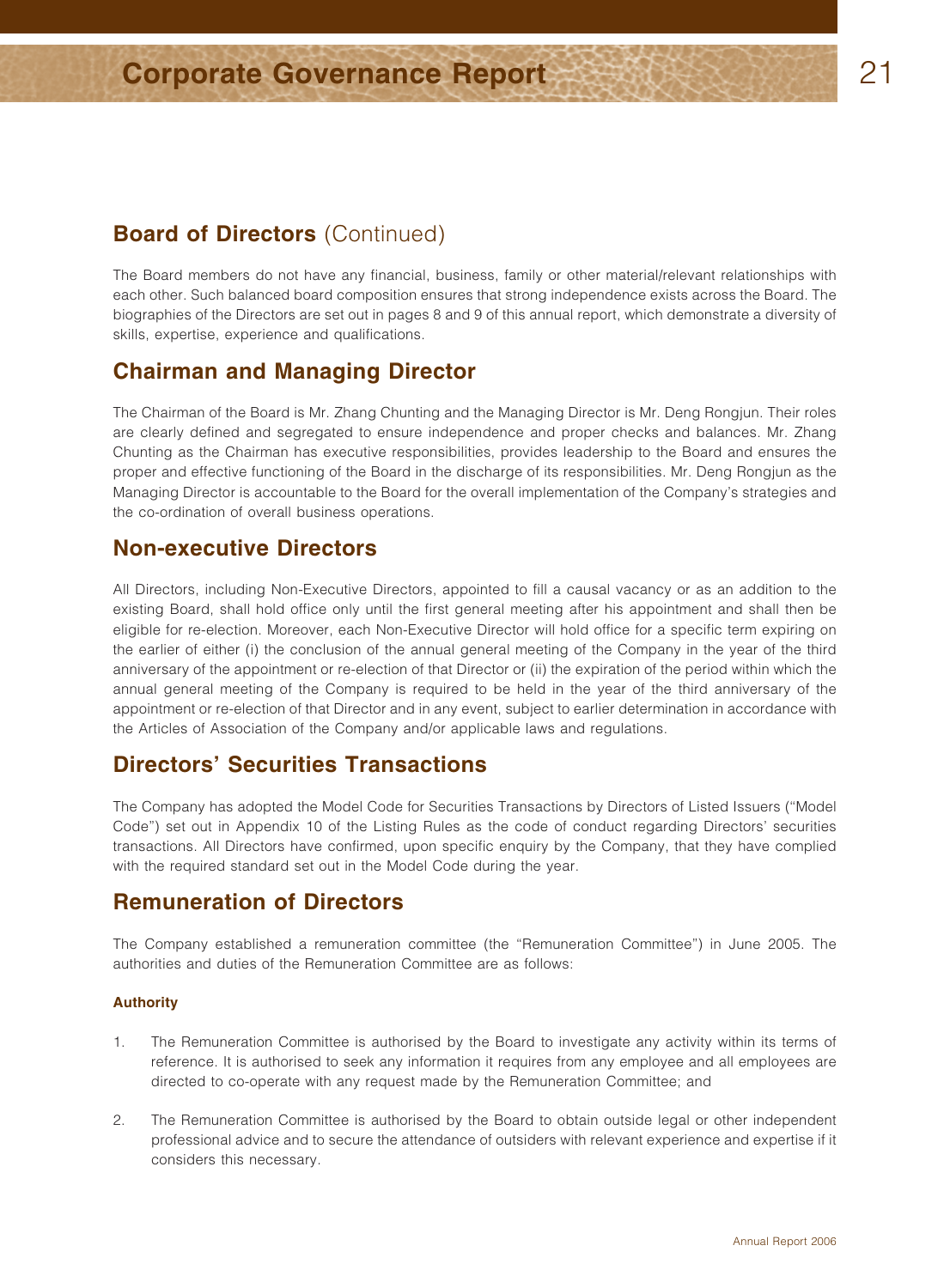## Board of Directors (Continued)

The Board members do not have any financial, business, family or other material/relevant relationships with each other. Such balanced board composition ensures that strong independence exists across the Board. The biographies of the Directors are set out in pages 8 and 9 of this annual report, which demonstrate a diversity of skills, expertise, experience and qualifications.

## Chairman and Managing Director

The Chairman of the Board is Mr. Zhang Chunting and the Managing Director is Mr. Deng Rongjun. Their roles are clearly defined and segregated to ensure independence and proper checks and balances. Mr. Zhang Chunting as the Chairman has executive responsibilities, provides leadership to the Board and ensures the proper and effective functioning of the Board in the discharge of its responsibilities. Mr. Deng Rongjun as the Managing Director is accountable to the Board for the overall implementation of the Company's strategies and the co-ordination of overall business operations.

## Non-executive Directors

All Directors, including Non-Executive Directors, appointed to fill a causal vacancy or as an addition to the existing Board, shall hold office only until the first general meeting after his appointment and shall then be eligible for re-election. Moreover, each Non-Executive Director will hold office for a specific term expiring on the earlier of either (i) the conclusion of the annual general meeting of the Company in the year of the third anniversary of the appointment or re-election of that Director or (ii) the expiration of the period within which the annual general meeting of the Company is required to be held in the year of the third anniversary of the appointment or re-election of that Director and in any event, subject to earlier determination in accordance with the Articles of Association of the Company and/or applicable laws and regulations.

## Directors' Securities Transactions

The Company has adopted the Model Code for Securities Transactions by Directors of Listed Issuers ("Model Code") set out in Appendix 10 of the Listing Rules as the code of conduct regarding Directors' securities transactions. All Directors have confirmed, upon specific enquiry by the Company, that they have complied with the required standard set out in the Model Code during the year.

## Remuneration of Directors

The Company established a remuneration committee (the "Remuneration Committee") in June 2005. The authorities and duties of the Remuneration Committee are as follows:

### Authority

1. The Remuneration Committee is authorised by the Board to investigate any activity within its terms of reference. It is authorised to seek any information it requires from any employee and all employees are directed to co-operate with any request made by the Remuneration Committee; and

2. The Remuneration Committee is authorised by the Board to obtain outside legal or other independent professional advice and to secure the attendance of outsiders with relevant experience and expertise if it considers this necessary.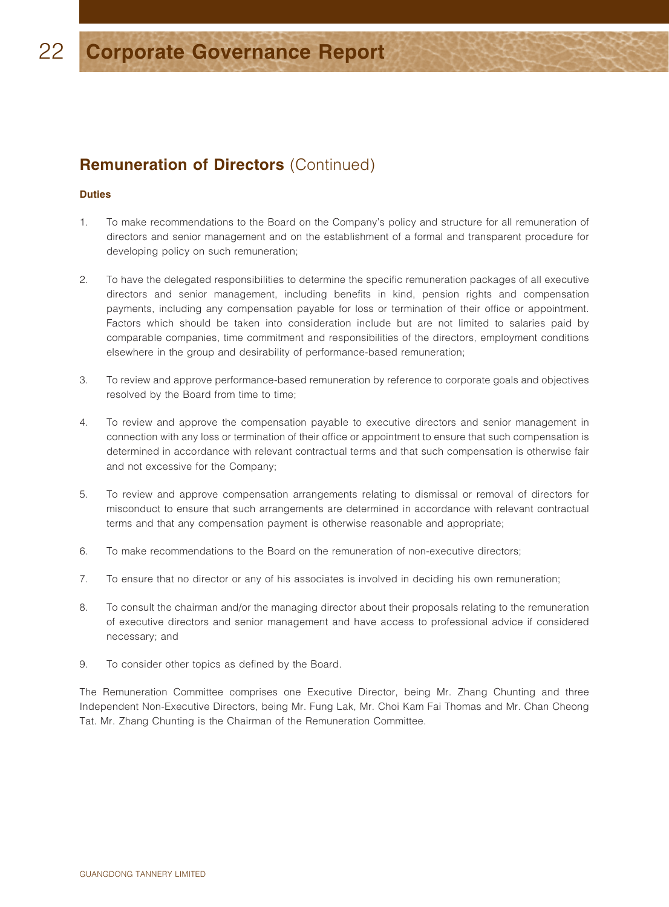## Remuneration of Directors (Continued)

### Duties

1. To make recommendations to the Board on the Company's policy and structure for all remuneration of directors and senior management and on the establishment of a formal and transparent procedure for developing policy on such remuneration;

2. To have the delegated responsibilities to determine the specific remuneration packages of all executive directors and senior management, including benefits in kind, pension rights and compensation payments, including any compensation payable for loss or termination of their office or appointment. Factors which should be taken into consideration include but are not limited to salaries paid by comparable companies, time commitment and responsibilities of the directors, employment conditions elsewhere in the group and desirability of performance-based remuneration;

3. To review and approve performance-based remuneration by reference to corporate goals and objectives resolved by the Board from time to time;

4. To review and approve the compensation payable to executive directors and senior management in connection with any loss or termination of their office or appointment to ensure that such compensation is determined in accordance with relevant contractual terms and that such compensation is otherwise fair and not excessive for the Company;

5. To review and approve compensation arrangements relating to dismissal or removal of directors for misconduct to ensure that such arrangements are determined in accordance with relevant contractual terms and that any compensation payment is otherwise reasonable and appropriate;

6. To make recommendations to the Board on the remuneration of non-executive directors;

7. To ensure that no director or any of his associates is involved in deciding his own remuneration;

8. To consult the chairman and/or the managing director about their proposals relating to the remuneration of executive directors and senior management and have access to professional advice if considered necessary; and

9. To consider other topics as defined by the Board.

The Remuneration Committee comprises one Executive Director, being Mr. Zhang Chunting and three Independent Non-Executive Directors, being Mr. Fung Lak, Mr. Choi Kam Fai Thomas and Mr. Chan Cheong Tat. Mr. Zhang Chunting is the Chairman of the Remuneration Committee.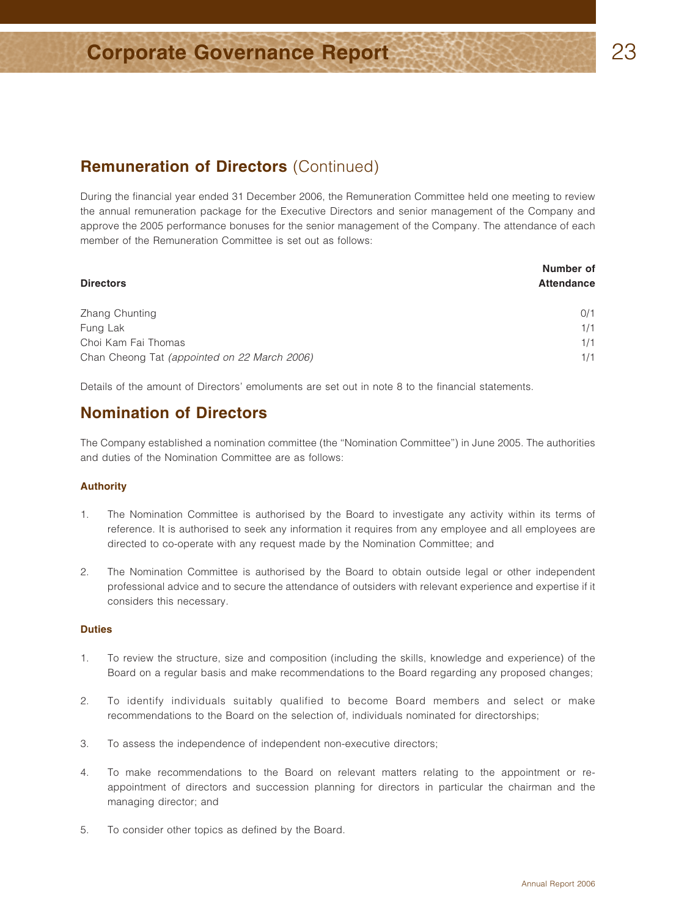## Remuneration of Directors (Continued)

During the financial year ended 31 December 2006, the Remuneration Committee held one meeting to review the annual remuneration package for the Executive Directors and senior management of the Company and approve the 2005 performance bonuses for the senior management of the Company. The attendance of each member of the Remuneration Committee is set out as follows:

| Directors | Number of Attendance |
|---|---|
| Zhang Chunting | 0/1 |
| Fung Lak | 1/1 |
| Choi Kam Fai Thomas | 1/1 |
| Chan Cheong Tat *(appointed on 22 March 2006)* | 1/1 |

Details of the amount of Directors' emoluments are set out in note 8 to the financial statements.

## Nomination of Directors

The Company established a nomination committee (the "Nomination Committee") in June 2005. The authorities and duties of the Nomination Committee are as follows:

### Authority

1. The Nomination Committee is authorised by the Board to investigate any activity within its terms of reference. It is authorised to seek any information it requires from any employee and all employees are directed to co-operate with any request made by the Nomination Committee; and

2. The Nomination Committee is authorised by the Board to obtain outside legal or other independent professional advice and to secure the attendance of outsiders with relevant experience and expertise if it considers this necessary.

### Duties

1. To review the structure, size and composition (including the skills, knowledge and experience) of the Board on a regular basis and make recommendations to the Board regarding any proposed changes;

2. To identify individuals suitably qualified to become Board members and select or make recommendations to the Board on the selection of, individuals nominated for directorships;

3. To assess the independence of independent non-executive directors;

4. To make recommendations to the Board on relevant matters relating to the appointment or re-appointment of directors and succession planning for directors in particular the chairman and the managing director; and

5. To consider other topics as defined by the Board.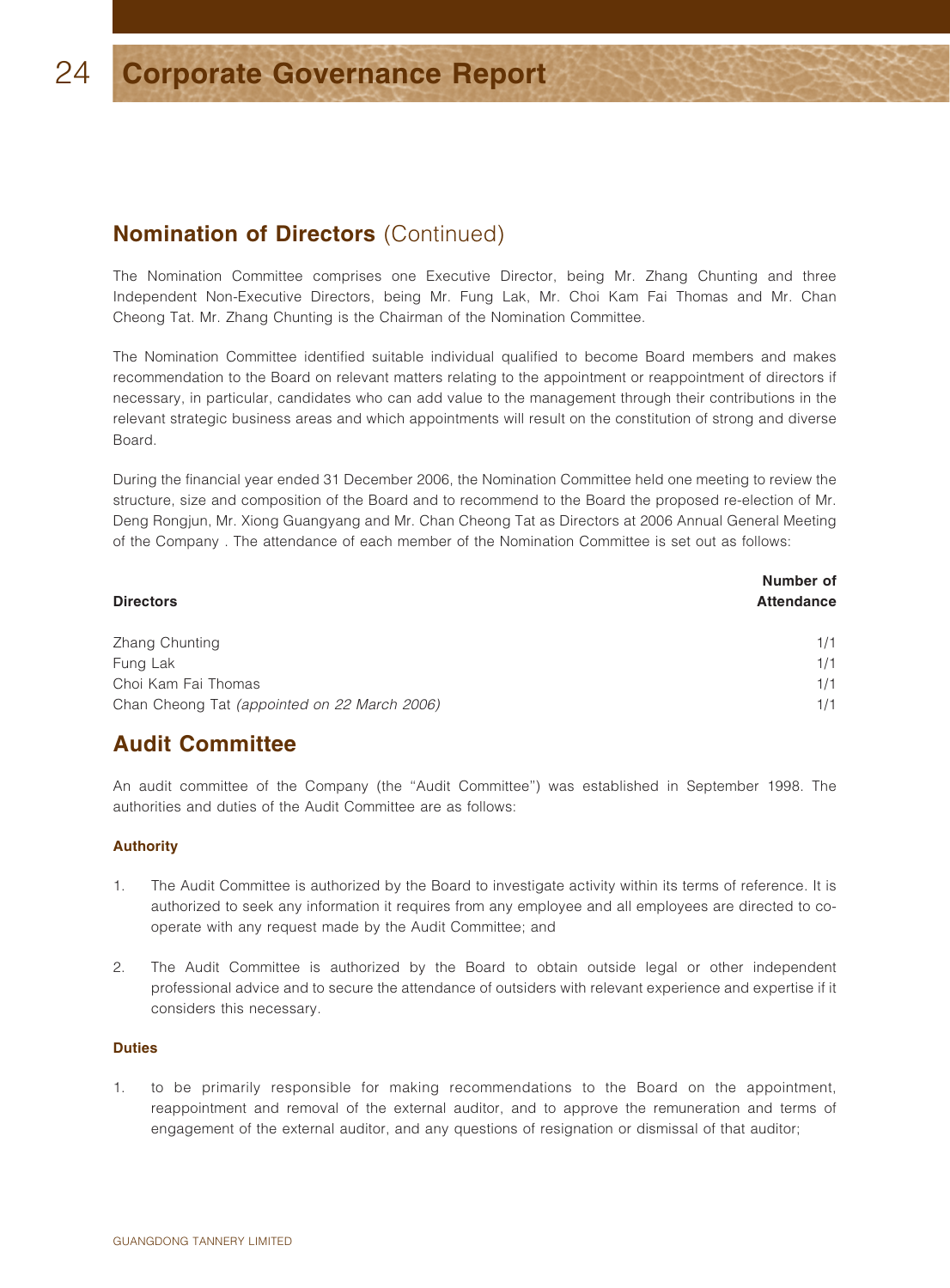## Nomination of Directors (Continued)

The Nomination Committee comprises one Executive Director, being Mr. Zhang Chunting and three Independent Non-Executive Directors, being Mr. Fung Lak, Mr. Choi Kam Fai Thomas and Mr. Chan Cheong Tat. Mr. Zhang Chunting is the Chairman of the Nomination Committee.

The Nomination Committee identified suitable individual qualified to become Board members and makes recommendation to the Board on relevant matters relating to the appointment or reappointment of directors if necessary, in particular, candidates who can add value to the management through their contributions in the relevant strategic business areas and which appointments will result on the constitution of strong and diverse Board.

During the financial year ended 31 December 2006, the Nomination Committee held one meeting to review the structure, size and composition of the Board and to recommend to the Board the proposed re-election of Mr. Deng Rongjun, Mr. Xiong Guangyang and Mr. Chan Cheong Tat as Directors at 2006 Annual General Meeting of the Company . The attendance of each member of the Nomination Committee is set out as follows:

| Directors | Number of Attendance |
|---|---|
| Zhang Chunting | 1/1 |
| Fung Lak | 1/1 |
| Choi Kam Fai Thomas | 1/1 |
| Chan Cheong Tat *(appointed on 22 March 2006)* | 1/1 |

## Audit Committee

An audit committee of the Company (the "Audit Committee") was established in September 1998. The authorities and duties of the Audit Committee are as follows:

### Authority

1. The Audit Committee is authorized by the Board to investigate activity within its terms of reference. It is authorized to seek any information it requires from any employee and all employees are directed to co-operate with any request made by the Audit Committee; and

2. The Audit Committee is authorized by the Board to obtain outside legal or other independent professional advice and to secure the attendance of outsiders with relevant experience and expertise if it considers this necessary.

### Duties

1. to be primarily responsible for making recommendations to the Board on the appointment, reappointment and removal of the external auditor, and to approve the remuneration and terms of engagement of the external auditor, and any questions of resignation or dismissal of that auditor;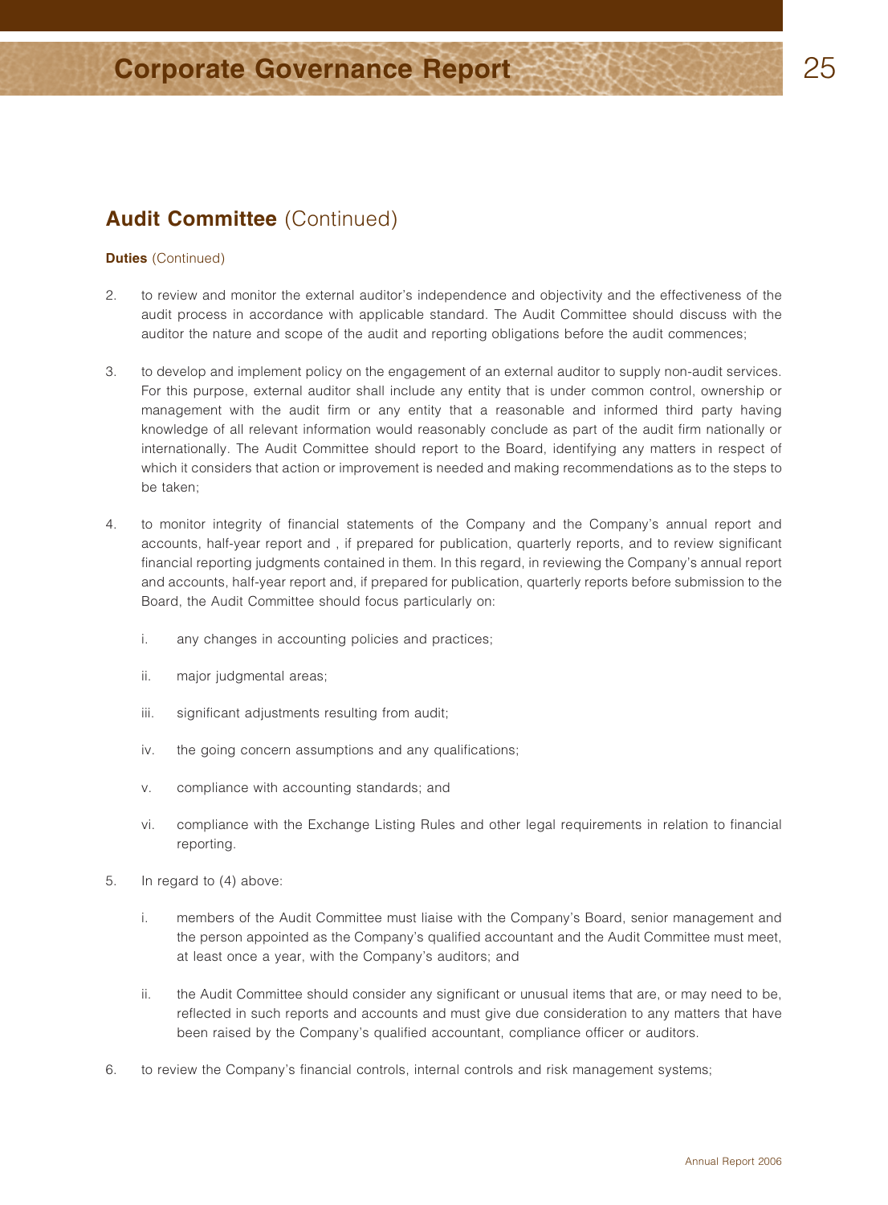## Audit Committee (Continued)

**Duties** (Continued)

2. to review and monitor the external auditor's independence and objectivity and the effectiveness of the audit process in accordance with applicable standard. The Audit Committee should discuss with the auditor the nature and scope of the audit and reporting obligations before the audit commences;

3. to develop and implement policy on the engagement of an external auditor to supply non-audit services. For this purpose, external auditor shall include any entity that is under common control, ownership or management with the audit firm or any entity that a reasonable and informed third party having knowledge of all relevant information would reasonably conclude as part of the audit firm nationally or internationally. The Audit Committee should report to the Board, identifying any matters in respect of which it considers that action or improvement is needed and making recommendations as to the steps to be taken;

4. to monitor integrity of financial statements of the Company and the Company's annual report and accounts, half-year report and , if prepared for publication, quarterly reports, and to review significant financial reporting judgments contained in them. In this regard, in reviewing the Company's annual report and accounts, half-year report and, if prepared for publication, quarterly reports before submission to the Board, the Audit Committee should focus particularly on:

   i. any changes in accounting policies and practices;

   ii. major judgmental areas;

   iii. significant adjustments resulting from audit;

   iv. the going concern assumptions and any qualifications;

   v. compliance with accounting standards; and

   vi. compliance with the Exchange Listing Rules and other legal requirements in relation to financial reporting.

5. In regard to (4) above:

   i. members of the Audit Committee must liaise with the Company's Board, senior management and the person appointed as the Company's qualified accountant and the Audit Committee must meet, at least once a year, with the Company's auditors; and

   ii. the Audit Committee should consider any significant or unusual items that are, or may need to be, reflected in such reports and accounts and must give due consideration to any matters that have been raised by the Company's qualified accountant, compliance officer or auditors.

6. to review the Company's financial controls, internal controls and risk management systems;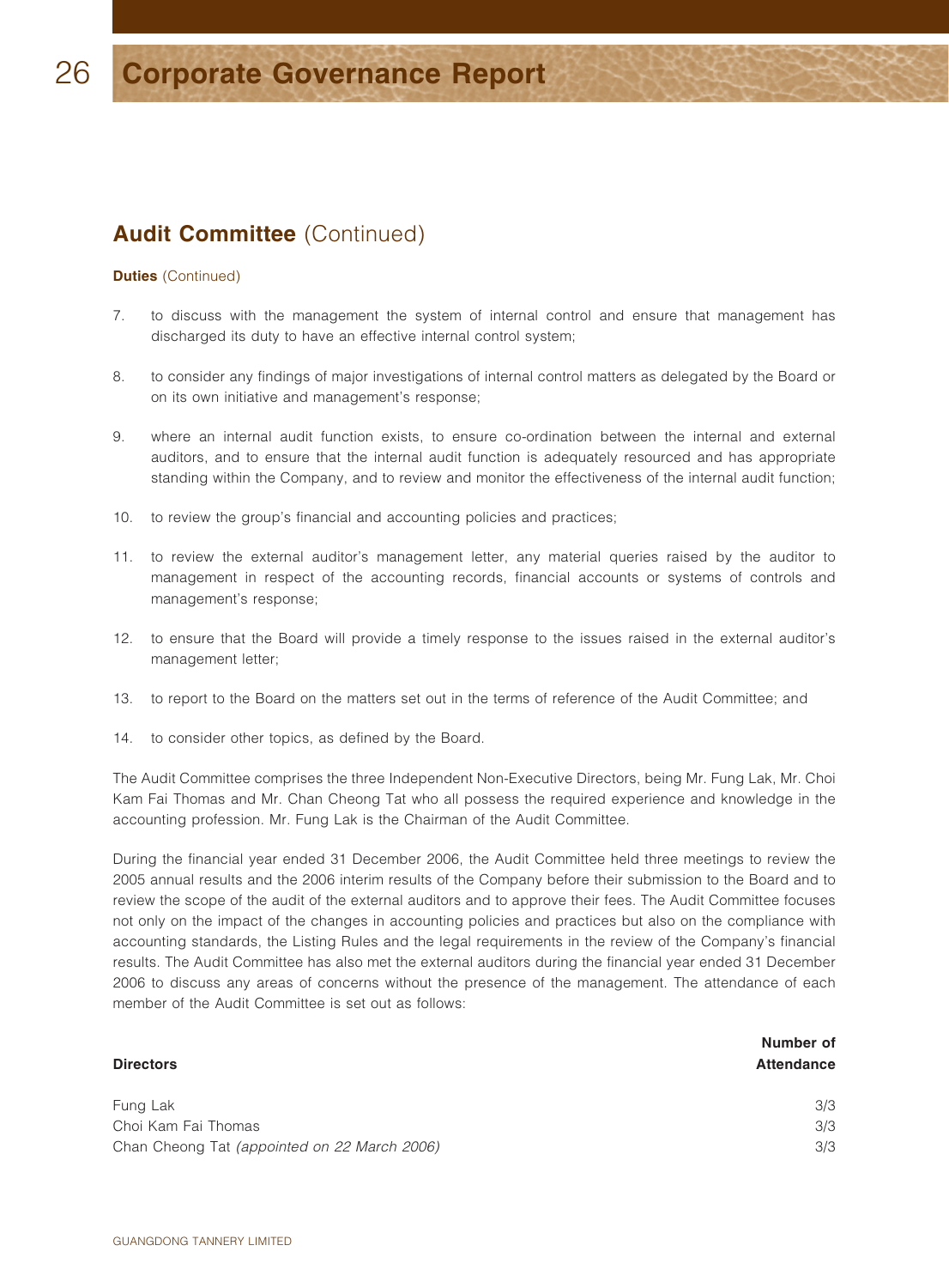## Audit Committee (Continued)

**Duties** (Continued)

7. to discuss with the management the system of internal control and ensure that management has discharged its duty to have an effective internal control system;

8. to consider any findings of major investigations of internal control matters as delegated by the Board or on its own initiative and management's response;

9. where an internal audit function exists, to ensure co-ordination between the internal and external auditors, and to ensure that the internal audit function is adequately resourced and has appropriate standing within the Company, and to review and monitor the effectiveness of the internal audit function;

10. to review the group's financial and accounting policies and practices;

11. to review the external auditor's management letter, any material queries raised by the auditor to management in respect of the accounting records, financial accounts or systems of controls and management's response;

12. to ensure that the Board will provide a timely response to the issues raised in the external auditor's management letter;

13. to report to the Board on the matters set out in the terms of reference of the Audit Committee; and

14. to consider other topics, as defined by the Board.

The Audit Committee comprises the three Independent Non-Executive Directors, being Mr. Fung Lak, Mr. Choi Kam Fai Thomas and Mr. Chan Cheong Tat who all possess the required experience and knowledge in the accounting profession. Mr. Fung Lak is the Chairman of the Audit Committee.

During the financial year ended 31 December 2006, the Audit Committee held three meetings to review the 2005 annual results and the 2006 interim results of the Company before their submission to the Board and to review the scope of the audit of the external auditors and to approve their fees. The Audit Committee focuses not only on the impact of the changes in accounting policies and practices but also on the compliance with accounting standards, the Listing Rules and the legal requirements in the review of the Company's financial results. The Audit Committee has also met the external auditors during the financial year ended 31 December 2006 to discuss any areas of concerns without the presence of the management. The attendance of each member of the Audit Committee is set out as follows:

| Directors | Number of Attendance |
|---|---|
| Fung Lak | 3/3 |
| Choi Kam Fai Thomas | 3/3 |
| Chan Cheong Tat *(appointed on 22 March 2006)* | 3/3 |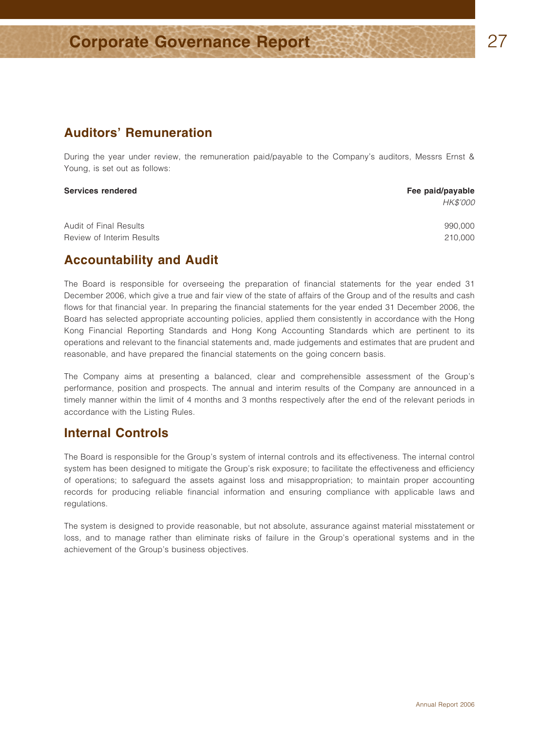## Auditors' Remuneration

During the year under review, the remuneration paid/payable to the Company's auditors, Messrs Ernst & Young, is set out as follows:

| Services rendered | Fee paid/payable |
|---|---|
| | *HK$'000* |
| Audit of Final Results | 990,000 |
| Review of Interim Results | 210,000 |

## Accountability and Audit

The Board is responsible for overseeing the preparation of financial statements for the year ended 31 December 2006, which give a true and fair view of the state of affairs of the Group and of the results and cash flows for that financial year. In preparing the financial statements for the year ended 31 December 2006, the Board has selected appropriate accounting policies, applied them consistently in accordance with the Hong Kong Financial Reporting Standards and Hong Kong Accounting Standards which are pertinent to its operations and relevant to the financial statements and, made judgements and estimates that are prudent and reasonable, and have prepared the financial statements on the going concern basis.

The Company aims at presenting a balanced, clear and comprehensible assessment of the Group's performance, position and prospects. The annual and interim results of the Company are announced in a timely manner within the limit of 4 months and 3 months respectively after the end of the relevant periods in accordance with the Listing Rules.

## Internal Controls

The Board is responsible for the Group's system of internal controls and its effectiveness. The internal control system has been designed to mitigate the Group's risk exposure; to facilitate the effectiveness and efficiency of operations; to safeguard the assets against loss and misappropriation; to maintain proper accounting records for producing reliable financial information and ensuring compliance with applicable laws and regulations.

The system is designed to provide reasonable, but not absolute, assurance against material misstatement or loss, and to manage rather than eliminate risks of failure in the Group's operational systems and in the achievement of the Group's business objectives.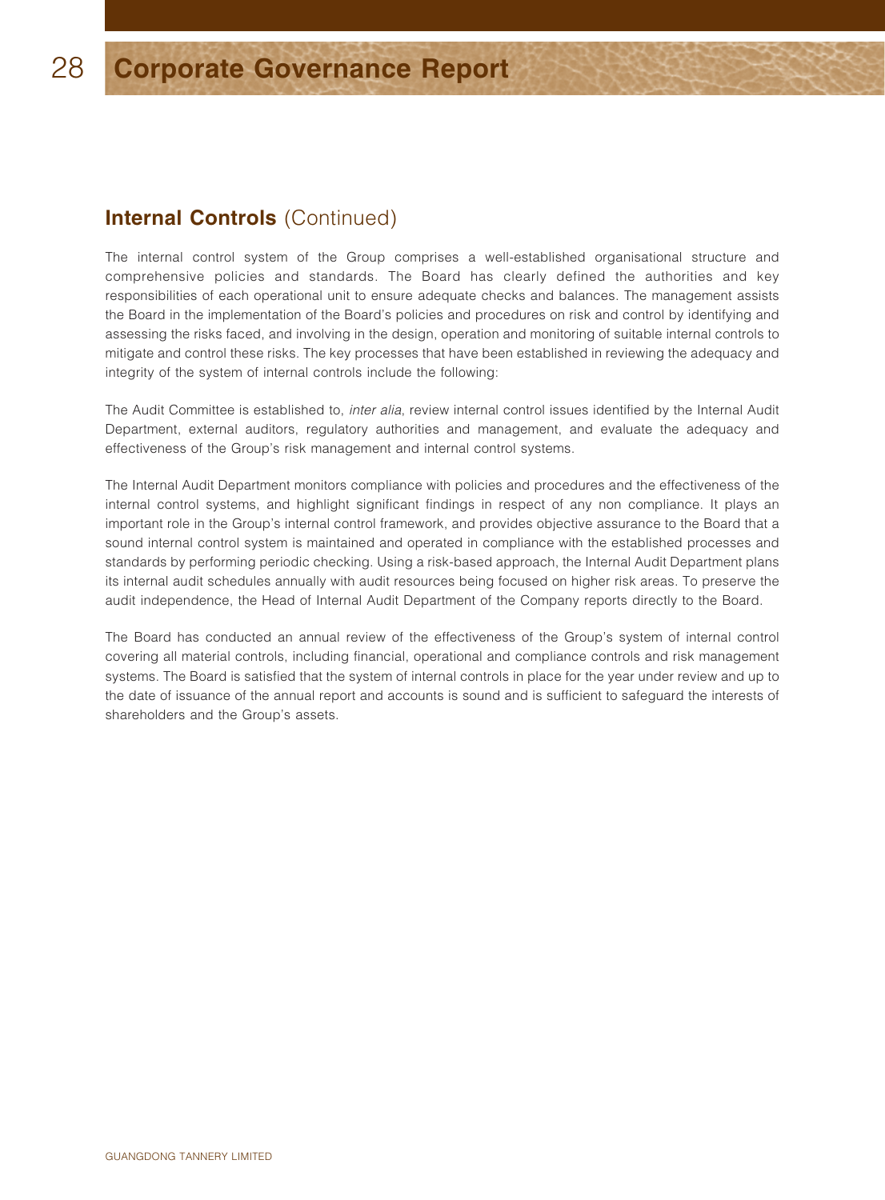## **Internal Controls** (Continued)

The internal control system of the Group comprises a well-established organisational structure and comprehensive policies and standards. The Board has clearly defined the authorities and key responsibilities of each operational unit to ensure adequate checks and balances. The management assists the Board in the implementation of the Board's policies and procedures on risk and control by identifying and assessing the risks faced, and involving in the design, operation and monitoring of suitable internal controls to mitigate and control these risks. The key processes that have been established in reviewing the adequacy and integrity of the system of internal controls include the following:

The Audit Committee is established to, *inter alia*, review internal control issues identified by the Internal Audit Department, external auditors, regulatory authorities and management, and evaluate the adequacy and effectiveness of the Group's risk management and internal control systems.

The Internal Audit Department monitors compliance with policies and procedures and the effectiveness of the internal control systems, and highlight significant findings in respect of any non compliance. It plays an important role in the Group's internal control framework, and provides objective assurance to the Board that a sound internal control system is maintained and operated in compliance with the established processes and standards by performing periodic checking. Using a risk-based approach, the Internal Audit Department plans its internal audit schedules annually with audit resources being focused on higher risk areas. To preserve the audit independence, the Head of Internal Audit Department of the Company reports directly to the Board.

The Board has conducted an annual review of the effectiveness of the Group's system of internal control covering all material controls, including financial, operational and compliance controls and risk management systems. The Board is satisfied that the system of internal controls in place for the year under review and up to the date of issuance of the annual report and accounts is sound and is sufficient to safeguard the interests of shareholders and the Group's assets.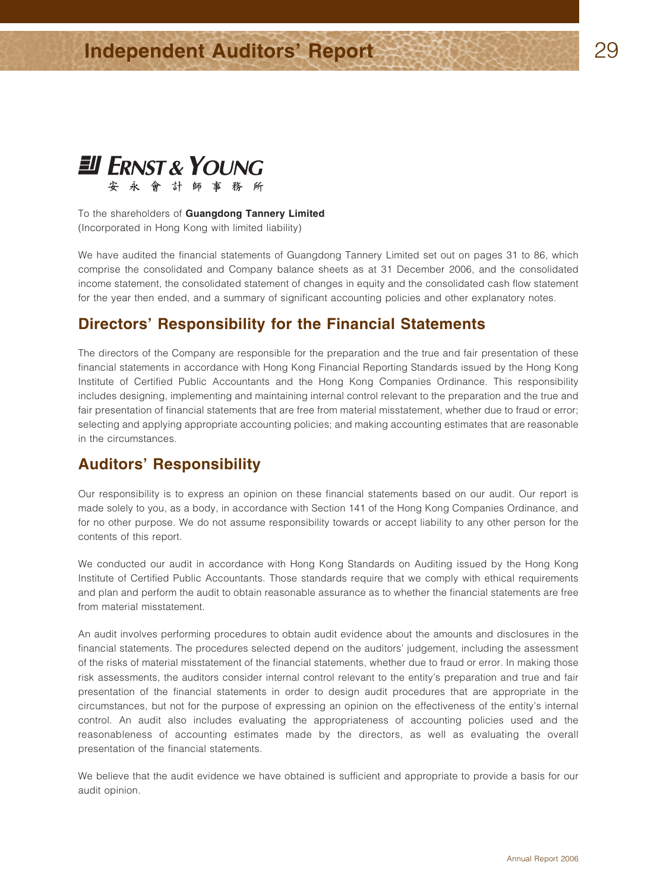# Independent Auditors' Report

ERNST & YOUNG
安永會計師事務所

To the shareholders of **Guangdong Tannery Limited**
(Incorporated in Hong Kong with limited liability)

We have audited the financial statements of Guangdong Tannery Limited set out on pages 31 to 86, which comprise the consolidated and Company balance sheets as at 31 December 2006, and the consolidated income statement, the consolidated statement of changes in equity and the consolidated cash flow statement for the year then ended, and a summary of significant accounting policies and other explanatory notes.

## Directors' Responsibility for the Financial Statements

The directors of the Company are responsible for the preparation and the true and fair presentation of these financial statements in accordance with Hong Kong Financial Reporting Standards issued by the Hong Kong Institute of Certified Public Accountants and the Hong Kong Companies Ordinance. This responsibility includes designing, implementing and maintaining internal control relevant to the preparation and the true and fair presentation of financial statements that are free from material misstatement, whether due to fraud or error; selecting and applying appropriate accounting policies; and making accounting estimates that are reasonable in the circumstances.

## Auditors' Responsibility

Our responsibility is to express an opinion on these financial statements based on our audit. Our report is made solely to you, as a body, in accordance with Section 141 of the Hong Kong Companies Ordinance, and for no other purpose. We do not assume responsibility towards or accept liability to any other person for the contents of this report.

We conducted our audit in accordance with Hong Kong Standards on Auditing issued by the Hong Kong Institute of Certified Public Accountants. Those standards require that we comply with ethical requirements and plan and perform the audit to obtain reasonable assurance as to whether the financial statements are free from material misstatement.

An audit involves performing procedures to obtain audit evidence about the amounts and disclosures in the financial statements. The procedures selected depend on the auditors' judgement, including the assessment of the risks of material misstatement of the financial statements, whether due to fraud or error. In making those risk assessments, the auditors consider internal control relevant to the entity's preparation and true and fair presentation of the financial statements in order to design audit procedures that are appropriate in the circumstances, but not for the purpose of expressing an opinion on the effectiveness of the entity's internal control. An audit also includes evaluating the appropriateness of accounting policies used and the reasonableness of accounting estimates made by the directors, as well as evaluating the overall presentation of the financial statements.

We believe that the audit evidence we have obtained is sufficient and appropriate to provide a basis for our audit opinion.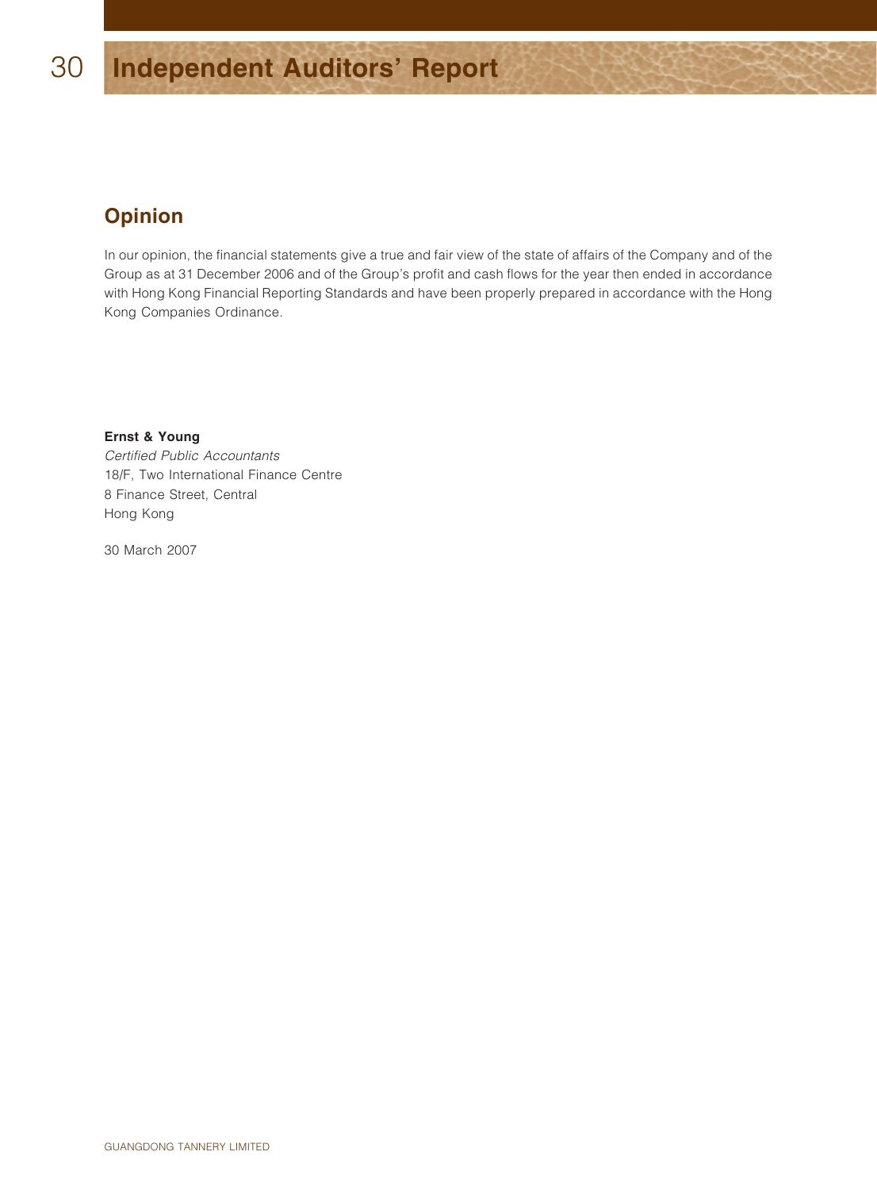# Independent Auditors' Report

## Opinion

In our opinion, the financial statements give a true and fair view of the state of affairs of the Company and of the Group as at 31 December 2006 and of the Group's profit and cash flows for the year then ended in accordance with Hong Kong Financial Reporting Standards and have been properly prepared in accordance with the Hong Kong Companies Ordinance.

**Ernst & Young**
*Certified Public Accountants*
18/F, Two International Finance Centre
8 Finance Street, Central
Hong Kong

30 March 2007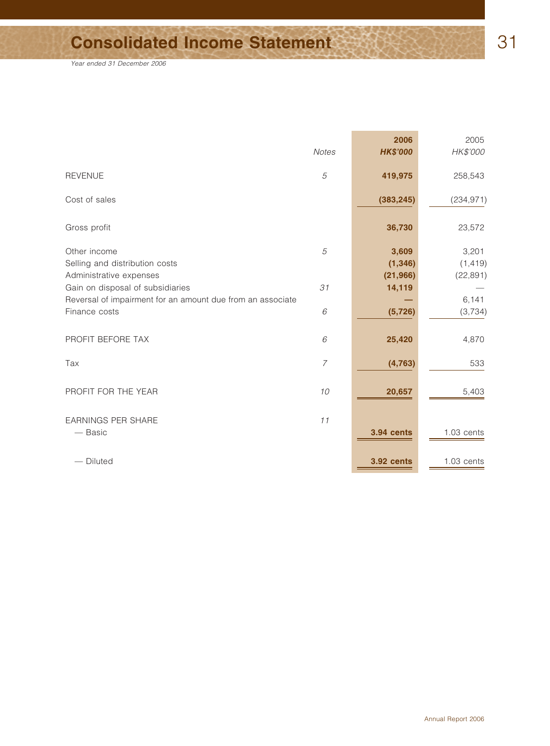# Consolidated Income Statement

*Year ended 31 December 2006*

| | Notes | 2006 HK$'000 | 2005 HK$'000 |
|---|---|---|---|
| REVENUE | 5 | **419,975** | 258,543 |
| Cost of sales | | **(383,245)** | (234,971) |
| Gross profit | | **36,730** | 23,572 |
| Other income | 5 | **3,609** | 3,201 |
| Selling and distribution costs | | **(1,346)** | (1,419) |
| Administrative expenses | | **(21,966)** | (22,891) |
| Gain on disposal of subsidiaries | 31 | **14,119** | — |
| Reversal of impairment for an amount due from an associate | | **—** | 6,141 |
| Finance costs | 6 | **(5,726)** | (3,734) |
| PROFIT BEFORE TAX | 6 | **25,420** | 4,870 |
| Tax | 7 | **(4,763)** | 533 |
| PROFIT FOR THE YEAR | 10 | **20,657** | 5,403 |
| EARNINGS PER SHARE | 11 | | |
| — Basic | | **3.94 cents** | 1.03 cents |
| — Diluted | | **3.92 cents** | 1.03 cents |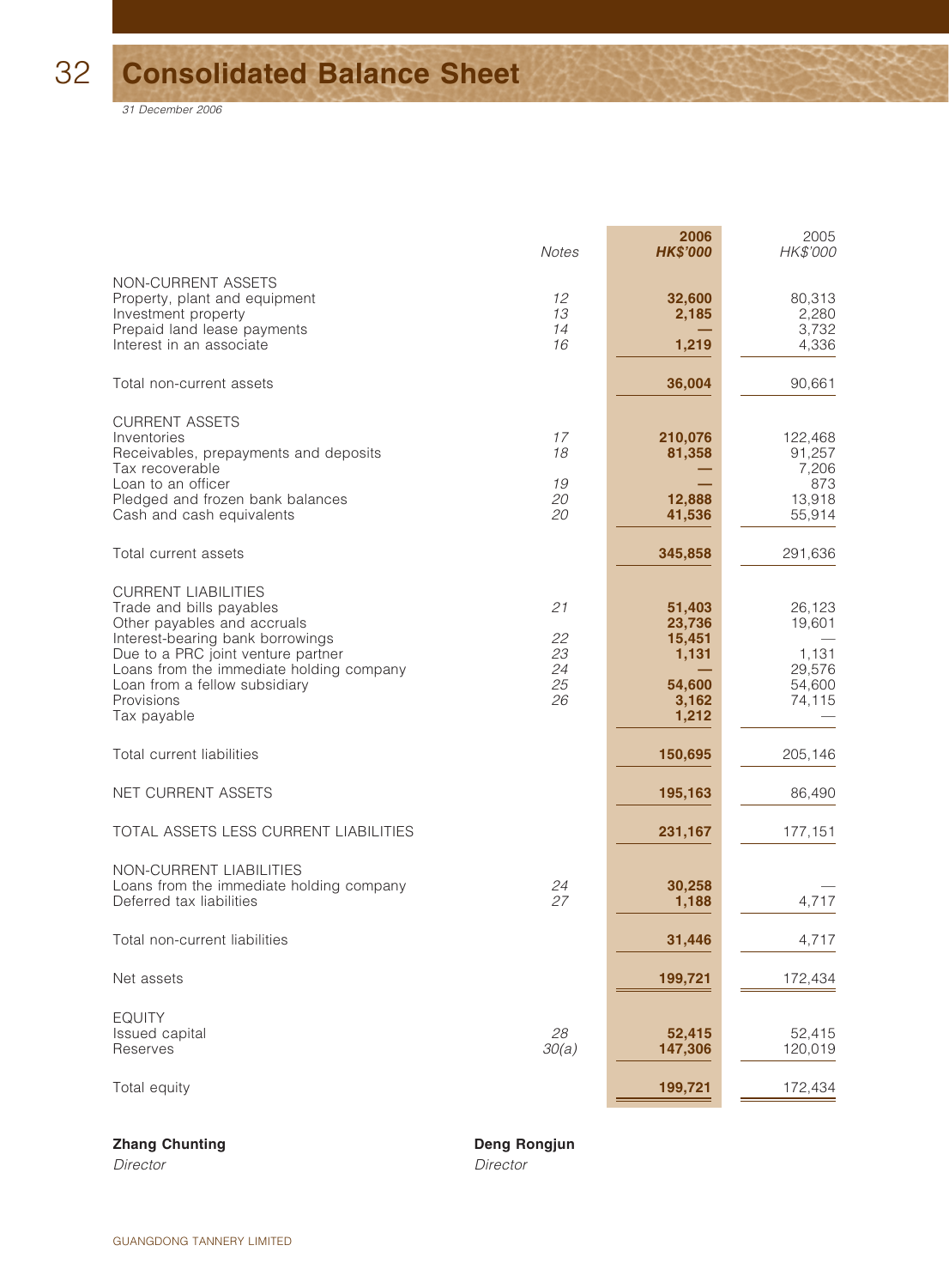# Consolidated Balance Sheet

*31 December 2006*

| | Notes | 2006 HK$'000 | 2005 HK$'000 |
|---|---|---|---|
| **NON-CURRENT ASSETS** | | | |
| Property, plant and equipment | 12 | **32,600** | 80,313 |
| Investment property | 13 | **2,185** | 2,280 |
| Prepaid land lease payments | 14 | **—** | 3,732 |
| Interest in an associate | 16 | **1,219** | 4,336 |
| Total non-current assets | | **36,004** | 90,661 |
| **CURRENT ASSETS** | | | |
| Inventories | 17 | **210,076** | 122,468 |
| Receivables, prepayments and deposits | 18 | **81,358** | 91,257 |
| Tax recoverable | | **—** | 7,206 |
| Loan to an officer | 19 | **—** | 873 |
| Pledged and frozen bank balances | 20 | **12,888** | 13,918 |
| Cash and cash equivalents | 20 | **41,536** | 55,914 |
| Total current assets | | **345,858** | 291,636 |
| **CURRENT LIABILITIES** | | | |
| Trade and bills payables | 21 | **51,403** | 26,123 |
| Other payables and accruals | | **23,736** | 19,601 |
| Interest-bearing bank borrowings | 22 | **15,451** | — |
| Due to a PRC joint venture partner | 23 | **1,131** | 1,131 |
| Loans from the immediate holding company | 24 | **—** | 29,576 |
| Loan from a fellow subsidiary | 25 | **54,600** | 54,600 |
| Provisions | 26 | **3,162** | 74,115 |
| Tax payable | | **1,212** | — |
| Total current liabilities | | **150,695** | 205,146 |
| NET CURRENT ASSETS | | **195,163** | 86,490 |
| TOTAL ASSETS LESS CURRENT LIABILITIES | | **231,167** | 177,151 |
| **NON-CURRENT LIABILITIES** | | | |
| Loans from the immediate holding company | 24 | **30,258** | — |
| Deferred tax liabilities | 27 | **1,188** | 4,717 |
| Total non-current liabilities | | **31,446** | 4,717 |
| Net assets | | **199,721** | 172,434 |
| **EQUITY** | | | |
| Issued capital | 28 | **52,415** | 52,415 |
| Reserves | 30(a) | **147,306** | 120,019 |
| Total equity | | **199,721** | 172,434 |

**Zhang Chunting**
*Director*

**Deng Rongjun**
*Director*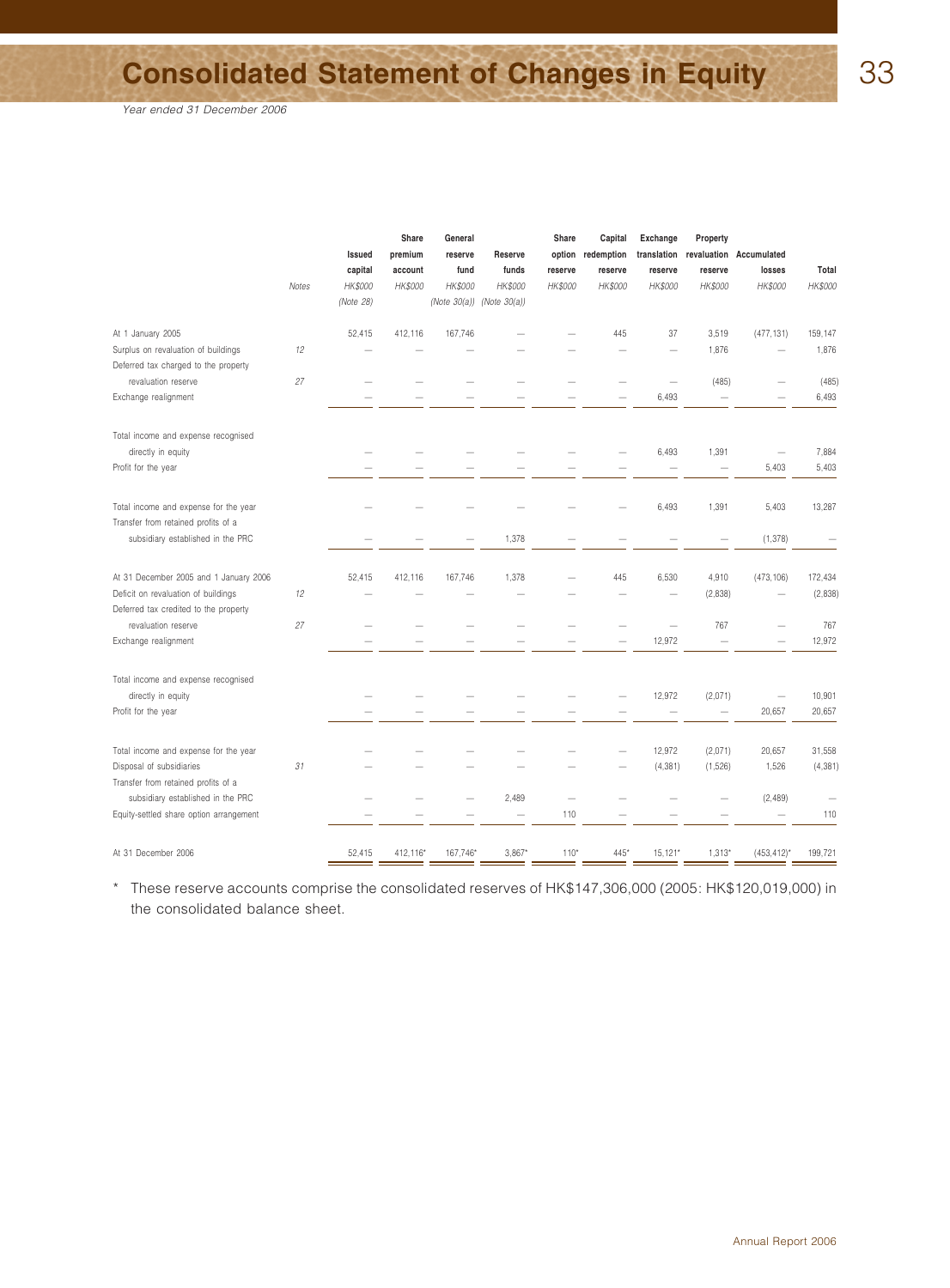# Consolidated Statement of Changes in Equity

*Year ended 31 December 2006*

| | Notes | Issued capital HK$000 (Note 28) | Share premium account HK$000 | General reserve fund HK$000 (Note 30(a)) | Reserve funds HK$000 (Note 30(a)) | Share option reserve HK$000 | Capital redemption reserve HK$000 | Exchange translation reserve HK$000 | Property revaluation reserve HK$000 | Accumulated losses HK$000 | Total HK$000 |
|---|---|---|---|---|---|---|---|---|---|---|---|
| At 1 January 2005 | | 52,415 | 412,116 | 167,746 | — | — | 445 | 37 | 3,519 | (477,131) | 159,147 |
| Surplus on revaluation of buildings | 12 | — | — | — | — | — | — | — | 1,876 | — | 1,876 |
| Deferred tax charged to the property revaluation reserve | 27 | — | — | — | — | — | — | — | (485) | — | (485) |
| Exchange realignment | | — | — | — | — | — | — | 6,493 | — | — | 6,493 |
| Total income and expense recognised directly in equity | | — | — | — | — | — | — | 6,493 | 1,391 | — | 7,884 |
| Profit for the year | | — | — | — | — | — | — | — | — | 5,403 | 5,403 |
| Total income and expense for the year | | — | — | — | — | — | — | 6,493 | 1,391 | 5,403 | 13,287 |
| Transfer from retained profits of a subsidiary established in the PRC | | — | — | — | 1,378 | — | — | — | — | (1,378) | — |
| At 31 December 2005 and 1 January 2006 | | 52,415 | 412,116 | 167,746 | 1,378 | — | 445 | 6,530 | 4,910 | (473,106) | 172,434 |
| Deficit on revaluation of buildings | 12 | — | — | — | — | — | — | — | (2,838) | — | (2,838) |
| Deferred tax credited to the property revaluation reserve | 27 | — | — | — | — | — | — | — | 767 | — | 767 |
| Exchange realignment | | — | — | — | — | — | — | 12,972 | — | — | 12,972 |
| Total income and expense recognised directly in equity | | — | — | — | — | — | — | 12,972 | (2,071) | — | 10,901 |
| Profit for the year | | — | — | — | — | — | — | — | — | 20,657 | 20,657 |
| Total income and expense for the year | | — | — | — | — | — | — | 12,972 | (2,071) | 20,657 | 31,558 |
| Disposal of subsidiaries | 31 | — | — | — | — | — | — | (4,381) | (1,526) | 1,526 | (4,381) |
| Transfer from retained profits of a subsidiary established in the PRC | | — | — | — | 2,489 | — | — | — | — | (2,489) | — |
| Equity-settled share option arrangement | | — | — | — | — | 110 | — | — | — | — | 110 |
| At 31 December 2006 | | 52,415 | 412,116* | 167,746* | 3,867* | 110* | 445* | 15,121* | 1,313* | (453,412)* | 199,721 |

\* These reserve accounts comprise the consolidated reserves of HK$147,306,000 (2005: HK$120,019,000) in the consolidated balance sheet.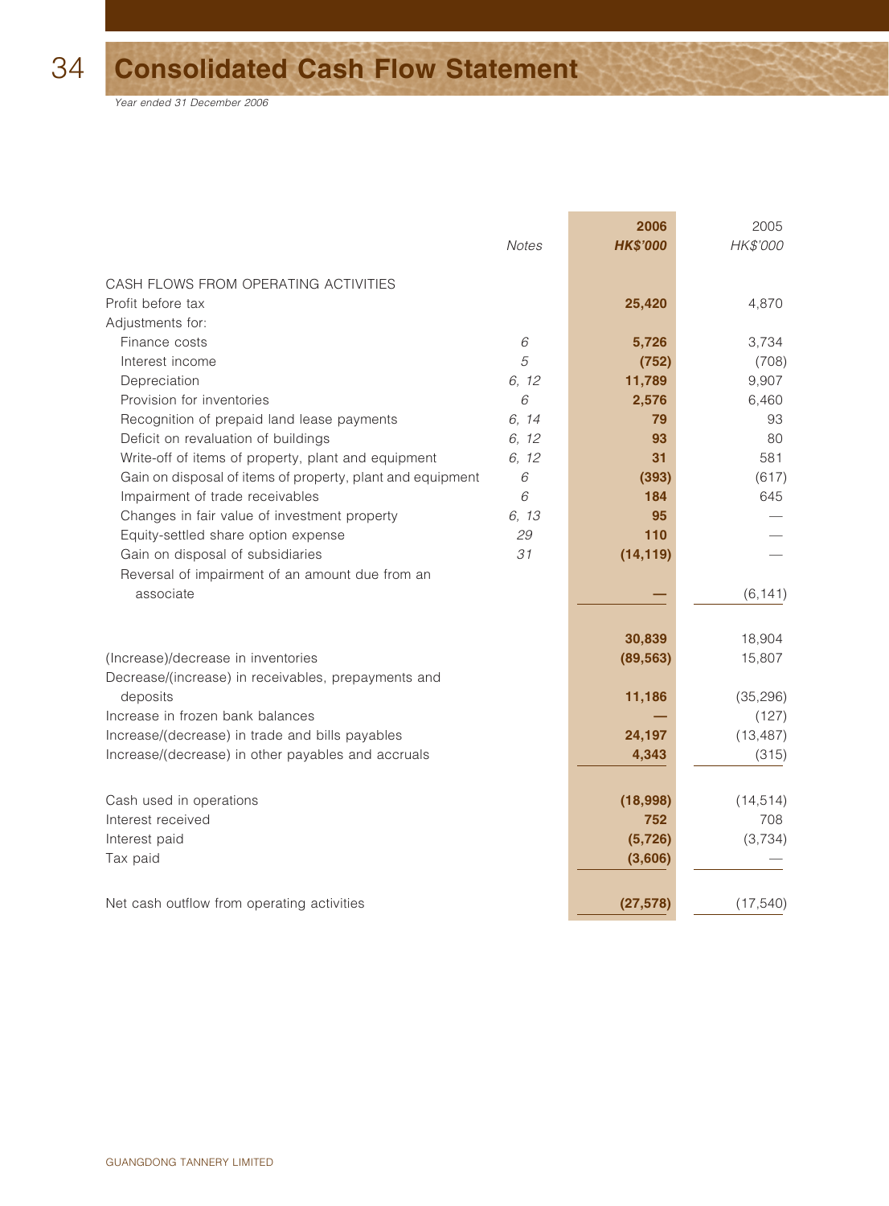# Consolidated Cash Flow Statement

*Year ended 31 December 2006*

| | Notes | 2006 HK$'000 | 2005 HK$'000 |
|---|---|---|---|
| CASH FLOWS FROM OPERATING ACTIVITIES | | | |
| Profit before tax | | **25,420** | 4,870 |
| Adjustments for: | | | |
| Finance costs | *6* | **5,726** | 3,734 |
| Interest income | *5* | **(752)** | (708) |
| Depreciation | *6, 12* | **11,789** | 9,907 |
| Provision for inventories | *6* | **2,576** | 6,460 |
| Recognition of prepaid land lease payments | *6, 14* | **79** | 93 |
| Deficit on revaluation of buildings | *6, 12* | **93** | 80 |
| Write-off of items of property, plant and equipment | *6, 12* | **31** | 581 |
| Gain on disposal of items of property, plant and equipment | *6* | **(393)** | (617) |
| Impairment of trade receivables | *6* | **184** | 645 |
| Changes in fair value of investment property | *6, 13* | **95** | — |
| Equity-settled share option expense | *29* | **110** | — |
| Gain on disposal of subsidiaries | *31* | **(14,119)** | — |
| Reversal of impairment of an amount due from an associate | | **—** | (6,141) |
| | | **30,839** | 18,904 |
| (Increase)/decrease in inventories | | **(89,563)** | 15,807 |
| Decrease/(increase) in receivables, prepayments and deposits | | **11,186** | (35,296) |
| Increase in frozen bank balances | | **—** | (127) |
| Increase/(decrease) in trade and bills payables | | **24,197** | (13,487) |
| Increase/(decrease) in other payables and accruals | | **4,343** | (315) |
| Cash used in operations | | **(18,998)** | (14,514) |
| Interest received | | **752** | 708 |
| Interest paid | | **(5,726)** | (3,734) |
| Tax paid | | **(3,606)** | — |
| Net cash outflow from operating activities | | **(27,578)** | (17,540) |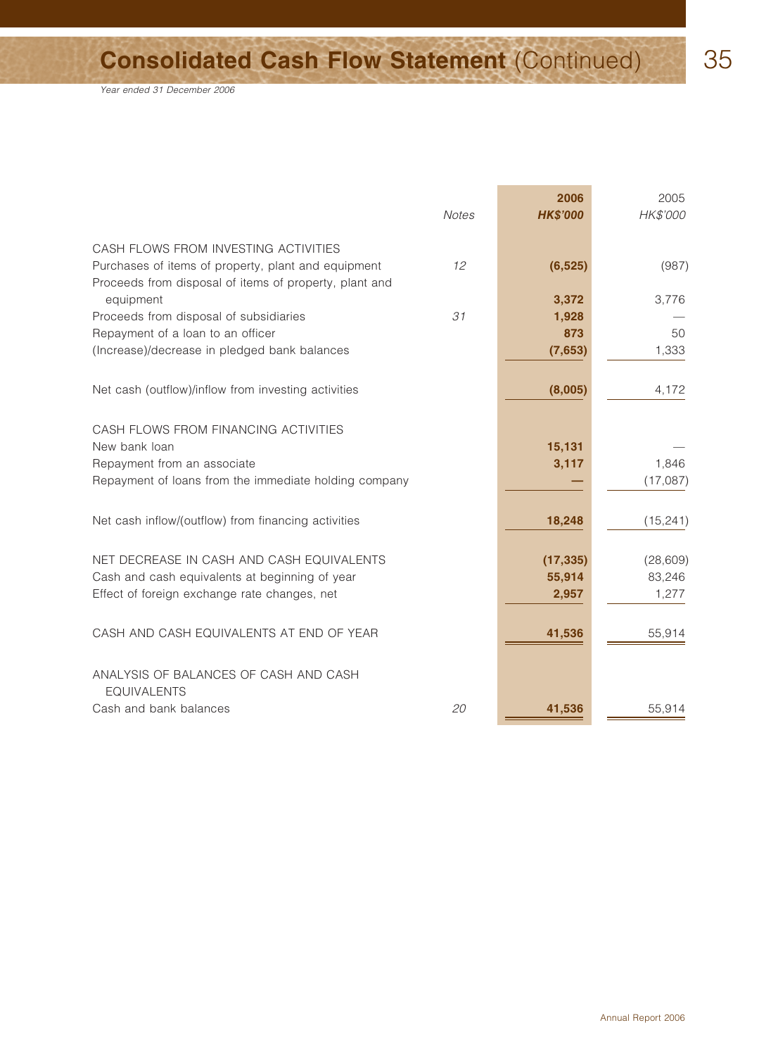# Consolidated Cash Flow Statement (Continued)

*Year ended 31 December 2006*

| | Notes | 2006 HK$'000 | 2005 HK$'000 |
|---|---|---|---|
| CASH FLOWS FROM INVESTING ACTIVITIES | | | |
| Purchases of items of property, plant and equipment | 12 | **(6,525)** | (987) |
| Proceeds from disposal of items of property, plant and equipment | | **3,372** | 3,776 |
| Proceeds from disposal of subsidiaries | 31 | **1,928** | — |
| Repayment of a loan to an officer | | **873** | 50 |
| (Increase)/decrease in pledged bank balances | | **(7,653)** | 1,333 |
| Net cash (outflow)/inflow from investing activities | | **(8,005)** | 4,172 |
| CASH FLOWS FROM FINANCING ACTIVITIES | | | |
| New bank loan | | **15,131** | — |
| Repayment from an associate | | **3,117** | 1,846 |
| Repayment of loans from the immediate holding company | | **—** | (17,087) |
| Net cash inflow/(outflow) from financing activities | | **18,248** | (15,241) |
| NET DECREASE IN CASH AND CASH EQUIVALENTS | | **(17,335)** | (28,609) |
| Cash and cash equivalents at beginning of year | | **55,914** | 83,246 |
| Effect of foreign exchange rate changes, net | | **2,957** | 1,277 |
| CASH AND CASH EQUIVALENTS AT END OF YEAR | | **41,536** | 55,914 |
| ANALYSIS OF BALANCES OF CASH AND CASH EQUIVALENTS | | | |
| Cash and bank balances | 20 | **41,536** | 55,914 |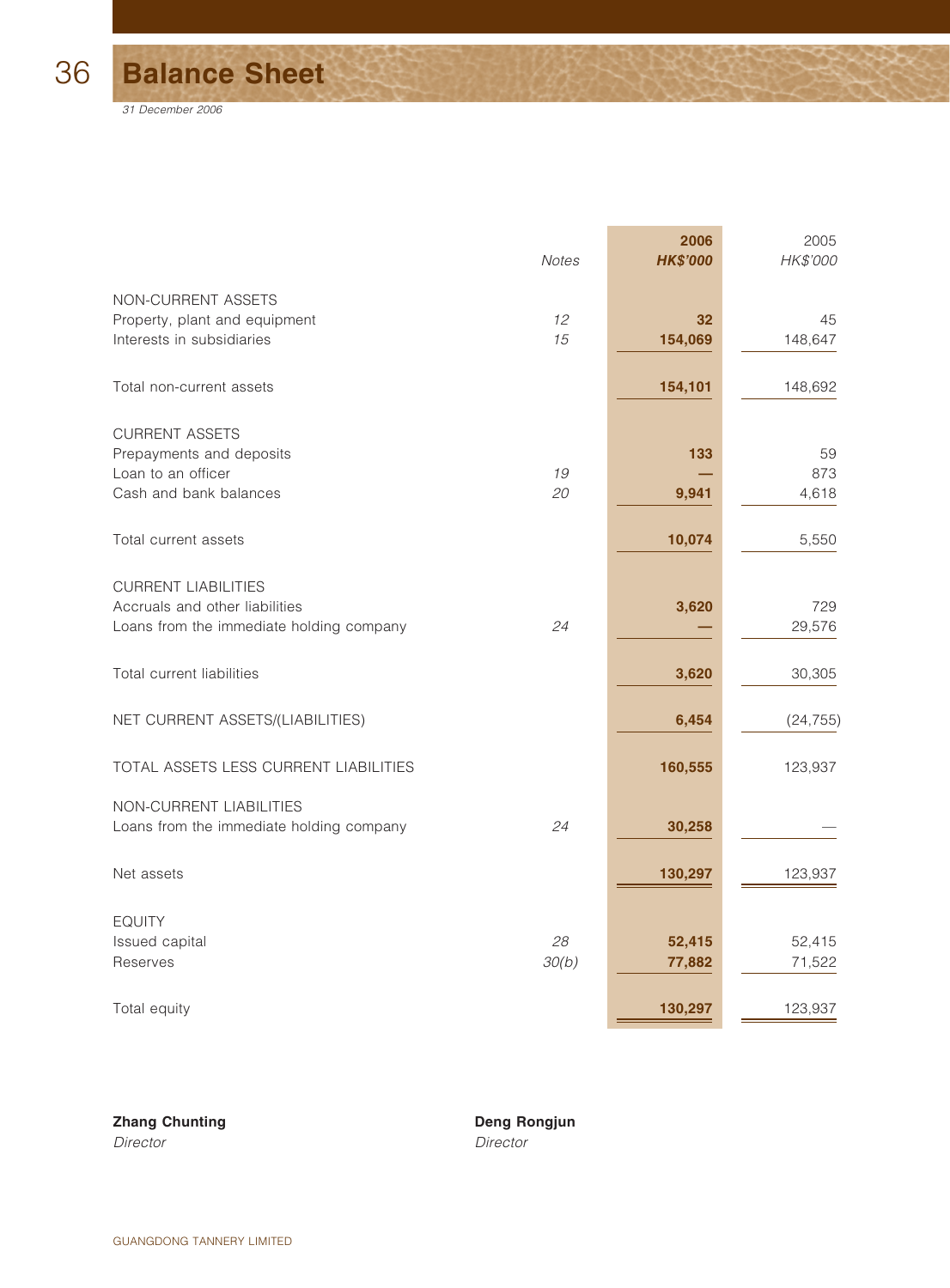# Balance Sheet

*31 December 2006*

| | Notes | 2006 HK$'000 | 2005 HK$'000 |
|---|---|---|---|
| **NON-CURRENT ASSETS** | | | |
| Property, plant and equipment | 12 | 32 | 45 |
| Interests in subsidiaries | 15 | 154,069 | 148,647 |
| Total non-current assets | | 154,101 | 148,692 |
| **CURRENT ASSETS** | | | |
| Prepayments and deposits | | 133 | 59 |
| Loan to an officer | 19 | — | 873 |
| Cash and bank balances | 20 | 9,941 | 4,618 |
| Total current assets | | 10,074 | 5,550 |
| **CURRENT LIABILITIES** | | | |
| Accruals and other liabilities | | 3,620 | 729 |
| Loans from the immediate holding company | 24 | — | 29,576 |
| Total current liabilities | | 3,620 | 30,305 |
| NET CURRENT ASSETS/(LIABILITIES) | | 6,454 | (24,755) |
| TOTAL ASSETS LESS CURRENT LIABILITIES | | 160,555 | 123,937 |
| **NON-CURRENT LIABILITIES** | | | |
| Loans from the immediate holding company | 24 | 30,258 | — |
| Net assets | | 130,297 | 123,937 |
| **EQUITY** | | | |
| Issued capital | 28 | 52,415 | 52,415 |
| Reserves | 30(b) | 77,882 | 71,522 |
| Total equity | | 130,297 | 123,937 |

**Zhang Chunting**
*Director*

**Deng Rongjun**
*Director*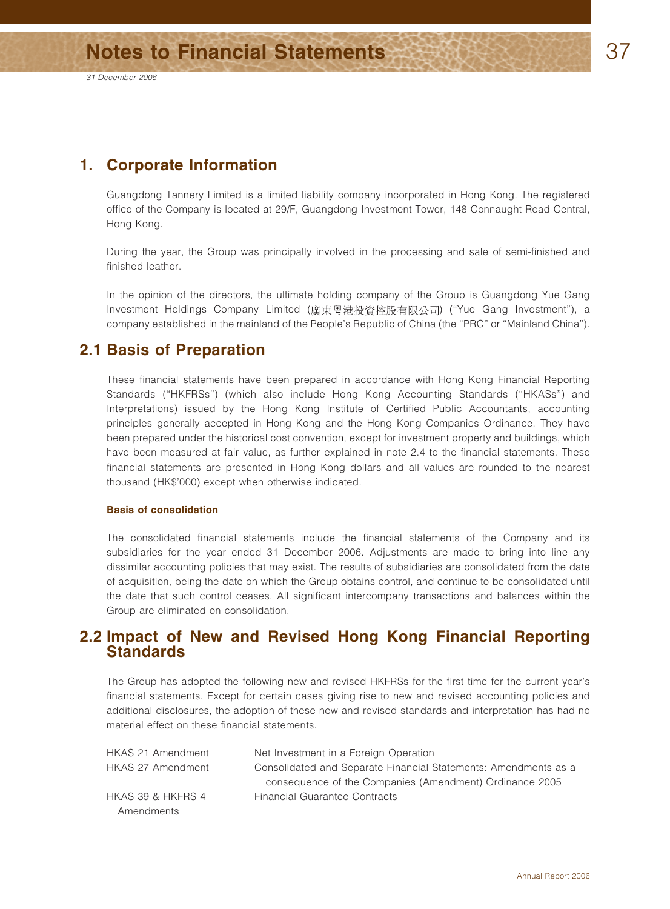# Notes to Financial Statements

*31 December 2006*

## 1. Corporate Information

Guangdong Tannery Limited is a limited liability company incorporated in Hong Kong. The registered office of the Company is located at 29/F, Guangdong Investment Tower, 148 Connaught Road Central, Hong Kong.

During the year, the Group was principally involved in the processing and sale of semi-finished and finished leather.

In the opinion of the directors, the ultimate holding company of the Group is Guangdong Yue Gang Investment Holdings Company Limited (廣東粵港投資控股有限公司) ("Yue Gang Investment"), a company established in the mainland of the People's Republic of China (the "PRC" or "Mainland China").

## 2.1 Basis of Preparation

These financial statements have been prepared in accordance with Hong Kong Financial Reporting Standards ("HKFRSs") (which also include Hong Kong Accounting Standards ("HKASs") and Interpretations) issued by the Hong Kong Institute of Certified Public Accountants, accounting principles generally accepted in Hong Kong and the Hong Kong Companies Ordinance. They have been prepared under the historical cost convention, except for investment property and buildings, which have been measured at fair value, as further explained in note 2.4 to the financial statements. These financial statements are presented in Hong Kong dollars and all values are rounded to the nearest thousand (HK$'000) except when otherwise indicated.

### Basis of consolidation

The consolidated financial statements include the financial statements of the Company and its subsidiaries for the year ended 31 December 2006. Adjustments are made to bring into line any dissimilar accounting policies that may exist. The results of subsidiaries are consolidated from the date of acquisition, being the date on which the Group obtains control, and continue to be consolidated until the date that such control ceases. All significant intercompany transactions and balances within the Group are eliminated on consolidation.

## 2.2 Impact of New and Revised Hong Kong Financial Reporting Standards

The Group has adopted the following new and revised HKFRSs for the first time for the current year's financial statements. Except for certain cases giving rise to new and revised accounting policies and additional disclosures, the adoption of these new and revised standards and interpretation has had no material effect on these financial statements.

| | |
|---|---|
| HKAS 21 Amendment | Net Investment in a Foreign Operation |
| HKAS 27 Amendment | Consolidated and Separate Financial Statements: Amendments as a consequence of the Companies (Amendment) Ordinance 2005 |
| HKAS 39 & HKFRS 4 Amendments | Financial Guarantee Contracts |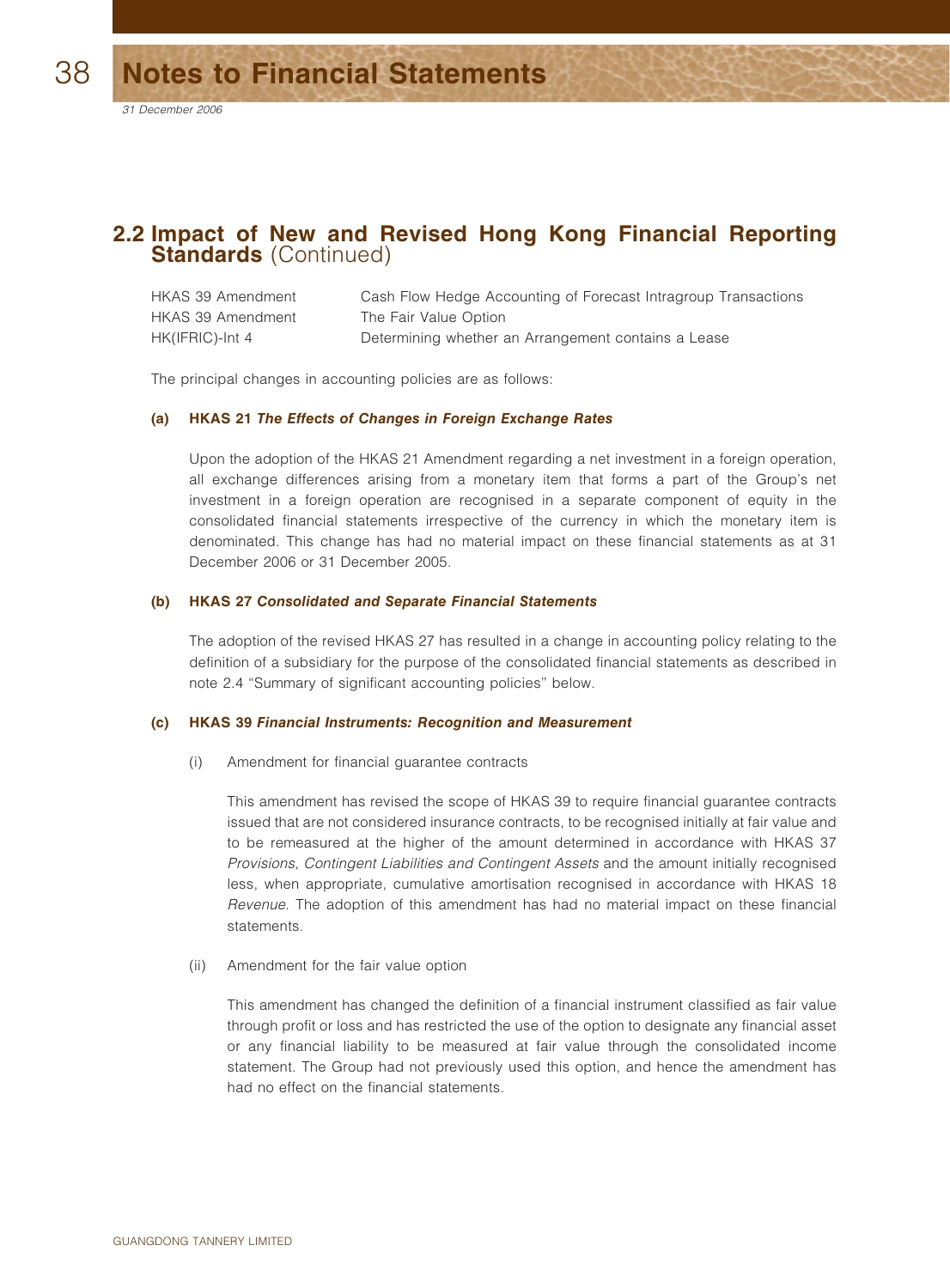## 2.2 Impact of New and Revised Hong Kong Financial Reporting Standards (Continued)

| | |
|---|---|
| HKAS 39 Amendment | Cash Flow Hedge Accounting of Forecast Intragroup Transactions |
| HKAS 39 Amendment | The Fair Value Option |
| HK(IFRIC)-Int 4 | Determining whether an Arrangement contains a Lease |

The principal changes in accounting policies are as follows:

#### (a) HKAS 21 *The Effects of Changes in Foreign Exchange Rates*

Upon the adoption of the HKAS 21 Amendment regarding a net investment in a foreign operation, all exchange differences arising from a monetary item that forms a part of the Group's net investment in a foreign operation are recognised in a separate component of equity in the consolidated financial statements irrespective of the currency in which the monetary item is denominated. This change has had no material impact on these financial statements as at 31 December 2006 or 31 December 2005.

#### (b) HKAS 27 *Consolidated and Separate Financial Statements*

The adoption of the revised HKAS 27 has resulted in a change in accounting policy relating to the definition of a subsidiary for the purpose of the consolidated financial statements as described in note 2.4 "Summary of significant accounting policies" below.

#### (c) HKAS 39 *Financial Instruments: Recognition and Measurement*

(i) Amendment for financial guarantee contracts

This amendment has revised the scope of HKAS 39 to require financial guarantee contracts issued that are not considered insurance contracts, to be recognised initially at fair value and to be remeasured at the higher of the amount determined in accordance with HKAS 37 *Provisions, Contingent Liabilities and Contingent Assets* and the amount initially recognised less, when appropriate, cumulative amortisation recognised in accordance with HKAS 18 *Revenue*. The adoption of this amendment has had no material impact on these financial statements.

(ii) Amendment for the fair value option

This amendment has changed the definition of a financial instrument classified as fair value through profit or loss and has restricted the use of the option to designate any financial asset or any financial liability to be measured at fair value through the consolidated income statement. The Group had not previously used this option, and hence the amendment has had no effect on the financial statements.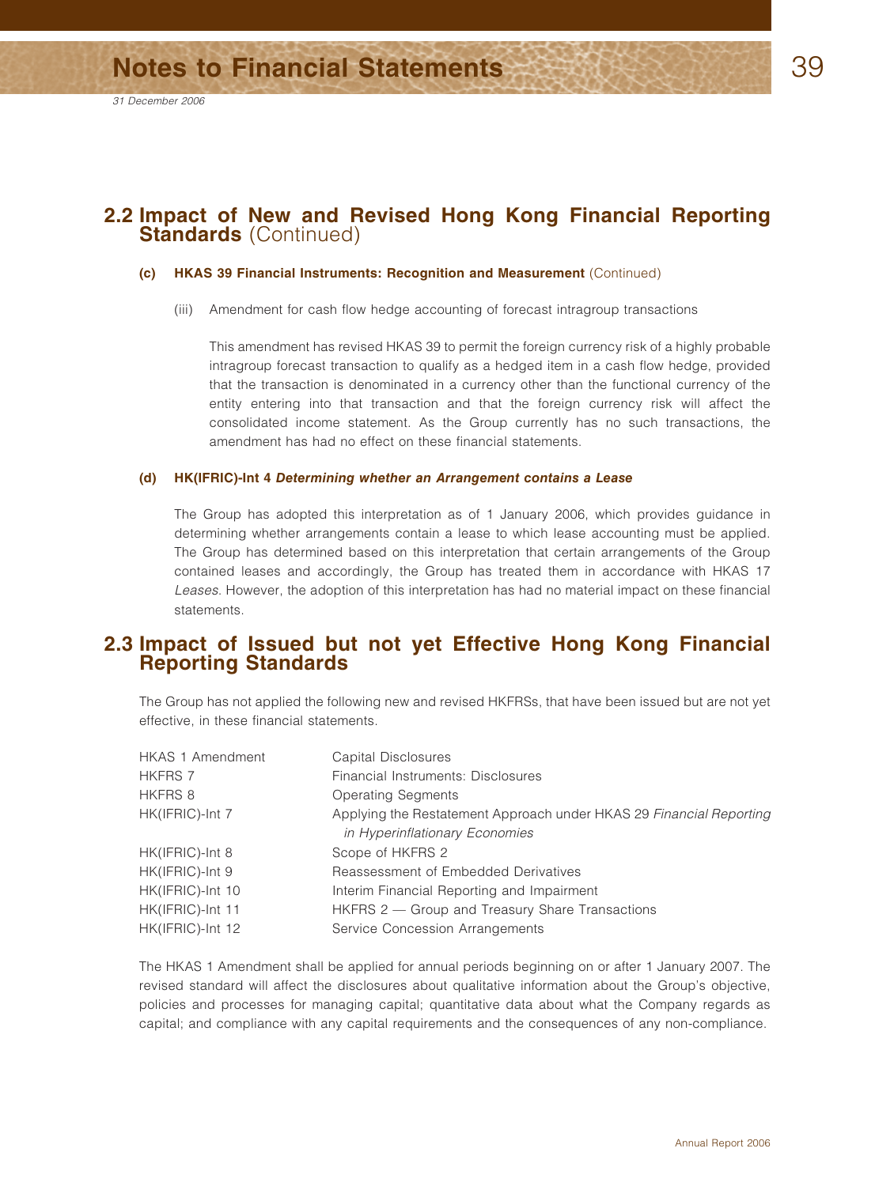## 2.2 Impact of New and Revised Hong Kong Financial Reporting Standards (Continued)

### (c) HKAS 39 Financial Instruments: Recognition and Measurement (Continued)

(iii) Amendment for cash flow hedge accounting of forecast intragroup transactions

This amendment has revised HKAS 39 to permit the foreign currency risk of a highly probable intragroup forecast transaction to qualify as a hedged item in a cash flow hedge, provided that the transaction is denominated in a currency other than the functional currency of the entity entering into that transaction and that the foreign currency risk will affect the consolidated income statement. As the Group currently has no such transactions, the amendment has had no effect on these financial statements.

### (d) HK(IFRIC)-Int 4 *Determining whether an Arrangement contains a Lease*

The Group has adopted this interpretation as of 1 January 2006, which provides guidance in determining whether arrangements contain a lease to which lease accounting must be applied. The Group has determined based on this interpretation that certain arrangements of the Group contained leases and accordingly, the Group has treated them in accordance with HKAS 17 *Leases*. However, the adoption of this interpretation has had no material impact on these financial statements.

## 2.3 Impact of Issued but not yet Effective Hong Kong Financial Reporting Standards

The Group has not applied the following new and revised HKFRSs, that have been issued but are not yet effective, in these financial statements.

| | |
|---|---|
| HKAS 1 Amendment | Capital Disclosures |
| HKFRS 7 | Financial Instruments: Disclosures |
| HKFRS 8 | Operating Segments |
| HK(IFRIC)-Int 7 | Applying the Restatement Approach under HKAS 29 *Financial Reporting in Hyperinflationary Economies* |
| HK(IFRIC)-Int 8 | Scope of HKFRS 2 |
| HK(IFRIC)-Int 9 | Reassessment of Embedded Derivatives |
| HK(IFRIC)-Int 10 | Interim Financial Reporting and Impairment |
| HK(IFRIC)-Int 11 | HKFRS 2 — Group and Treasury Share Transactions |
| HK(IFRIC)-Int 12 | Service Concession Arrangements |

The HKAS 1 Amendment shall be applied for annual periods beginning on or after 1 January 2007. The revised standard will affect the disclosures about qualitative information about the Group's objective, policies and processes for managing capital; quantitative data about what the Company regards as capital; and compliance with any capital requirements and the consequences of any non-compliance.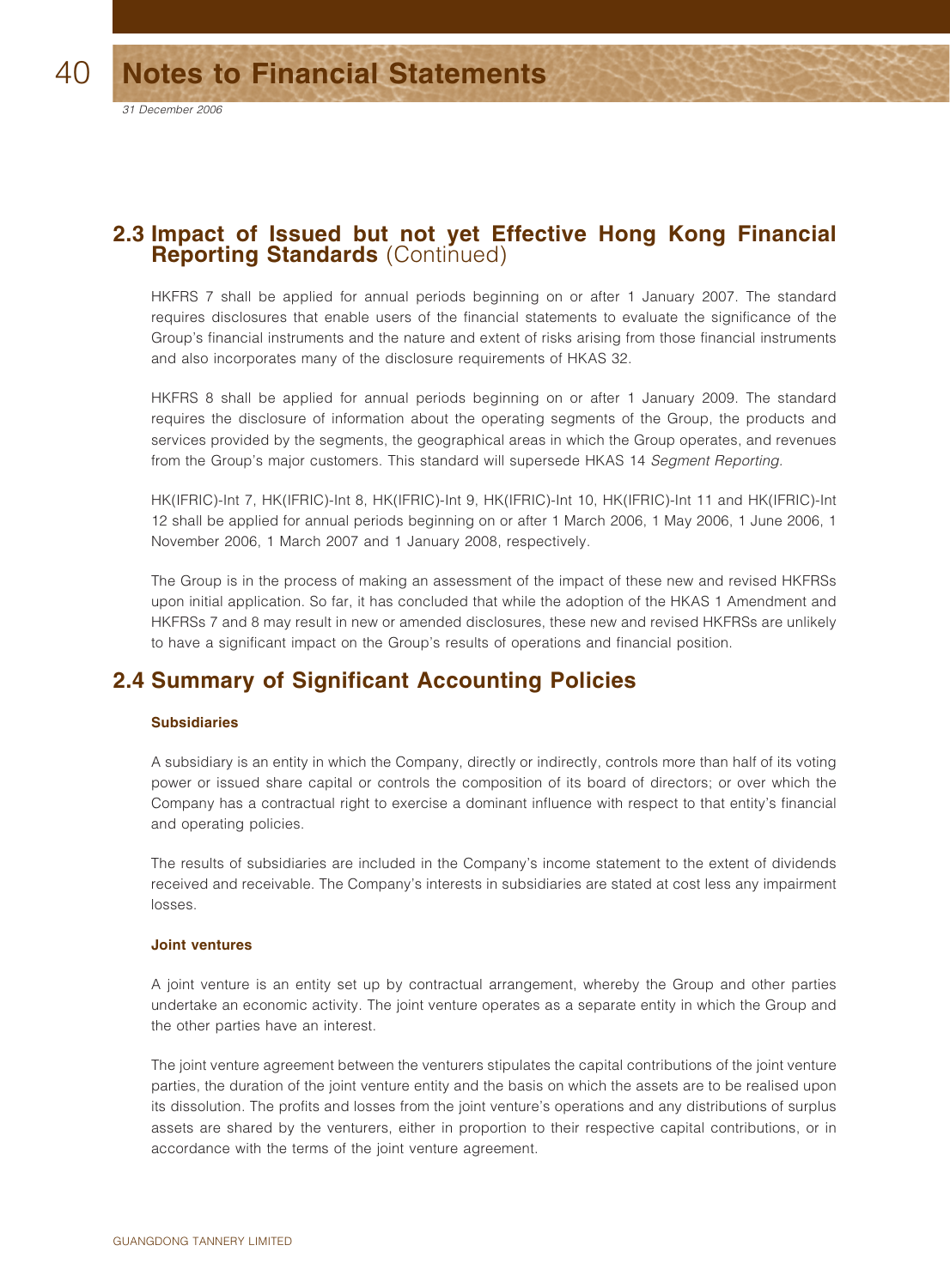## 2.3 Impact of Issued but not yet Effective Hong Kong Financial Reporting Standards (Continued)

HKFRS 7 shall be applied for annual periods beginning on or after 1 January 2007. The standard requires disclosures that enable users of the financial statements to evaluate the significance of the Group's financial instruments and the nature and extent of risks arising from those financial instruments and also incorporates many of the disclosure requirements of HKAS 32.

HKFRS 8 shall be applied for annual periods beginning on or after 1 January 2009. The standard requires the disclosure of information about the operating segments of the Group, the products and services provided by the segments, the geographical areas in which the Group operates, and revenues from the Group's major customers. This standard will supersede HKAS 14 *Segment Reporting*.

HK(IFRIC)-Int 7, HK(IFRIC)-Int 8, HK(IFRIC)-Int 9, HK(IFRIC)-Int 10, HK(IFRIC)-Int 11 and HK(IFRIC)-Int 12 shall be applied for annual periods beginning on or after 1 March 2006, 1 May 2006, 1 June 2006, 1 November 2006, 1 March 2007 and 1 January 2008, respectively.

The Group is in the process of making an assessment of the impact of these new and revised HKFRSs upon initial application. So far, it has concluded that while the adoption of the HKAS 1 Amendment and HKFRSs 7 and 8 may result in new or amended disclosures, these new and revised HKFRSs are unlikely to have a significant impact on the Group's results of operations and financial position.

## 2.4 Summary of Significant Accounting Policies

### Subsidiaries

A subsidiary is an entity in which the Company, directly or indirectly, controls more than half of its voting power or issued share capital or controls the composition of its board of directors; or over which the Company has a contractual right to exercise a dominant influence with respect to that entity's financial and operating policies.

The results of subsidiaries are included in the Company's income statement to the extent of dividends received and receivable. The Company's interests in subsidiaries are stated at cost less any impairment losses.

### Joint ventures

A joint venture is an entity set up by contractual arrangement, whereby the Group and other parties undertake an economic activity. The joint venture operates as a separate entity in which the Group and the other parties have an interest.

The joint venture agreement between the venturers stipulates the capital contributions of the joint venture parties, the duration of the joint venture entity and the basis on which the assets are to be realised upon its dissolution. The profits and losses from the joint venture's operations and any distributions of surplus assets are shared by the venturers, either in proportion to their respective capital contributions, or in accordance with the terms of the joint venture agreement.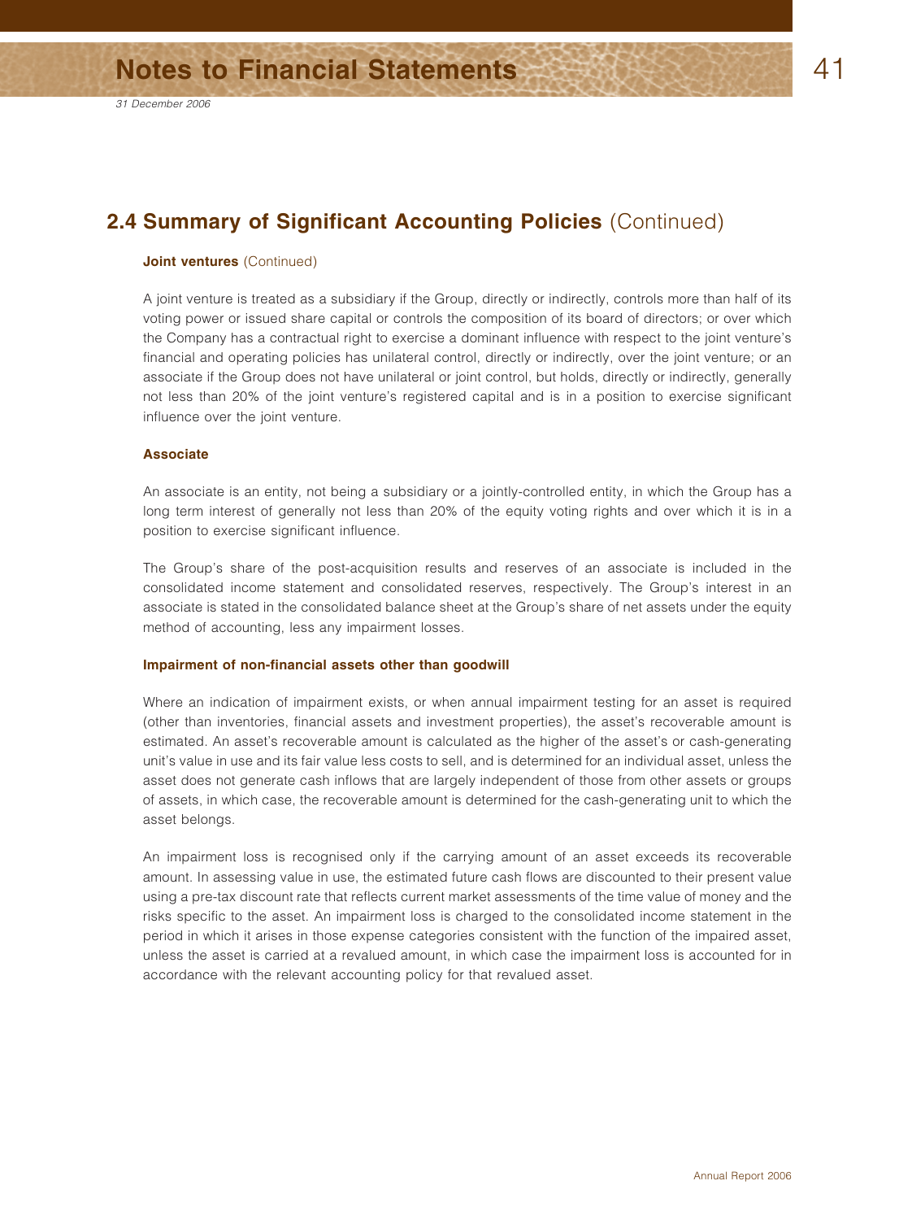## 2.4 Summary of Significant Accounting Policies (Continued)

### Joint ventures (Continued)

A joint venture is treated as a subsidiary if the Group, directly or indirectly, controls more than half of its voting power or issued share capital or controls the composition of its board of directors; or over which the Company has a contractual right to exercise a dominant influence with respect to the joint venture's financial and operating policies has unilateral control, directly or indirectly, over the joint venture; or an associate if the Group does not have unilateral or joint control, but holds, directly or indirectly, generally not less than 20% of the joint venture's registered capital and is in a position to exercise significant influence over the joint venture.

### Associate

An associate is an entity, not being a subsidiary or a jointly-controlled entity, in which the Group has a long term interest of generally not less than 20% of the equity voting rights and over which it is in a position to exercise significant influence.

The Group's share of the post-acquisition results and reserves of an associate is included in the consolidated income statement and consolidated reserves, respectively. The Group's interest in an associate is stated in the consolidated balance sheet at the Group's share of net assets under the equity method of accounting, less any impairment losses.

### Impairment of non-financial assets other than goodwill

Where an indication of impairment exists, or when annual impairment testing for an asset is required (other than inventories, financial assets and investment properties), the asset's recoverable amount is estimated. An asset's recoverable amount is calculated as the higher of the asset's or cash-generating unit's value in use and its fair value less costs to sell, and is determined for an individual asset, unless the asset does not generate cash inflows that are largely independent of those from other assets or groups of assets, in which case, the recoverable amount is determined for the cash-generating unit to which the asset belongs.

An impairment loss is recognised only if the carrying amount of an asset exceeds its recoverable amount. In assessing value in use, the estimated future cash flows are discounted to their present value using a pre-tax discount rate that reflects current market assessments of the time value of money and the risks specific to the asset. An impairment loss is charged to the consolidated income statement in the period in which it arises in those expense categories consistent with the function of the impaired asset, unless the asset is carried at a revalued amount, in which case the impairment loss is accounted for in accordance with the relevant accounting policy for that revalued asset.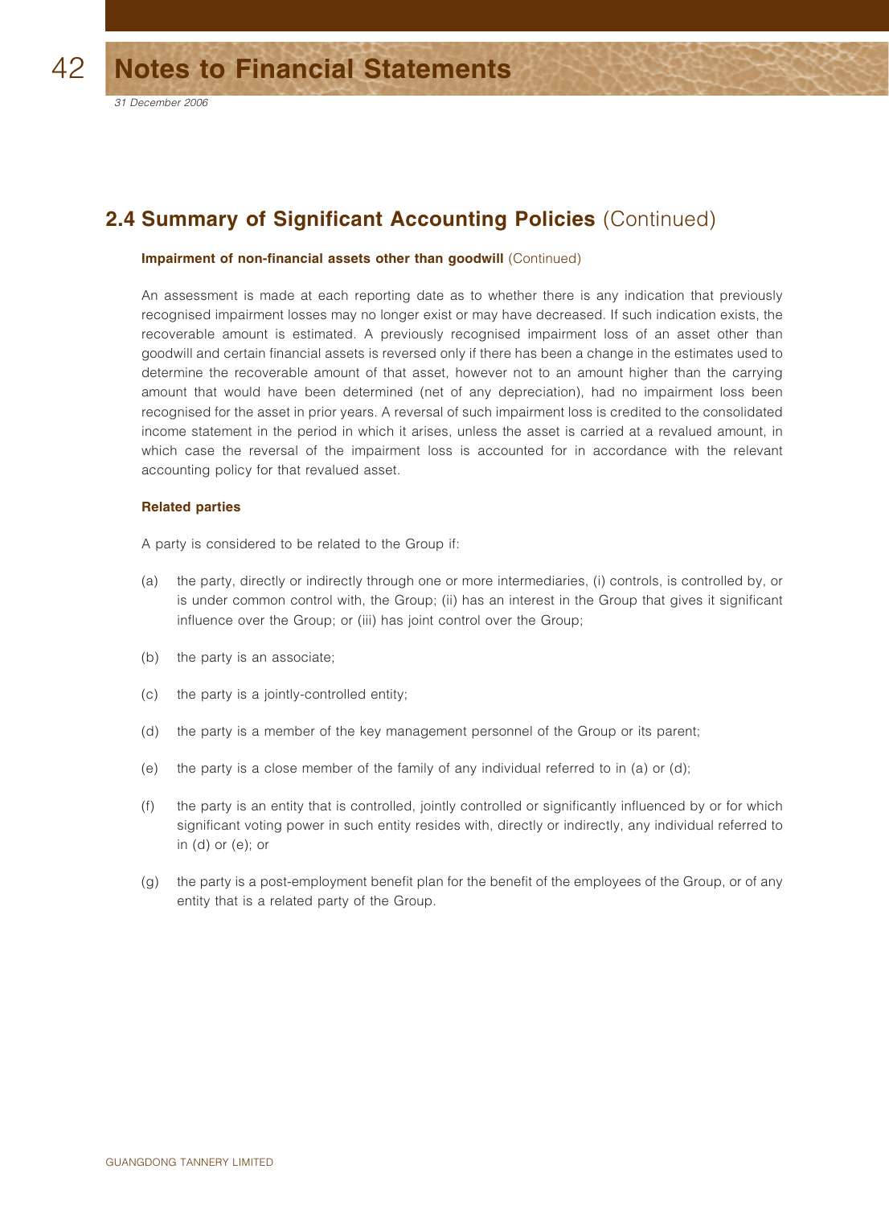## 2.4 Summary of Significant Accounting Policies (Continued)

### Impairment of non-financial assets other than goodwill (Continued)

An assessment is made at each reporting date as to whether there is any indication that previously recognised impairment losses may no longer exist or may have decreased. If such indication exists, the recoverable amount is estimated. A previously recognised impairment loss of an asset other than goodwill and certain financial assets is reversed only if there has been a change in the estimates used to determine the recoverable amount of that asset, however not to an amount higher than the carrying amount that would have been determined (net of any depreciation), had no impairment loss been recognised for the asset in prior years. A reversal of such impairment loss is credited to the consolidated income statement in the period in which it arises, unless the asset is carried at a revalued amount, in which case the reversal of the impairment loss is accounted for in accordance with the relevant accounting policy for that revalued asset.

### Related parties

A party is considered to be related to the Group if:

(a) the party, directly or indirectly through one or more intermediaries, (i) controls, is controlled by, or is under common control with, the Group; (ii) has an interest in the Group that gives it significant influence over the Group; or (iii) has joint control over the Group;

(b) the party is an associate;

(c) the party is a jointly-controlled entity;

(d) the party is a member of the key management personnel of the Group or its parent;

(e) the party is a close member of the family of any individual referred to in (a) or (d);

(f) the party is an entity that is controlled, jointly controlled or significantly influenced by or for which significant voting power in such entity resides with, directly or indirectly, any individual referred to in (d) or (e); or

(g) the party is a post-employment benefit plan for the benefit of the employees of the Group, or of any entity that is a related party of the Group.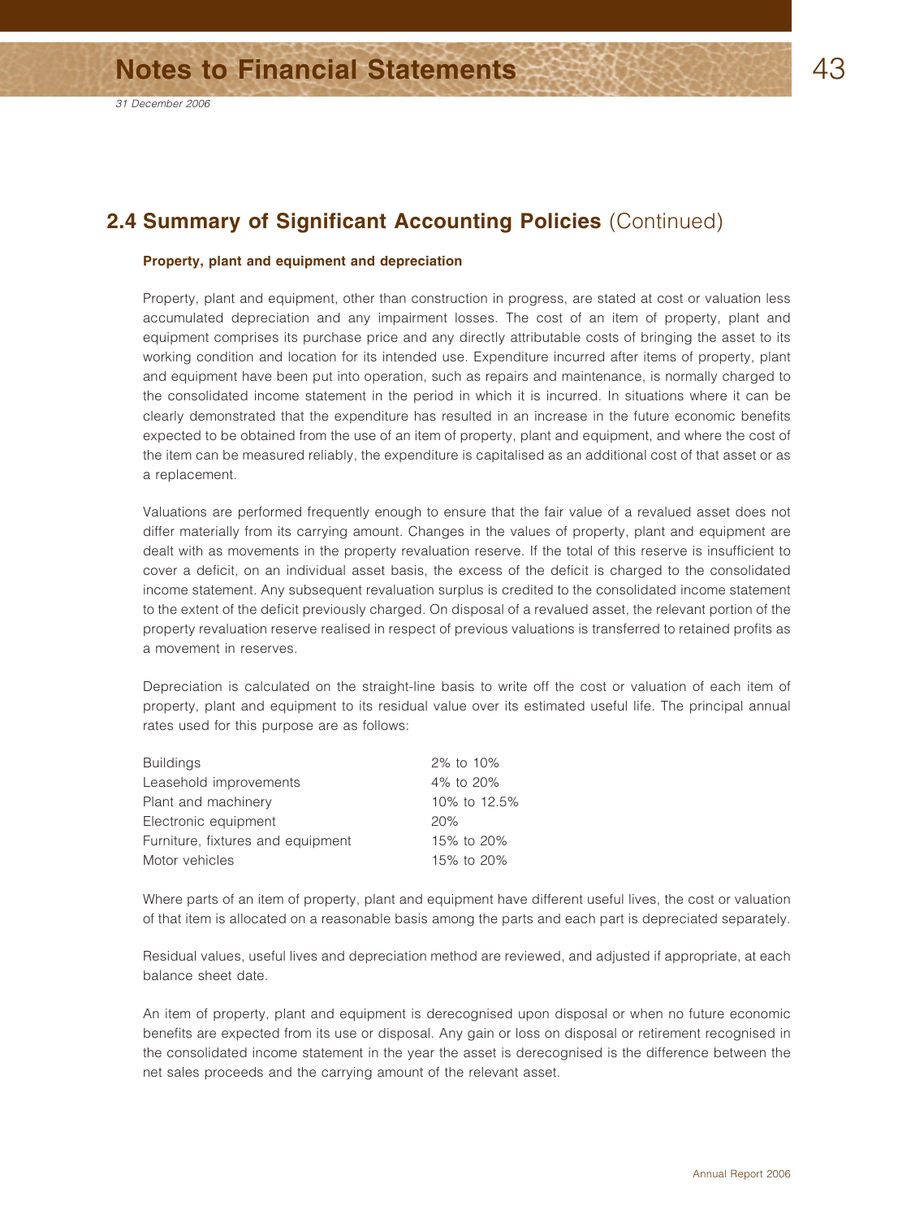## 2.4 Summary of Significant Accounting Policies (Continued)

### Property, plant and equipment and depreciation

Property, plant and equipment, other than construction in progress, are stated at cost or valuation less accumulated depreciation and any impairment losses. The cost of an item of property, plant and equipment comprises its purchase price and any directly attributable costs of bringing the asset to its working condition and location for its intended use. Expenditure incurred after items of property, plant and equipment have been put into operation, such as repairs and maintenance, is normally charged to the consolidated income statement in the period in which it is incurred. In situations where it can be clearly demonstrated that the expenditure has resulted in an increase in the future economic benefits expected to be obtained from the use of an item of property, plant and equipment, and where the cost of the item can be measured reliably, the expenditure is capitalised as an additional cost of that asset or as a replacement.

Valuations are performed frequently enough to ensure that the fair value of a revalued asset does not differ materially from its carrying amount. Changes in the values of property, plant and equipment are dealt with as movements in the property revaluation reserve. If the total of this reserve is insufficient to cover a deficit, on an individual asset basis, the excess of the deficit is charged to the consolidated income statement. Any subsequent revaluation surplus is credited to the consolidated income statement to the extent of the deficit previously charged. On disposal of a revalued asset, the relevant portion of the property revaluation reserve realised in respect of previous valuations is transferred to retained profits as a movement in reserves.

Depreciation is calculated on the straight-line basis to write off the cost or valuation of each item of property, plant and equipment to its residual value over its estimated useful life. The principal annual rates used for this purpose are as follows:

| | |
|---|---|
| Buildings | 2% to 10% |
| Leasehold improvements | 4% to 20% |
| Plant and machinery | 10% to 12.5% |
| Electronic equipment | 20% |
| Furniture, fixtures and equipment | 15% to 20% |
| Motor vehicles | 15% to 20% |

Where parts of an item of property, plant and equipment have different useful lives, the cost or valuation of that item is allocated on a reasonable basis among the parts and each part is depreciated separately.

Residual values, useful lives and depreciation method are reviewed, and adjusted if appropriate, at each balance sheet date.

An item of property, plant and equipment is derecognised upon disposal or when no future economic benefits are expected from its use or disposal. Any gain or loss on disposal or retirement recognised in the consolidated income statement in the year the asset is derecognised is the difference between the net sales proceeds and the carrying amount of the relevant asset.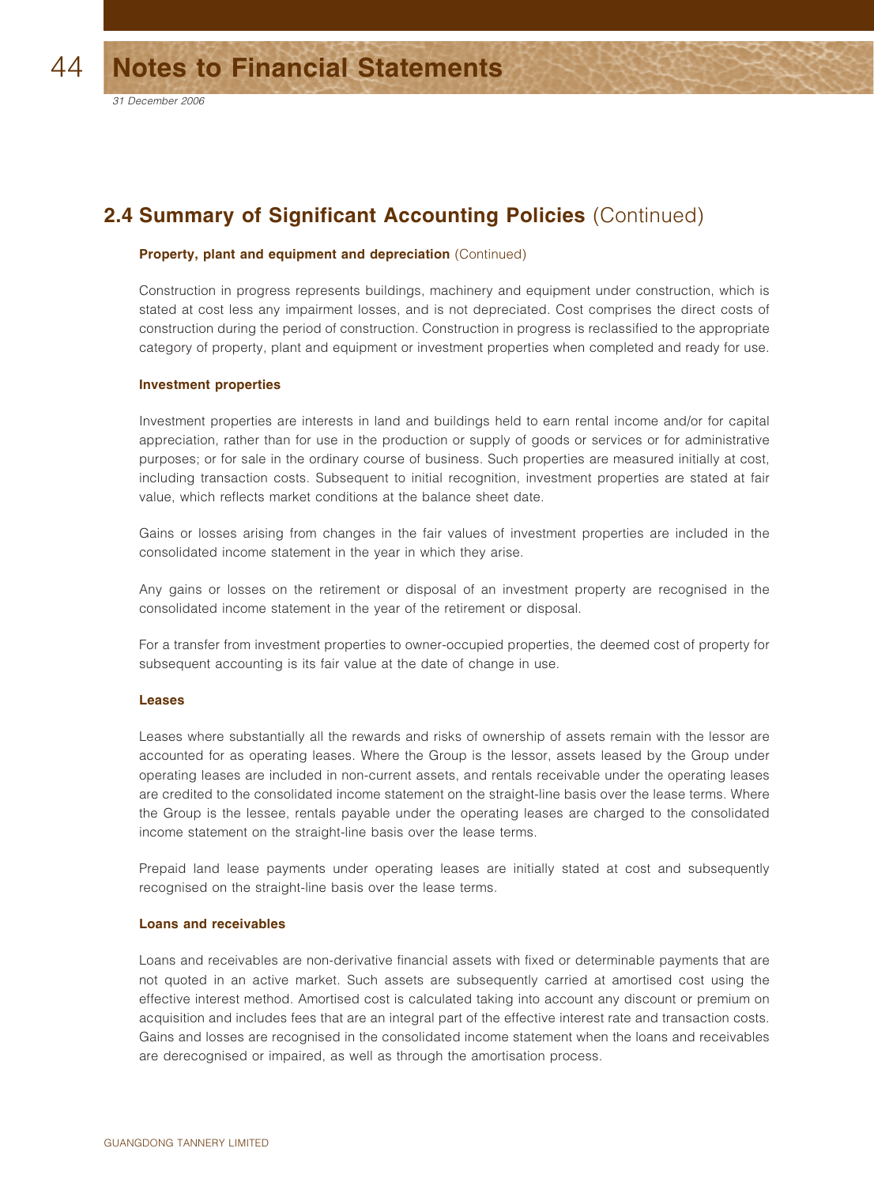## 2.4 Summary of Significant Accounting Policies (Continued)

### Property, plant and equipment and depreciation (Continued)

Construction in progress represents buildings, machinery and equipment under construction, which is stated at cost less any impairment losses, and is not depreciated. Cost comprises the direct costs of construction during the period of construction. Construction in progress is reclassified to the appropriate category of property, plant and equipment or investment properties when completed and ready for use.

### Investment properties

Investment properties are interests in land and buildings held to earn rental income and/or for capital appreciation, rather than for use in the production or supply of goods or services or for administrative purposes; or for sale in the ordinary course of business. Such properties are measured initially at cost, including transaction costs. Subsequent to initial recognition, investment properties are stated at fair value, which reflects market conditions at the balance sheet date.

Gains or losses arising from changes in the fair values of investment properties are included in the consolidated income statement in the year in which they arise.

Any gains or losses on the retirement or disposal of an investment property are recognised in the consolidated income statement in the year of the retirement or disposal.

For a transfer from investment properties to owner-occupied properties, the deemed cost of property for subsequent accounting is its fair value at the date of change in use.

### Leases

Leases where substantially all the rewards and risks of ownership of assets remain with the lessor are accounted for as operating leases. Where the Group is the lessor, assets leased by the Group under operating leases are included in non-current assets, and rentals receivable under the operating leases are credited to the consolidated income statement on the straight-line basis over the lease terms. Where the Group is the lessee, rentals payable under the operating leases are charged to the consolidated income statement on the straight-line basis over the lease terms.

Prepaid land lease payments under operating leases are initially stated at cost and subsequently recognised on the straight-line basis over the lease terms.

### Loans and receivables

Loans and receivables are non-derivative financial assets with fixed or determinable payments that are not quoted in an active market. Such assets are subsequently carried at amortised cost using the effective interest method. Amortised cost is calculated taking into account any discount or premium on acquisition and includes fees that are an integral part of the effective interest rate and transaction costs. Gains and losses are recognised in the consolidated income statement when the loans and receivables are derecognised or impaired, as well as through the amortisation process.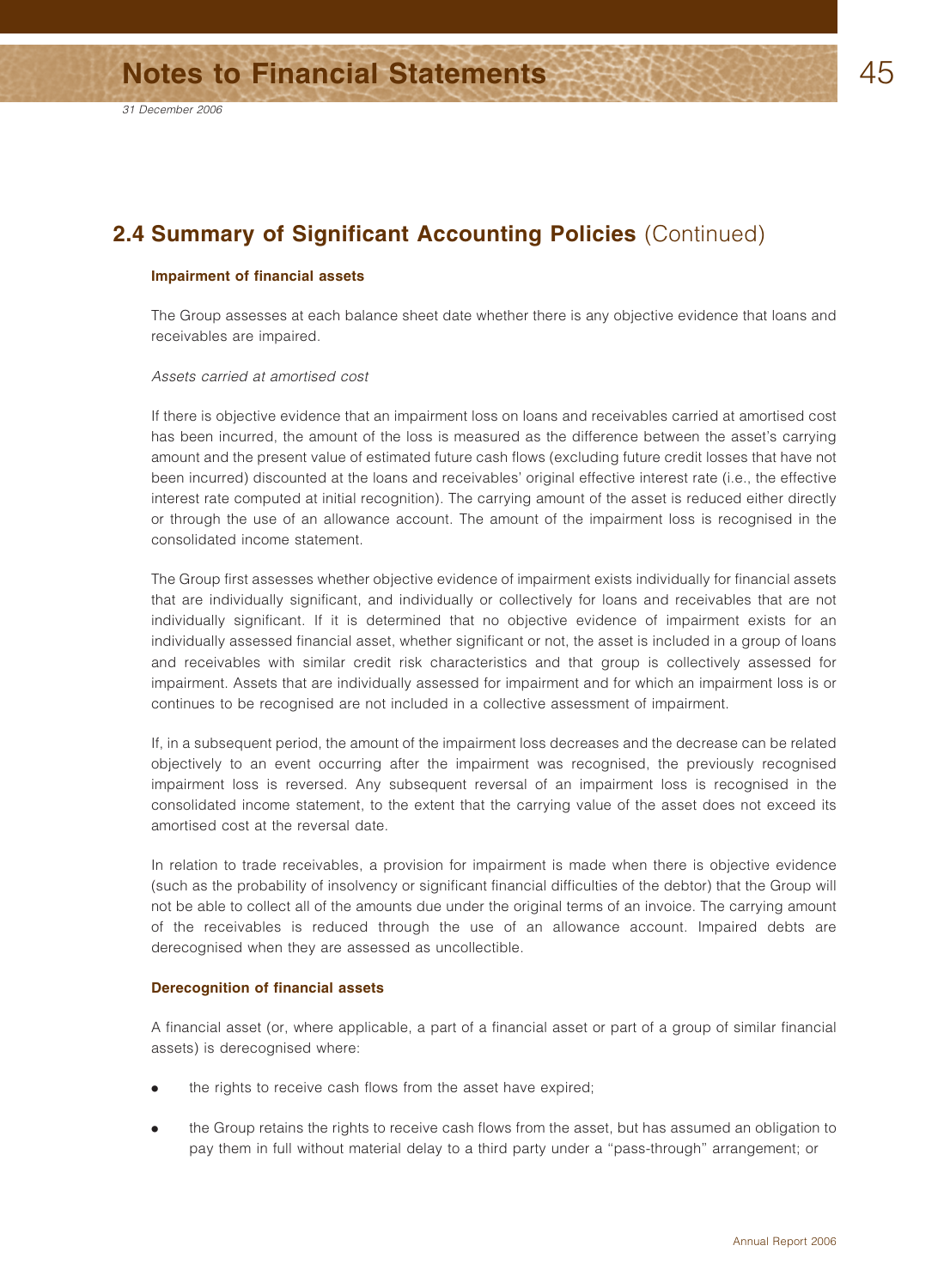## 2.4 Summary of Significant Accounting Policies (Continued)

### Impairment of financial assets

The Group assesses at each balance sheet date whether there is any objective evidence that loans and receivables are impaired.

*Assets carried at amortised cost*

If there is objective evidence that an impairment loss on loans and receivables carried at amortised cost has been incurred, the amount of the loss is measured as the difference between the asset's carrying amount and the present value of estimated future cash flows (excluding future credit losses that have not been incurred) discounted at the loans and receivables' original effective interest rate (i.e., the effective interest rate computed at initial recognition). The carrying amount of the asset is reduced either directly or through the use of an allowance account. The amount of the impairment loss is recognised in the consolidated income statement.

The Group first assesses whether objective evidence of impairment exists individually for financial assets that are individually significant, and individually or collectively for loans and receivables that are not individually significant. If it is determined that no objective evidence of impairment exists for an individually assessed financial asset, whether significant or not, the asset is included in a group of loans and receivables with similar credit risk characteristics and that group is collectively assessed for impairment. Assets that are individually assessed for impairment and for which an impairment loss is or continues to be recognised are not included in a collective assessment of impairment.

If, in a subsequent period, the amount of the impairment loss decreases and the decrease can be related objectively to an event occurring after the impairment was recognised, the previously recognised impairment loss is reversed. Any subsequent reversal of an impairment loss is recognised in the consolidated income statement, to the extent that the carrying value of the asset does not exceed its amortised cost at the reversal date.

In relation to trade receivables, a provision for impairment is made when there is objective evidence (such as the probability of insolvency or significant financial difficulties of the debtor) that the Group will not be able to collect all of the amounts due under the original terms of an invoice. The carrying amount of the receivables is reduced through the use of an allowance account. Impaired debts are derecognised when they are assessed as uncollectible.

### Derecognition of financial assets

A financial asset (or, where applicable, a part of a financial asset or part of a group of similar financial assets) is derecognised where:

- the rights to receive cash flows from the asset have expired;
- the Group retains the rights to receive cash flows from the asset, but has assumed an obligation to pay them in full without material delay to a third party under a "pass-through" arrangement; or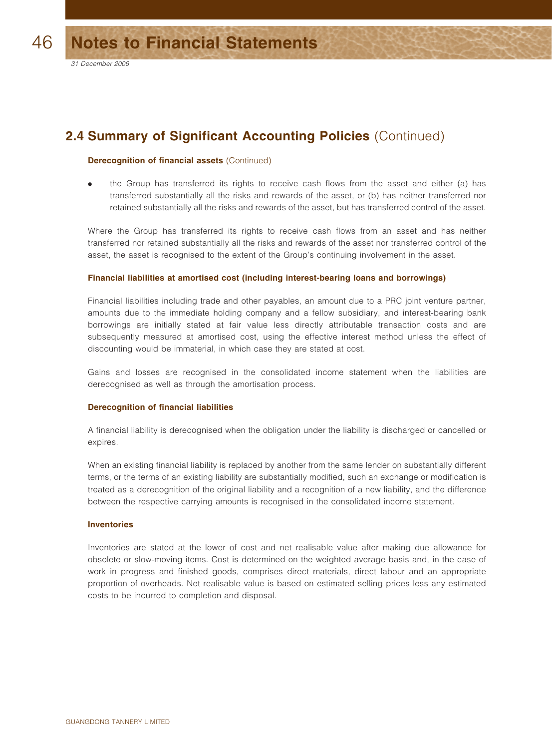## 2.4 Summary of Significant Accounting Policies (Continued)

**Derecognition of financial assets** (Continued)

- the Group has transferred its rights to receive cash flows from the asset and either (a) has transferred substantially all the risks and rewards of the asset, or (b) has neither transferred nor retained substantially all the risks and rewards of the asset, but has transferred control of the asset.

Where the Group has transferred its rights to receive cash flows from an asset and has neither transferred nor retained substantially all the risks and rewards of the asset nor transferred control of the asset, the asset is recognised to the extent of the Group's continuing involvement in the asset.

**Financial liabilities at amortised cost (including interest-bearing loans and borrowings)**

Financial liabilities including trade and other payables, an amount due to a PRC joint venture partner, amounts due to the immediate holding company and a fellow subsidiary, and interest-bearing bank borrowings are initially stated at fair value less directly attributable transaction costs and are subsequently measured at amortised cost, using the effective interest method unless the effect of discounting would be immaterial, in which case they are stated at cost.

Gains and losses are recognised in the consolidated income statement when the liabilities are derecognised as well as through the amortisation process.

**Derecognition of financial liabilities**

A financial liability is derecognised when the obligation under the liability is discharged or cancelled or expires.

When an existing financial liability is replaced by another from the same lender on substantially different terms, or the terms of an existing liability are substantially modified, such an exchange or modification is treated as a derecognition of the original liability and a recognition of a new liability, and the difference between the respective carrying amounts is recognised in the consolidated income statement.

**Inventories**

Inventories are stated at the lower of cost and net realisable value after making due allowance for obsolete or slow-moving items. Cost is determined on the weighted average basis and, in the case of work in progress and finished goods, comprises direct materials, direct labour and an appropriate proportion of overheads. Net realisable value is based on estimated selling prices less any estimated costs to be incurred to completion and disposal.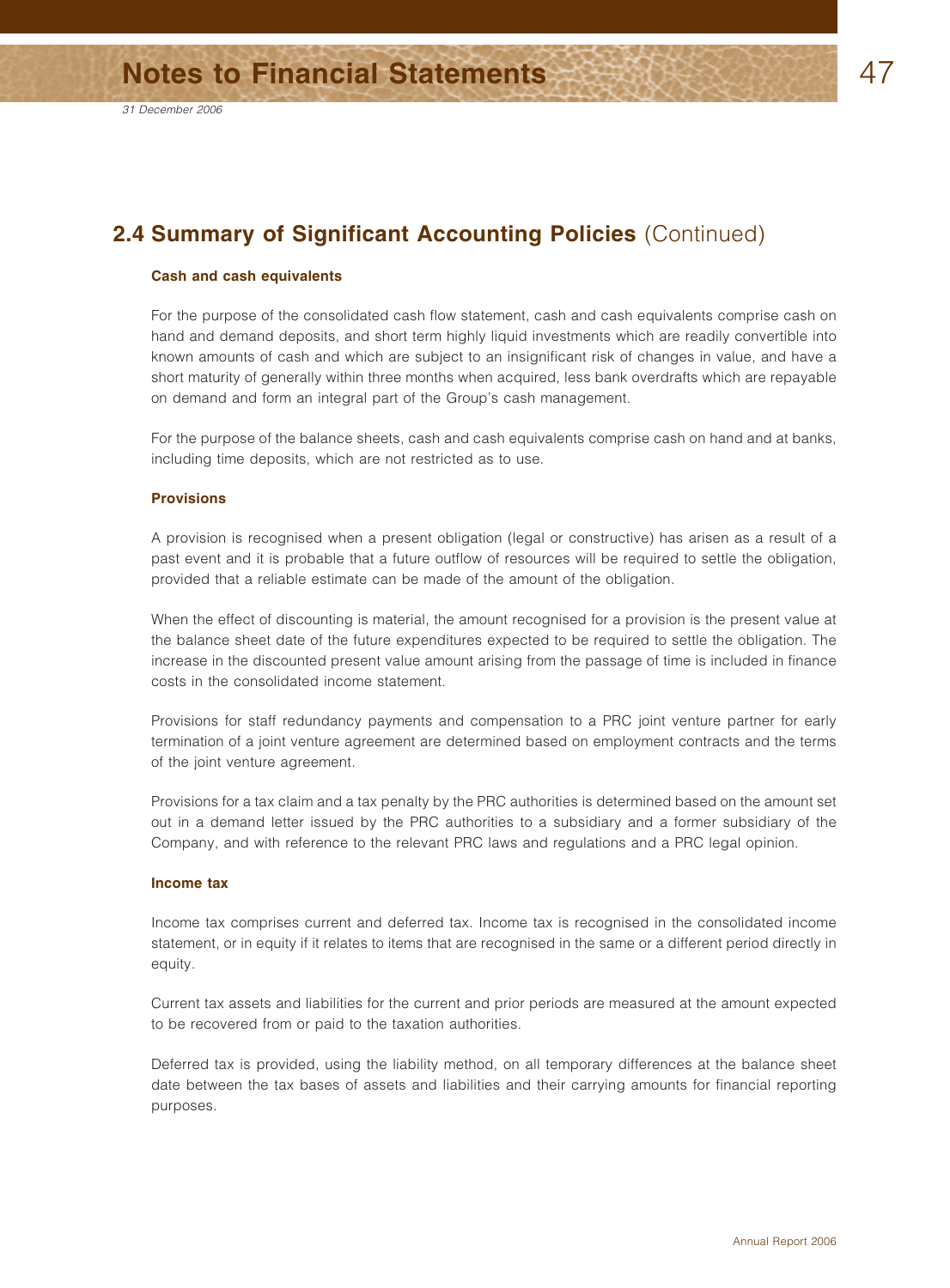## 2.4 Summary of Significant Accounting Policies (Continued)

### Cash and cash equivalents

For the purpose of the consolidated cash flow statement, cash and cash equivalents comprise cash on hand and demand deposits, and short term highly liquid investments which are readily convertible into known amounts of cash and which are subject to an insignificant risk of changes in value, and have a short maturity of generally within three months when acquired, less bank overdrafts which are repayable on demand and form an integral part of the Group's cash management.

For the purpose of the balance sheets, cash and cash equivalents comprise cash on hand and at banks, including time deposits, which are not restricted as to use.

### Provisions

A provision is recognised when a present obligation (legal or constructive) has arisen as a result of a past event and it is probable that a future outflow of resources will be required to settle the obligation, provided that a reliable estimate can be made of the amount of the obligation.

When the effect of discounting is material, the amount recognised for a provision is the present value at the balance sheet date of the future expenditures expected to be required to settle the obligation. The increase in the discounted present value amount arising from the passage of time is included in finance costs in the consolidated income statement.

Provisions for staff redundancy payments and compensation to a PRC joint venture partner for early termination of a joint venture agreement are determined based on employment contracts and the terms of the joint venture agreement.

Provisions for a tax claim and a tax penalty by the PRC authorities is determined based on the amount set out in a demand letter issued by the PRC authorities to a subsidiary and a former subsidiary of the Company, and with reference to the relevant PRC laws and regulations and a PRC legal opinion.

### Income tax

Income tax comprises current and deferred tax. Income tax is recognised in the consolidated income statement, or in equity if it relates to items that are recognised in the same or a different period directly in equity.

Current tax assets and liabilities for the current and prior periods are measured at the amount expected to be recovered from or paid to the taxation authorities.

Deferred tax is provided, using the liability method, on all temporary differences at the balance sheet date between the tax bases of assets and liabilities and their carrying amounts for financial reporting purposes.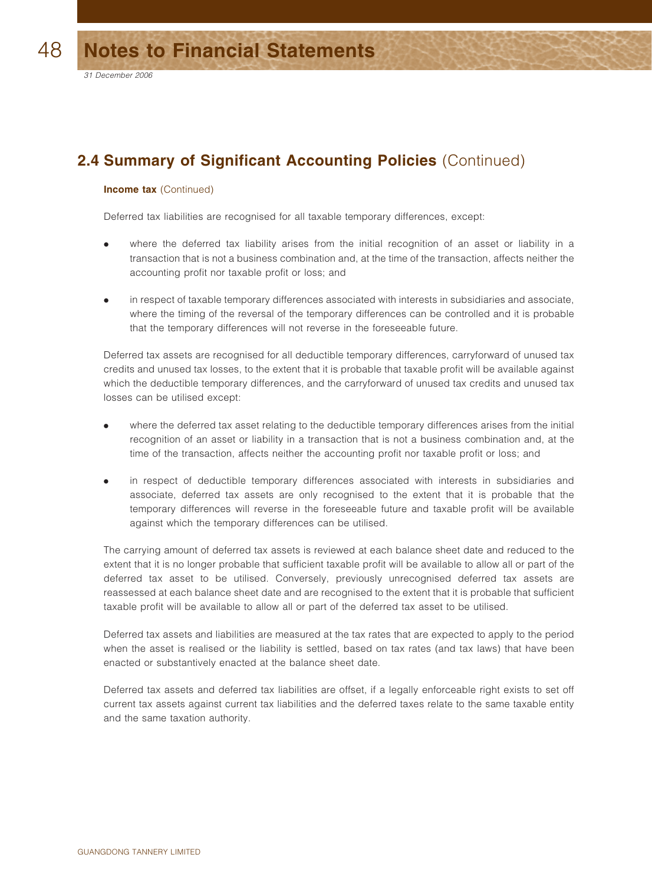## 2.4 Summary of Significant Accounting Policies (Continued)

**Income tax** (Continued)

Deferred tax liabilities are recognised for all taxable temporary differences, except:

- where the deferred tax liability arises from the initial recognition of an asset or liability in a transaction that is not a business combination and, at the time of the transaction, affects neither the accounting profit nor taxable profit or loss; and
- in respect of taxable temporary differences associated with interests in subsidiaries and associate, where the timing of the reversal of the temporary differences can be controlled and it is probable that the temporary differences will not reverse in the foreseeable future.

Deferred tax assets are recognised for all deductible temporary differences, carryforward of unused tax credits and unused tax losses, to the extent that it is probable that taxable profit will be available against which the deductible temporary differences, and the carryforward of unused tax credits and unused tax losses can be utilised except:

- where the deferred tax asset relating to the deductible temporary differences arises from the initial recognition of an asset or liability in a transaction that is not a business combination and, at the time of the transaction, affects neither the accounting profit nor taxable profit or loss; and
- in respect of deductible temporary differences associated with interests in subsidiaries and associate, deferred tax assets are only recognised to the extent that it is probable that the temporary differences will reverse in the foreseeable future and taxable profit will be available against which the temporary differences can be utilised.

The carrying amount of deferred tax assets is reviewed at each balance sheet date and reduced to the extent that it is no longer probable that sufficient taxable profit will be available to allow all or part of the deferred tax asset to be utilised. Conversely, previously unrecognised deferred tax assets are reassessed at each balance sheet date and are recognised to the extent that it is probable that sufficient taxable profit will be available to allow all or part of the deferred tax asset to be utilised.

Deferred tax assets and liabilities are measured at the tax rates that are expected to apply to the period when the asset is realised or the liability is settled, based on tax rates (and tax laws) that have been enacted or substantively enacted at the balance sheet date.

Deferred tax assets and deferred tax liabilities are offset, if a legally enforceable right exists to set off current tax assets against current tax liabilities and the deferred taxes relate to the same taxable entity and the same taxation authority.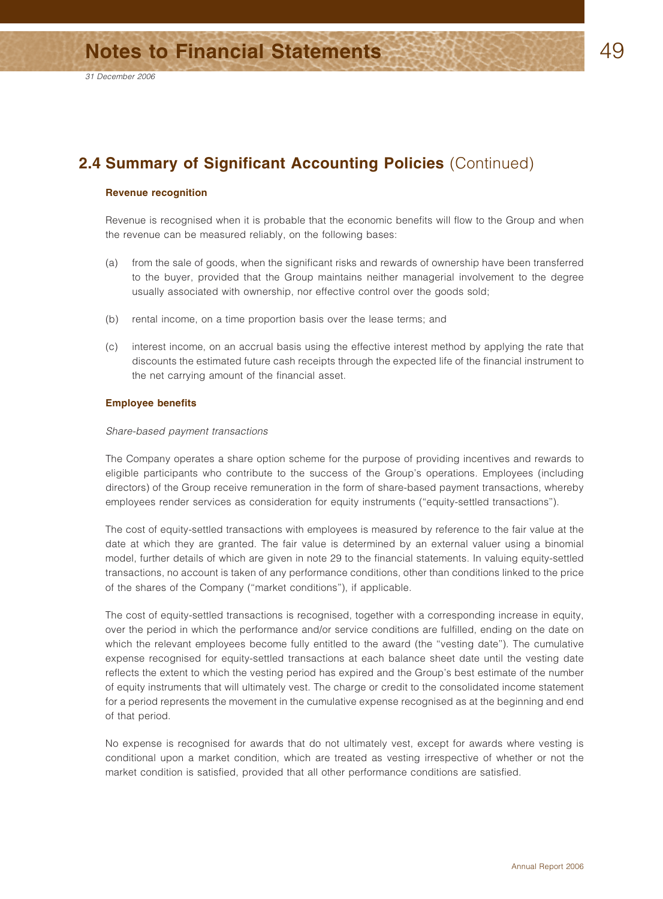## 2.4 Summary of Significant Accounting Policies (Continued)

### Revenue recognition

Revenue is recognised when it is probable that the economic benefits will flow to the Group and when the revenue can be measured reliably, on the following bases:

(a) from the sale of goods, when the significant risks and rewards of ownership have been transferred to the buyer, provided that the Group maintains neither managerial involvement to the degree usually associated with ownership, nor effective control over the goods sold;

(b) rental income, on a time proportion basis over the lease terms; and

(c) interest income, on an accrual basis using the effective interest method by applying the rate that discounts the estimated future cash receipts through the expected life of the financial instrument to the net carrying amount of the financial asset.

### Employee benefits

*Share-based payment transactions*

The Company operates a share option scheme for the purpose of providing incentives and rewards to eligible participants who contribute to the success of the Group's operations. Employees (including directors) of the Group receive remuneration in the form of share-based payment transactions, whereby employees render services as consideration for equity instruments ("equity-settled transactions").

The cost of equity-settled transactions with employees is measured by reference to the fair value at the date at which they are granted. The fair value is determined by an external valuer using a binomial model, further details of which are given in note 29 to the financial statements. In valuing equity-settled transactions, no account is taken of any performance conditions, other than conditions linked to the price of the shares of the Company ("market conditions"), if applicable.

The cost of equity-settled transactions is recognised, together with a corresponding increase in equity, over the period in which the performance and/or service conditions are fulfilled, ending on the date on which the relevant employees become fully entitled to the award (the "vesting date"). The cumulative expense recognised for equity-settled transactions at each balance sheet date until the vesting date reflects the extent to which the vesting period has expired and the Group's best estimate of the number of equity instruments that will ultimately vest. The charge or credit to the consolidated income statement for a period represents the movement in the cumulative expense recognised as at the beginning and end of that period.

No expense is recognised for awards that do not ultimately vest, except for awards where vesting is conditional upon a market condition, which are treated as vesting irrespective of whether or not the market condition is satisfied, provided that all other performance conditions are satisfied.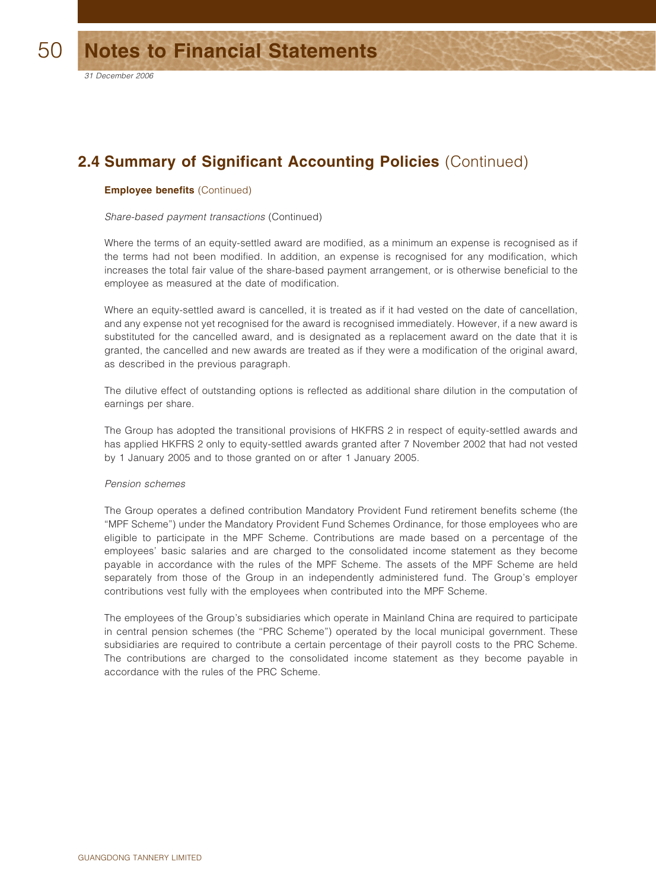## 2.4 Summary of Significant Accounting Policies (Continued)

**Employee benefits** (Continued)

*Share-based payment transactions* (Continued)

Where the terms of an equity-settled award are modified, as a minimum an expense is recognised as if the terms had not been modified. In addition, an expense is recognised for any modification, which increases the total fair value of the share-based payment arrangement, or is otherwise beneficial to the employee as measured at the date of modification.

Where an equity-settled award is cancelled, it is treated as if it had vested on the date of cancellation, and any expense not yet recognised for the award is recognised immediately. However, if a new award is substituted for the cancelled award, and is designated as a replacement award on the date that it is granted, the cancelled and new awards are treated as if they were a modification of the original award, as described in the previous paragraph.

The dilutive effect of outstanding options is reflected as additional share dilution in the computation of earnings per share.

The Group has adopted the transitional provisions of HKFRS 2 in respect of equity-settled awards and has applied HKFRS 2 only to equity-settled awards granted after 7 November 2002 that had not vested by 1 January 2005 and to those granted on or after 1 January 2005.

*Pension schemes*

The Group operates a defined contribution Mandatory Provident Fund retirement benefits scheme (the "MPF Scheme") under the Mandatory Provident Fund Schemes Ordinance, for those employees who are eligible to participate in the MPF Scheme. Contributions are made based on a percentage of the employees' basic salaries and are charged to the consolidated income statement as they become payable in accordance with the rules of the MPF Scheme. The assets of the MPF Scheme are held separately from those of the Group in an independently administered fund. The Group's employer contributions vest fully with the employees when contributed into the MPF Scheme.

The employees of the Group's subsidiaries which operate in Mainland China are required to participate in central pension schemes (the "PRC Scheme") operated by the local municipal government. These subsidiaries are required to contribute a certain percentage of their payroll costs to the PRC Scheme. The contributions are charged to the consolidated income statement as they become payable in accordance with the rules of the PRC Scheme.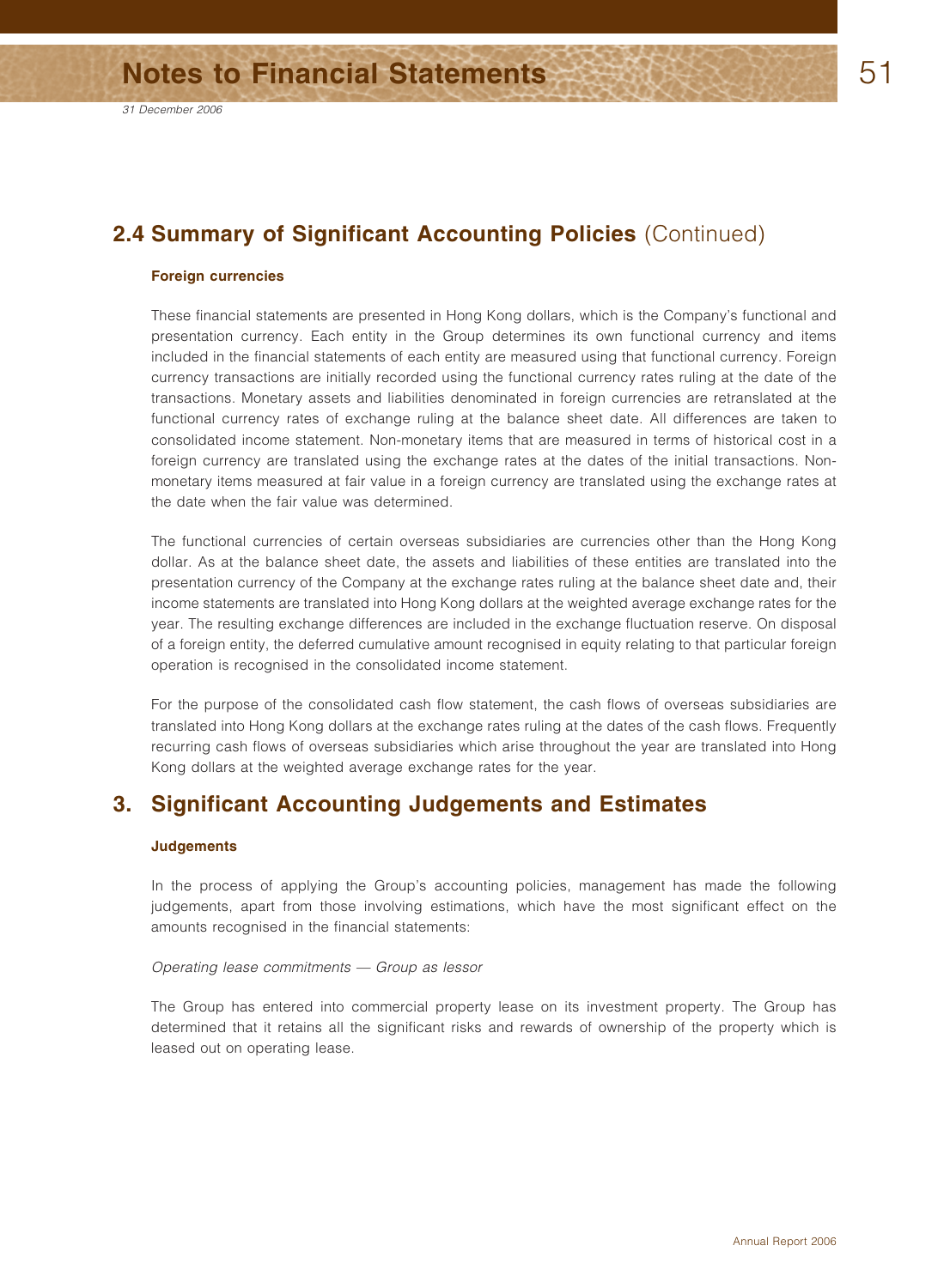## 2.4 Summary of Significant Accounting Policies (Continued)

### Foreign currencies

These financial statements are presented in Hong Kong dollars, which is the Company's functional and presentation currency. Each entity in the Group determines its own functional currency and items included in the financial statements of each entity are measured using that functional currency. Foreign currency transactions are initially recorded using the functional currency rates ruling at the date of the transactions. Monetary assets and liabilities denominated in foreign currencies are retranslated at the functional currency rates of exchange ruling at the balance sheet date. All differences are taken to consolidated income statement. Non-monetary items that are measured in terms of historical cost in a foreign currency are translated using the exchange rates at the dates of the initial transactions. Non-monetary items measured at fair value in a foreign currency are translated using the exchange rates at the date when the fair value was determined.

The functional currencies of certain overseas subsidiaries are currencies other than the Hong Kong dollar. As at the balance sheet date, the assets and liabilities of these entities are translated into the presentation currency of the Company at the exchange rates ruling at the balance sheet date and, their income statements are translated into Hong Kong dollars at the weighted average exchange rates for the year. The resulting exchange differences are included in the exchange fluctuation reserve. On disposal of a foreign entity, the deferred cumulative amount recognised in equity relating to that particular foreign operation is recognised in the consolidated income statement.

For the purpose of the consolidated cash flow statement, the cash flows of overseas subsidiaries are translated into Hong Kong dollars at the exchange rates ruling at the dates of the cash flows. Frequently recurring cash flows of overseas subsidiaries which arise throughout the year are translated into Hong Kong dollars at the weighted average exchange rates for the year.

## 3. Significant Accounting Judgements and Estimates

### Judgements

In the process of applying the Group's accounting policies, management has made the following judgements, apart from those involving estimations, which have the most significant effect on the amounts recognised in the financial statements:

*Operating lease commitments — Group as lessor*

The Group has entered into commercial property lease on its investment property. The Group has determined that it retains all the significant risks and rewards of ownership of the property which is leased out on operating lease.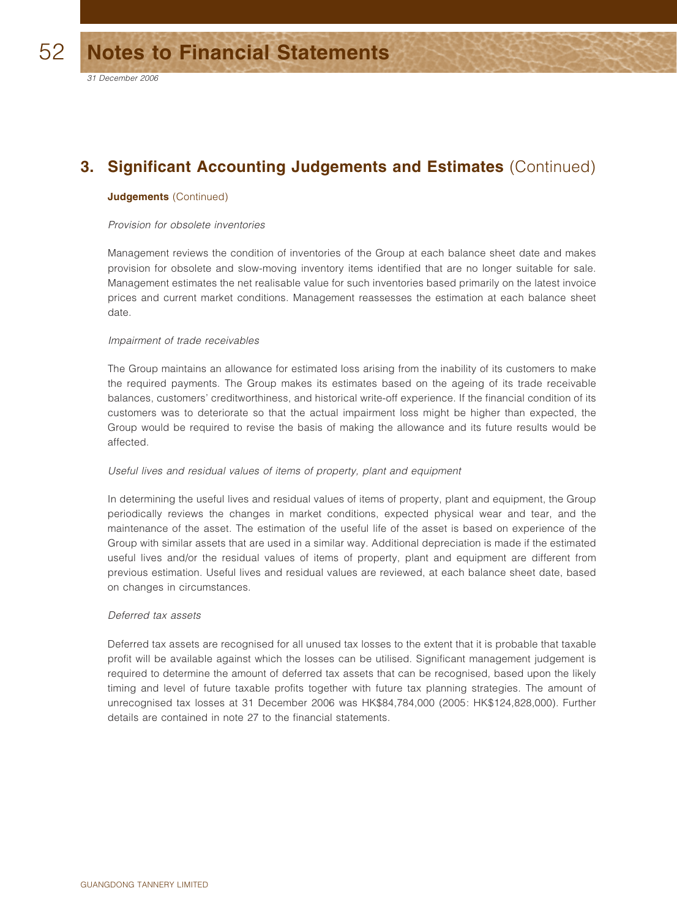## 3. Significant Accounting Judgements and Estimates (Continued)

**Judgements** (Continued)

*Provision for obsolete inventories*

Management reviews the condition of inventories of the Group at each balance sheet date and makes provision for obsolete and slow-moving inventory items identified that are no longer suitable for sale. Management estimates the net realisable value for such inventories based primarily on the latest invoice prices and current market conditions. Management reassesses the estimation at each balance sheet date.

*Impairment of trade receivables*

The Group maintains an allowance for estimated loss arising from the inability of its customers to make the required payments. The Group makes its estimates based on the ageing of its trade receivable balances, customers' creditworthiness, and historical write-off experience. If the financial condition of its customers was to deteriorate so that the actual impairment loss might be higher than expected, the Group would be required to revise the basis of making the allowance and its future results would be affected.

*Useful lives and residual values of items of property, plant and equipment*

In determining the useful lives and residual values of items of property, plant and equipment, the Group periodically reviews the changes in market conditions, expected physical wear and tear, and the maintenance of the asset. The estimation of the useful life of the asset is based on experience of the Group with similar assets that are used in a similar way. Additional depreciation is made if the estimated useful lives and/or the residual values of items of property, plant and equipment are different from previous estimation. Useful lives and residual values are reviewed, at each balance sheet date, based on changes in circumstances.

*Deferred tax assets*

Deferred tax assets are recognised for all unused tax losses to the extent that it is probable that taxable profit will be available against which the losses can be utilised. Significant management judgement is required to determine the amount of deferred tax assets that can be recognised, based upon the likely timing and level of future taxable profits together with future tax planning strategies. The amount of unrecognised tax losses at 31 December 2006 was HK$84,784,000 (2005: HK$124,828,000). Further details are contained in note 27 to the financial statements.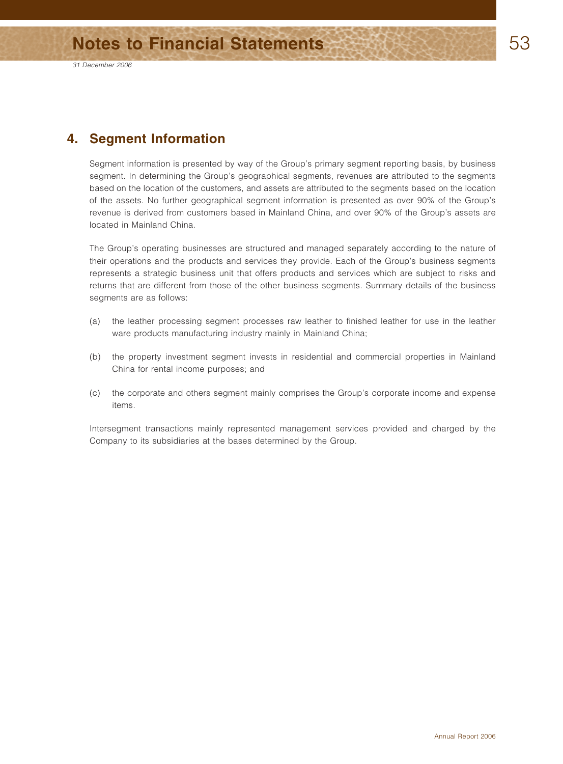## 4. Segment Information

Segment information is presented by way of the Group's primary segment reporting basis, by business segment. In determining the Group's geographical segments, revenues are attributed to the segments based on the location of the customers, and assets are attributed to the segments based on the location of the assets. No further geographical segment information is presented as over 90% of the Group's revenue is derived from customers based in Mainland China, and over 90% of the Group's assets are located in Mainland China.

The Group's operating businesses are structured and managed separately according to the nature of their operations and the products and services they provide. Each of the Group's business segments represents a strategic business unit that offers products and services which are subject to risks and returns that are different from those of the other business segments. Summary details of the business segments are as follows:

(a) the leather processing segment processes raw leather to finished leather for use in the leather ware products manufacturing industry mainly in Mainland China;

(b) the property investment segment invests in residential and commercial properties in Mainland China for rental income purposes; and

(c) the corporate and others segment mainly comprises the Group's corporate income and expense items.

Intersegment transactions mainly represented management services provided and charged by the Company to its subsidiaries at the bases determined by the Group.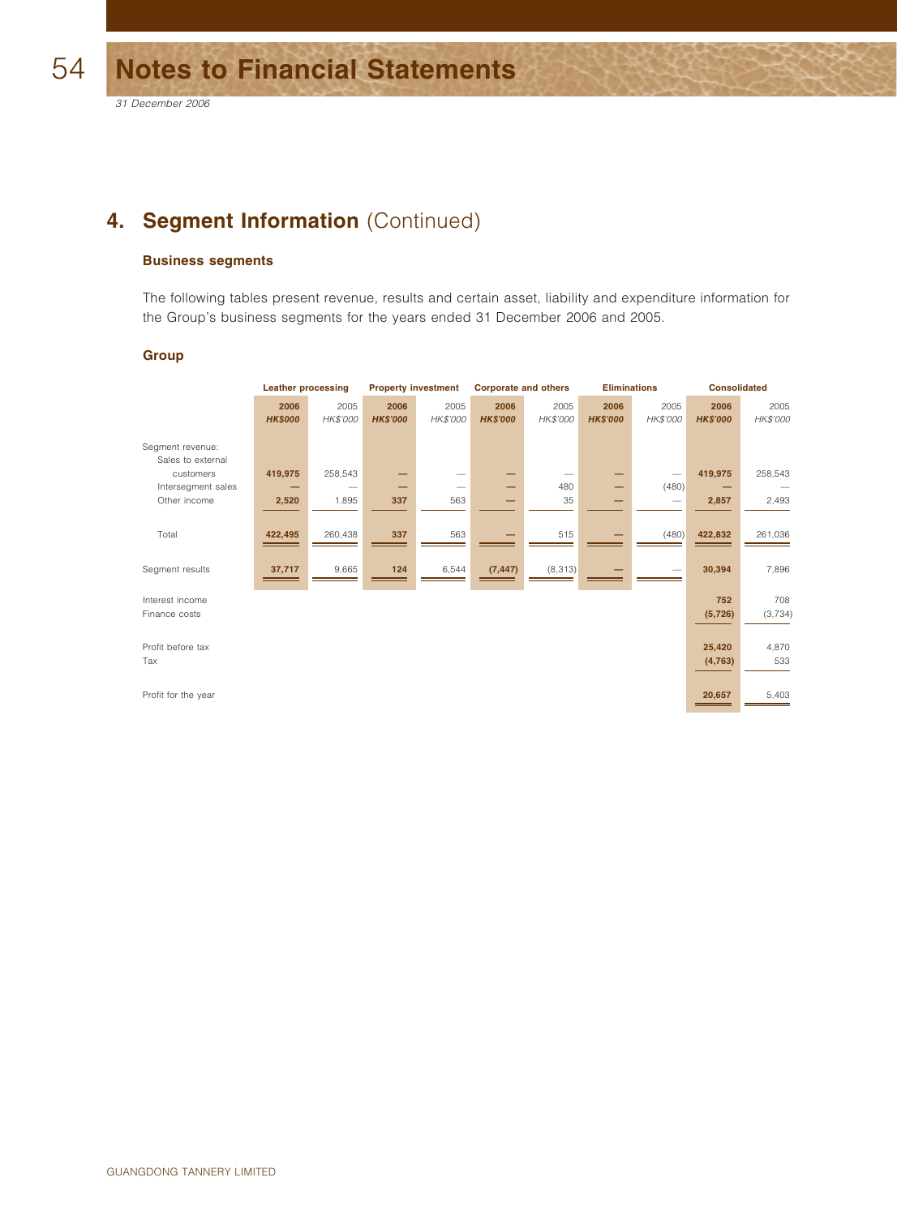## 4. Segment Information (Continued)

### Business segments

The following tables present revenue, results and certain asset, liability and expenditure information for the Group's business segments for the years ended 31 December 2006 and 2005.

### Group

| | Leather processing | | Property investment | | Corporate and others | | Eliminations | | Consolidated | |
|---|---|---|---|---|---|---|---|---|---|---|
| | **2006** | 2005 | **2006** | 2005 | **2006** | 2005 | **2006** | 2005 | **2006** | 2005 |
| | ***HK$000*** | *HK$'000* | ***HK$'000*** | *HK$'000* | ***HK$'000*** | *HK$'000* | ***HK$'000*** | *HK$'000* | ***HK$'000*** | *HK$'000* |
| Segment revenue: | | | | | | | | | | |
| Sales to external customers | **419,975** | 258,543 | **—** | — | **—** | — | **—** | — | **419,975** | 258,543 |
| Intersegment sales | **—** | — | **—** | — | **—** | 480 | **—** | (480) | **—** | — |
| Other income | **2,520** | 1,895 | **337** | 563 | **—** | 35 | **—** | — | **2,857** | 2,493 |
| Total | **422,495** | 260,438 | **337** | 563 | **—** | 515 | **—** | (480) | **422,832** | 261,036 |
| Segment results | **37,717** | 9,665 | **124** | 6,544 | **(7,447)** | (8,313) | **—** | — | **30,394** | 7,896 |
| Interest income | | | | | | | | | **752** | 708 |
| Finance costs | | | | | | | | | **(5,726)** | (3,734) |
| Profit before tax | | | | | | | | | **25,420** | 4,870 |
| Tax | | | | | | | | | **(4,763)** | 533 |
| Profit for the year | | | | | | | | | **20,657** | 5,403 |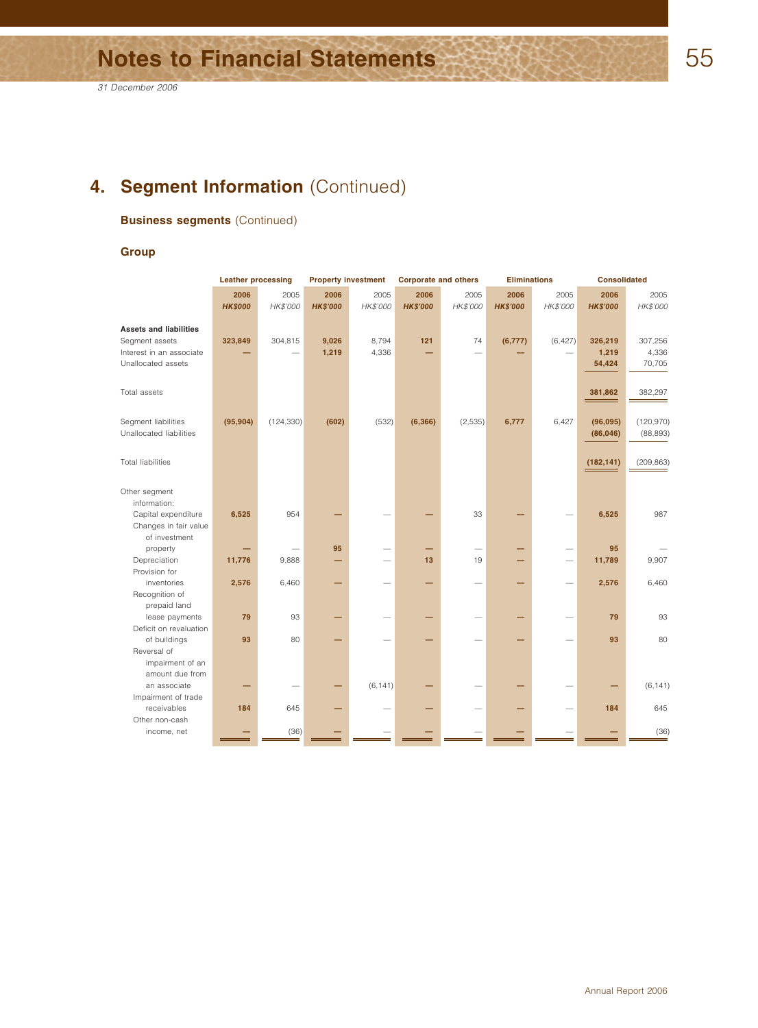*31 December 2006*

## 4. Segment Information (Continued)

### Business segments (Continued)

### Group

| | Leather processing | | Property investment | | Corporate and others | | Eliminations | | Consolidated | |
|---|---|---|---|---|---|---|---|---|---|---|
| | **2006** | 2005 | **2006** | 2005 | **2006** | 2005 | **2006** | 2005 | **2006** | 2005 |
| | ***HK$000*** | *HK$'000* | ***HK$'000*** | *HK$'000* | ***HK$'000*** | *HK$'000* | ***HK$'000*** | *HK$'000* | ***HK$'000*** | *HK$'000* |
| **Assets and liabilities** | | | | | | | | | | |
| Segment assets | **323,849** | 304,815 | **9,026** | 8,794 | **121** | 74 | **(6,777)** | (6,427) | **326,219** | 307,256 |
| Interest in an associate | **—** | — | **1,219** | 4,336 | **—** | — | **—** | — | **1,219** | 4,336 |
| Unallocated assets | | | | | | | | | **54,424** | 70,705 |
| Total assets | | | | | | | | | **381,862** | 382,297 |
| Segment liabilities | **(95,904)** | (124,330) | **(602)** | (532) | **(6,366)** | (2,535) | **6,777** | 6,427 | **(96,095)** | (120,970) |
| Unallocated liabilities | | | | | | | | | **(86,046)** | (88,893) |
| Total liabilities | | | | | | | | | **(182,141)** | (209,863) |
| Other segment information: | | | | | | | | | | |
| Capital expenditure | **6,525** | 954 | **—** | — | **—** | 33 | **—** | — | **6,525** | 987 |
| Changes in fair value of investment property | **—** | — | **95** | — | **—** | — | **—** | — | **95** | — |
| Depreciation | **11,776** | 9,888 | **—** | — | **13** | 19 | **—** | — | **11,789** | 9,907 |
| Provision for inventories | **2,576** | 6,460 | **—** | — | **—** | — | **—** | — | **2,576** | 6,460 |
| Recognition of prepaid land lease payments | **79** | 93 | **—** | — | **—** | — | **—** | — | **79** | 93 |
| Deficit on revaluation of buildings | **93** | 80 | **—** | — | **—** | — | **—** | — | **93** | 80 |
| Reversal of impairment of an amount due from an associate | **—** | — | **—** | (6,141) | **—** | — | **—** | — | **—** | (6,141) |
| Impairment of trade receivables | **184** | 645 | **—** | — | **—** | — | **—** | — | **184** | 645 |
| Other non-cash income, net | **—** | (36) | **—** | — | **—** | — | **—** | — | **—** | (36) |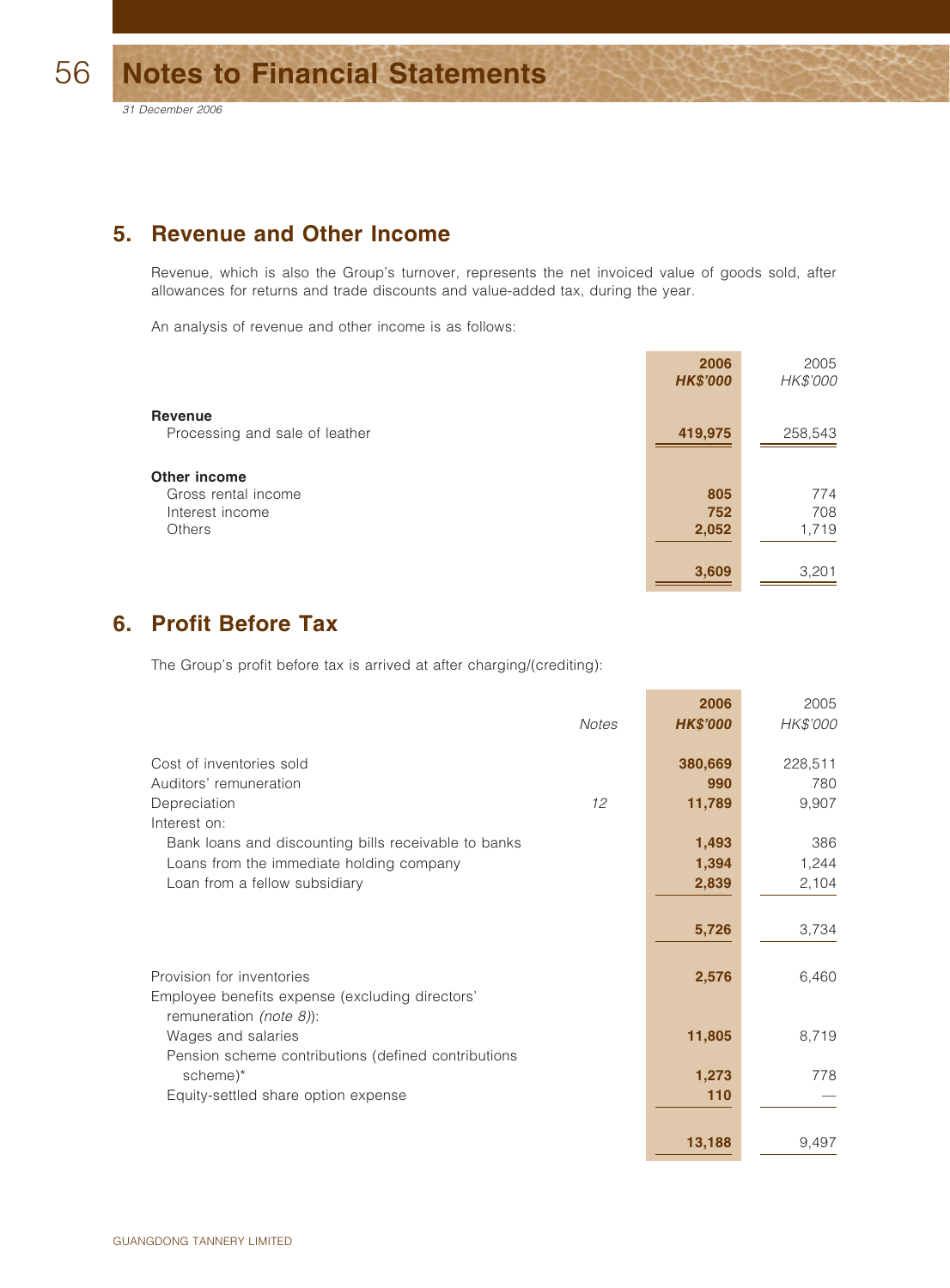*31 December 2006*

## 5. Revenue and Other Income

Revenue, which is also the Group's turnover, represents the net invoiced value of goods sold, after allowances for returns and trade discounts and value-added tax, during the year.

An analysis of revenue and other income is as follows:

| | **2006** | 2005 |
|---|---|---|
| | ***HK$'000*** | *HK$'000* |
| **Revenue** | | |
| Processing and sale of leather | **419,975** | 258,543 |
| **Other income** | | |
| Gross rental income | **805** | 774 |
| Interest income | **752** | 708 |
| Others | **2,052** | 1,719 |
| | **3,609** | 3,201 |

## 6. Profit Before Tax

The Group's profit before tax is arrived at after charging/(crediting):

| | *Notes* | **2006** ***HK$'000*** | 2005 *HK$'000* |
|---|---|---|---|
| Cost of inventories sold | | **380,669** | 228,511 |
| Auditors' remuneration | | **990** | 780 |
| Depreciation | *12* | **11,789** | 9,907 |
| Interest on: | | | |
| Bank loans and discounting bills receivable to banks | | **1,493** | 386 |
| Loans from the immediate holding company | | **1,394** | 1,244 |
| Loan from a fellow subsidiary | | **2,839** | 2,104 |
| | | **5,726** | 3,734 |
| Provision for inventories | | **2,576** | 6,460 |
| Employee benefits expense (excluding directors' remuneration *(note 8)*): | | | |
| Wages and salaries | | **11,805** | 8,719 |
| Pension scheme contributions (defined contributions scheme)* | | **1,273** | 778 |
| Equity-settled share option expense | | **110** | — |
| | | **13,188** | 9,497 |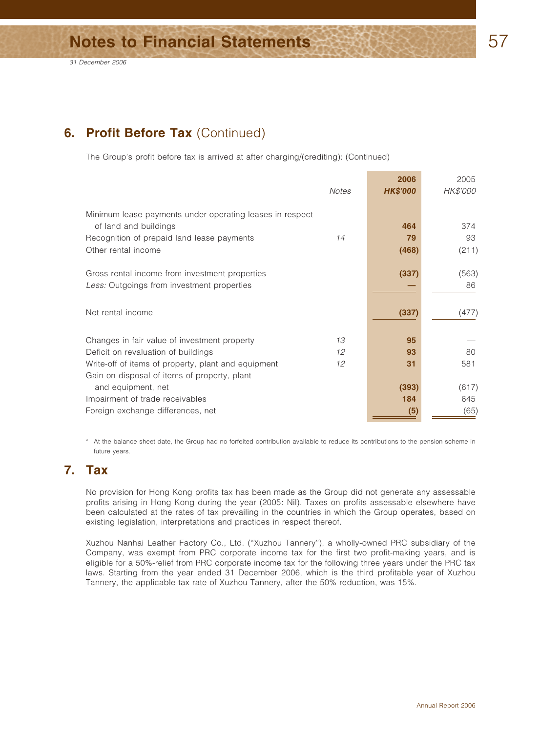## 6. Profit Before Tax (Continued)

The Group's profit before tax is arrived at after charging/(crediting): (Continued)

| | Notes | 2006 HK$'000 | 2005 HK$'000 |
|---|---|---|---|
| Minimum lease payments under operating leases in respect of land and buildings | | **464** | 374 |
| Recognition of prepaid land lease payments | 14 | **79** | 93 |
| Other rental income | | **(468)** | (211) |
| Gross rental income from investment properties | | **(337)** | (563) |
| *Less:* Outgoings from investment properties | | **—** | 86 |
| Net rental income | | **(337)** | (477) |
| Changes in fair value of investment property | 13 | **95** | — |
| Deficit on revaluation of buildings | 12 | **93** | 80 |
| Write-off of items of property, plant and equipment | 12 | **31** | 581 |
| Gain on disposal of items of property, plant and equipment, net | | **(393)** | (617) |
| Impairment of trade receivables | | **184** | 645 |
| Foreign exchange differences, net | | **(5)** | (65) |

\* At the balance sheet date, the Group had no forfeited contribution available to reduce its contributions to the pension scheme in future years.

## 7. Tax

No provision for Hong Kong profits tax has been made as the Group did not generate any assessable profits arising in Hong Kong during the year (2005: Nil). Taxes on profits assessable elsewhere have been calculated at the rates of tax prevailing in the countries in which the Group operates, based on existing legislation, interpretations and practices in respect thereof.

Xuzhou Nanhai Leather Factory Co., Ltd. ("Xuzhou Tannery"), a wholly-owned PRC subsidiary of the Company, was exempt from PRC corporate income tax for the first two profit-making years, and is eligible for a 50%-relief from PRC corporate income tax for the following three years under the PRC tax laws. Starting from the year ended 31 December 2006, which is the third profitable year of Xuzhou Tannery, the applicable tax rate of Xuzhou Tannery, after the 50% reduction, was 15%.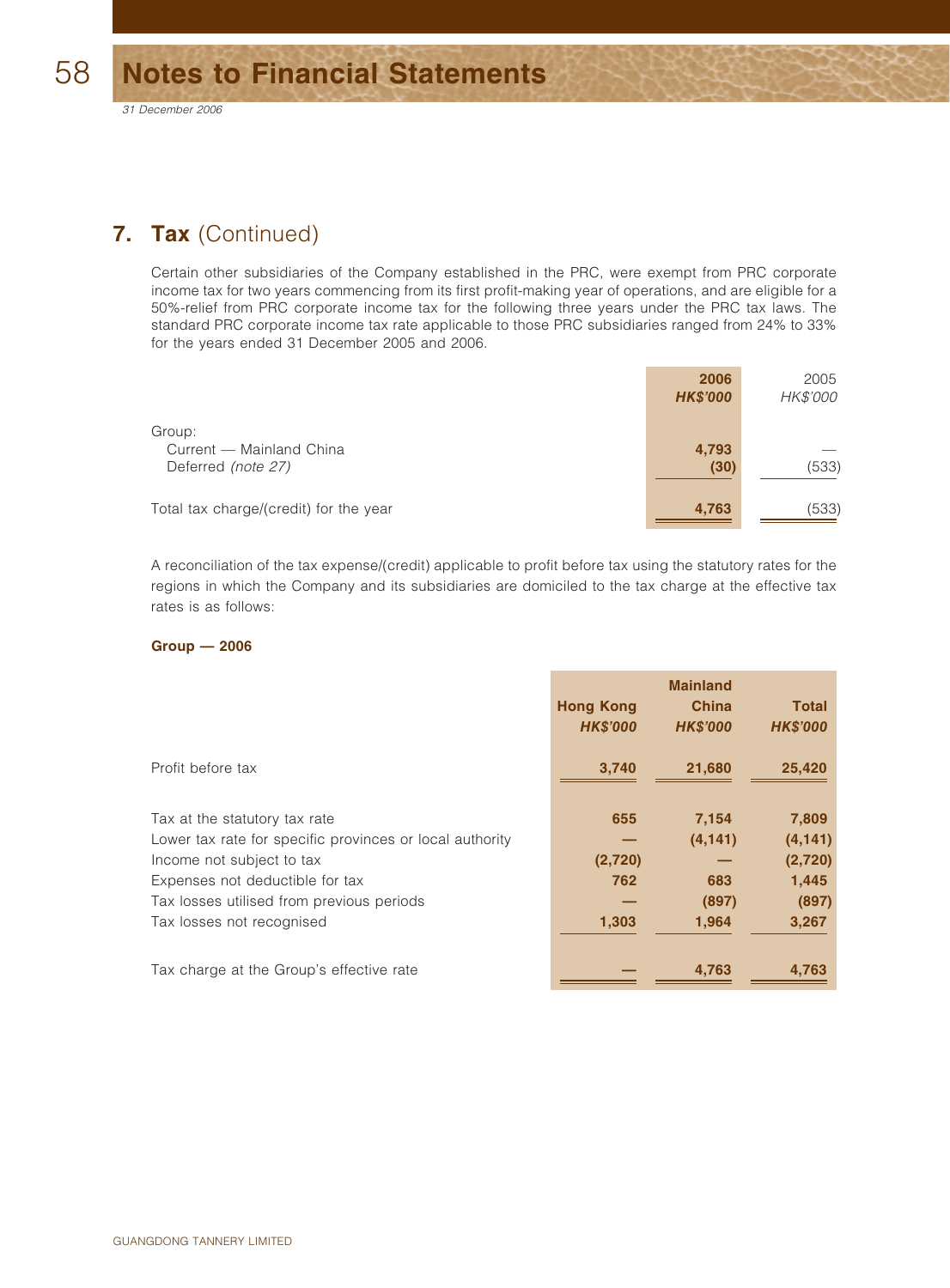## 7. Tax (Continued)

Certain other subsidiaries of the Company established in the PRC, were exempt from PRC corporate income tax for two years commencing from its first profit-making year of operations, and are eligible for a 50%-relief from PRC corporate income tax for the following three years under the PRC tax laws. The standard PRC corporate income tax rate applicable to those PRC subsidiaries ranged from 24% to 33% for the years ended 31 December 2005 and 2006.

| | **2006** | 2005 |
|---|---|---|
| | ***HK$'000*** | *HK$'000* |
| Group: | | |
| Current — Mainland China | **4,793** | — |
| Deferred *(note 27)* | **(30)** | (533) |
| Total tax charge/(credit) for the year | **4,763** | (533) |

A reconciliation of the tax expense/(credit) applicable to profit before tax using the statutory rates for the regions in which the Company and its subsidiaries are domiciled to the tax charge at the effective tax rates is as follows:

**Group — 2006**

| | **Hong Kong** | **Mainland China** | **Total** |
|---|---|---|---|
| | ***HK$'000*** | ***HK$'000*** | ***HK$'000*** |
| Profit before tax | **3,740** | **21,680** | **25,420** |
| Tax at the statutory tax rate | **655** | **7,154** | **7,809** |
| Lower tax rate for specific provinces or local authority | **—** | **(4,141)** | **(4,141)** |
| Income not subject to tax | **(2,720)** | **—** | **(2,720)** |
| Expenses not deductible for tax | **762** | **683** | **1,445** |
| Tax losses utilised from previous periods | **—** | **(897)** | **(897)** |
| Tax losses not recognised | **1,303** | **1,964** | **3,267** |
| Tax charge at the Group's effective rate | **—** | **4,763** | **4,763** |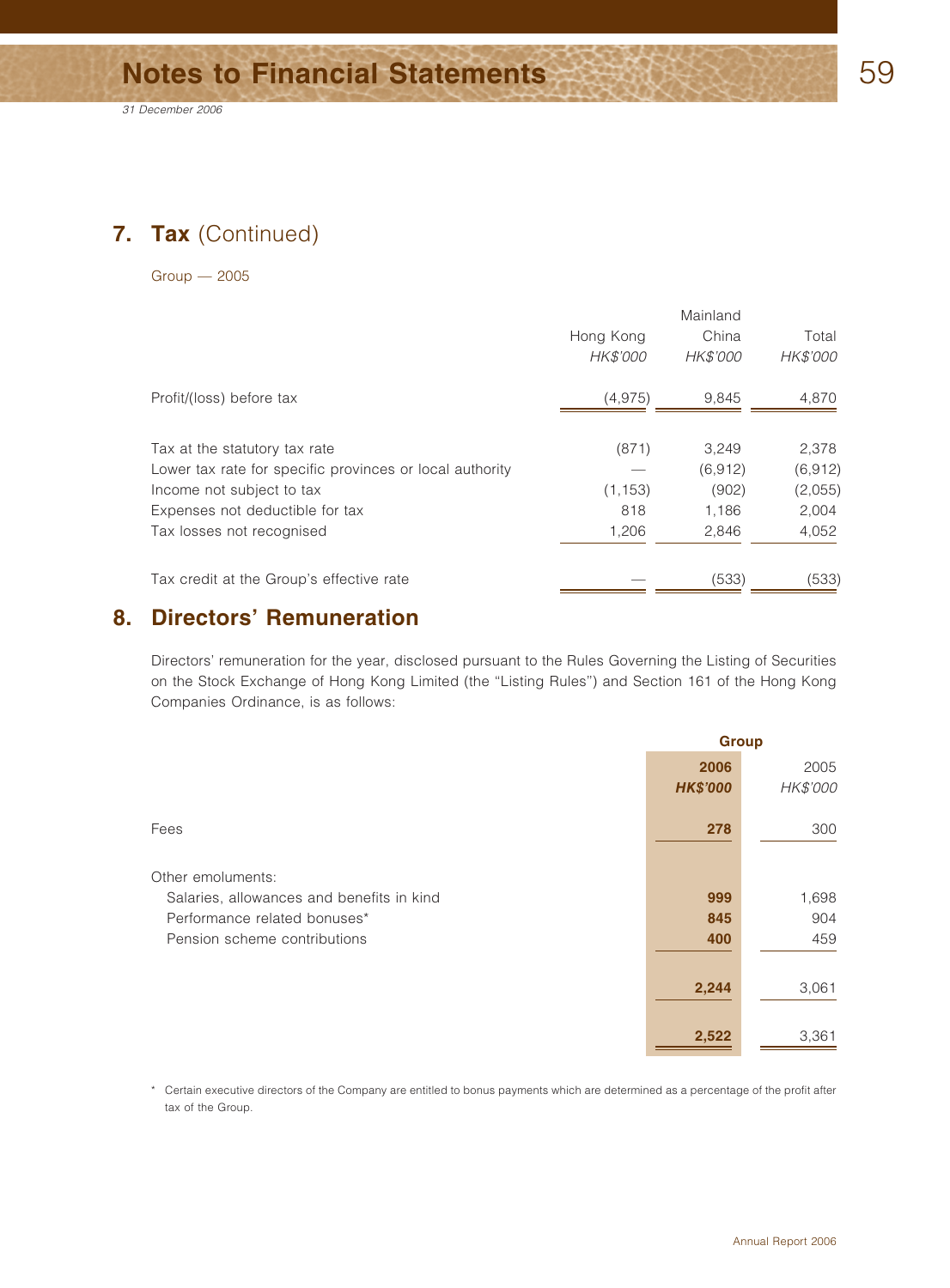## 7. Tax (Continued)

Group — 2005

| | Hong Kong | Mainland China | Total |
|---|---|---|---|
| | *HK$'000* | *HK$'000* | *HK$'000* |
| Profit/(loss) before tax | (4,975) | 9,845 | 4,870 |
| Tax at the statutory tax rate | (871) | 3,249 | 2,378 |
| Lower tax rate for specific provinces or local authority | — | (6,912) | (6,912) |
| Income not subject to tax | (1,153) | (902) | (2,055) |
| Expenses not deductible for tax | 818 | 1,186 | 2,004 |
| Tax losses not recognised | 1,206 | 2,846 | 4,052 |
| Tax credit at the Group's effective rate | — | (533) | (533) |

## 8. Directors' Remuneration

Directors' remuneration for the year, disclosed pursuant to the Rules Governing the Listing of Securities on the Stock Exchange of Hong Kong Limited (the "Listing Rules") and Section 161 of the Hong Kong Companies Ordinance, is as follows:

| | Group | |
|---|---|---|
| | **2006** | 2005 |
| | ***HK$'000*** | *HK$'000* |
| Fees | **278** | 300 |
| Other emoluments: | | |
| Salaries, allowances and benefits in kind | **999** | 1,698 |
| Performance related bonuses* | **845** | 904 |
| Pension scheme contributions | **400** | 459 |
| | **2,244** | 3,061 |
| | **2,522** | 3,361 |

\* Certain executive directors of the Company are entitled to bonus payments which are determined as a percentage of the profit after tax of the Group.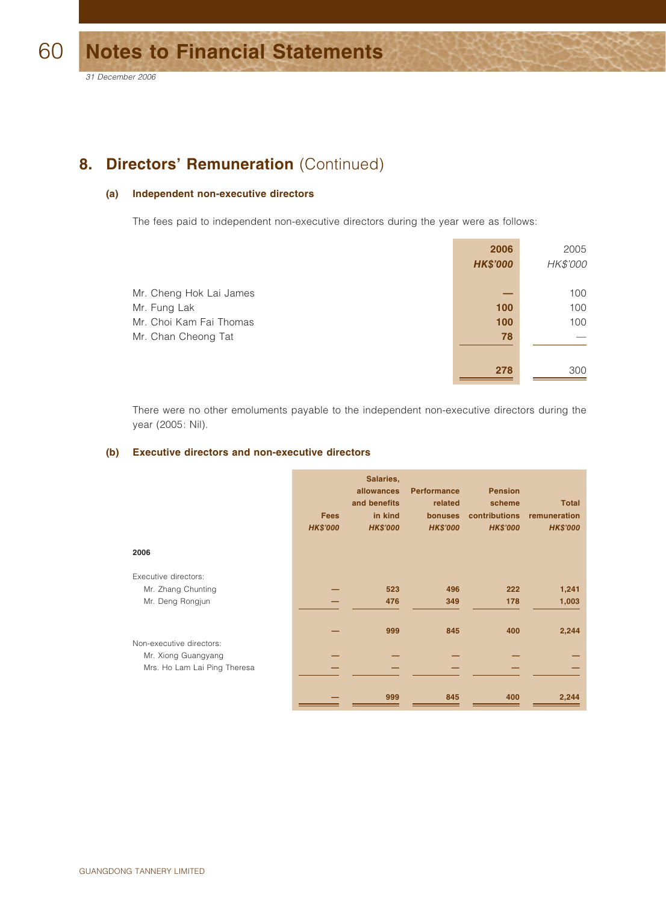## 8. Directors' Remuneration (Continued)

### (a) Independent non-executive directors

The fees paid to independent non-executive directors during the year were as follows:

| | 2006<br>HK$'000 | 2005<br>HK$'000 |
|---|---|---|
| Mr. Cheng Hok Lai James | — | 100 |
| Mr. Fung Lak | 100 | 100 |
| Mr. Choi Kam Fai Thomas | 100 | 100 |
| Mr. Chan Cheong Tat | 78 | — |
| | 278 | 300 |

There were no other emoluments payable to the independent non-executive directors during the year (2005: Nil).

### (b) Executive directors and non-executive directors

| | Fees<br>HK$'000 | Salaries, allowances and benefits in kind<br>HK$'000 | Performance related bonuses<br>HK$'000 | Pension scheme contributions<br>HK$'000 | Total remuneration<br>HK$'000 |
|---|---|---|---|---|---|
| **2006** | | | | | |
| Executive directors: | | | | | |
| Mr. Zhang Chunting | — | 523 | 496 | 222 | 1,241 |
| Mr. Deng Rongjun | — | 476 | 349 | 178 | 1,003 |
| | — | 999 | 845 | 400 | 2,244 |
| Non-executive directors: | | | | | |
| Mr. Xiong Guangyang | — | — | — | — | — |
| Mrs. Ho Lam Lai Ping Theresa | — | — | — | — | — |
| | — | 999 | 845 | 400 | 2,244 |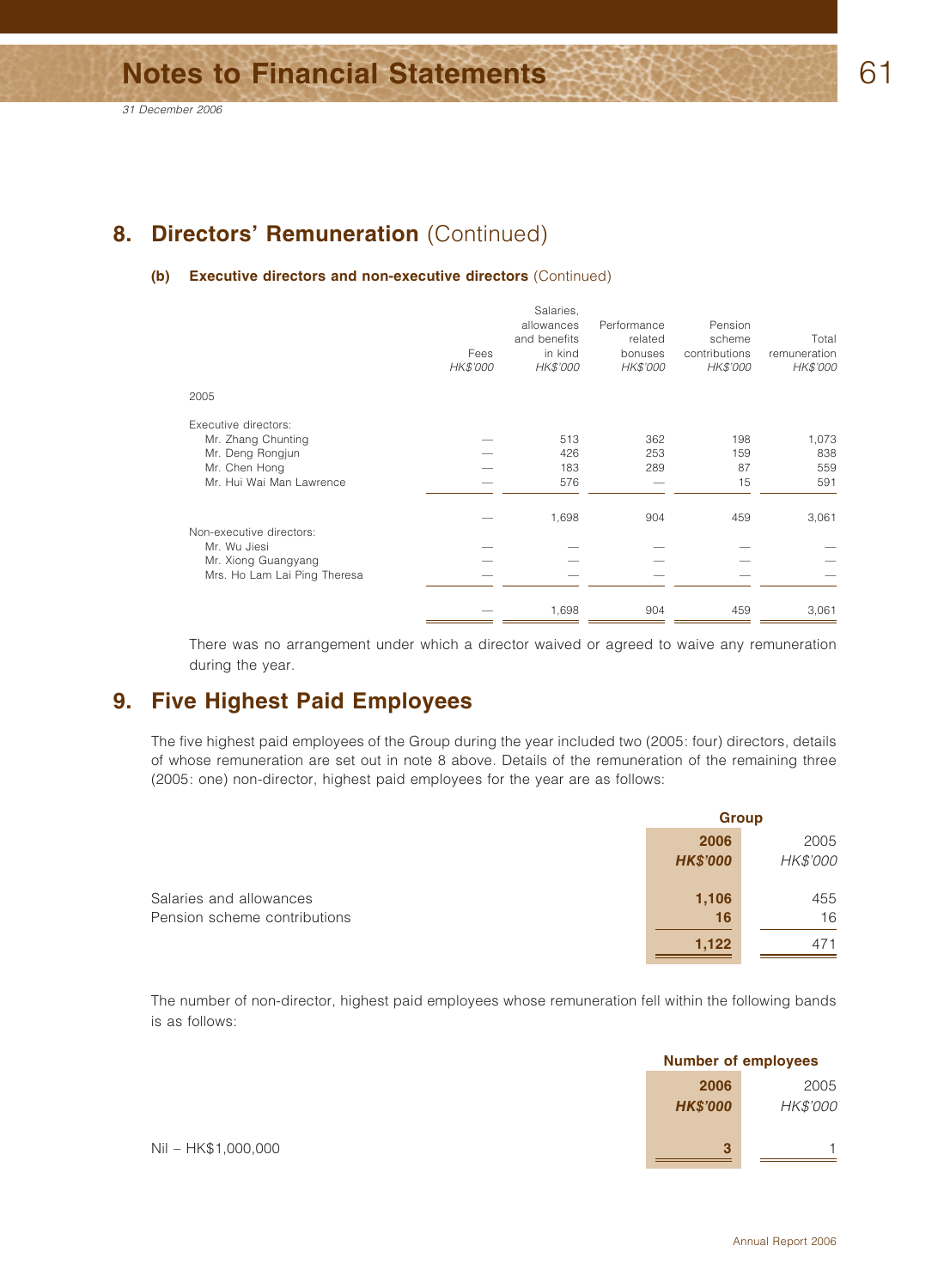## 8. Directors' Remuneration (Continued)

### (b) Executive directors and non-executive directors (Continued)

| | Fees *HK$'000* | Salaries, allowances and benefits in kind *HK$'000* | Performance related bonuses *HK$'000* | Pension scheme contributions *HK$'000* | Total remuneration *HK$'000* |
|---|---|---|---|---|---|
| 2005 | | | | | |
| Executive directors: | | | | | |
| Mr. Zhang Chunting | — | 513 | 362 | 198 | 1,073 |
| Mr. Deng Rongjun | — | 426 | 253 | 159 | 838 |
| Mr. Chen Hong | — | 183 | 289 | 87 | 559 |
| Mr. Hui Wai Man Lawrence | — | 576 | — | 15 | 591 |
| | — | 1,698 | 904 | 459 | 3,061 |
| Non-executive directors: | | | | | |
| Mr. Wu Jiesi | — | — | — | — | — |
| Mr. Xiong Guangyang | — | — | — | — | — |
| Mrs. Ho Lam Lai Ping Theresa | — | — | — | — | — |
| | — | 1,698 | 904 | 459 | 3,061 |

There was no arrangement under which a director waived or agreed to waive any remuneration during the year.

## 9. Five Highest Paid Employees

The five highest paid employees of the Group during the year included two (2005: four) directors, details of whose remuneration are set out in note 8 above. Details of the remuneration of the remaining three (2005: one) non-director, highest paid employees for the year are as follows:

| | Group | |
|---|---|---|
| | **2006** **HK$'000** | 2005 *HK$'000* |
| Salaries and allowances | **1,106** | 455 |
| Pension scheme contributions | **16** | 16 |
| | **1,122** | 471 |

The number of non-director, highest paid employees whose remuneration fell within the following bands is as follows:

| | Number of employees | |
|---|---|---|
| | **2006** **HK$'000** | 2005 *HK$'000* |
| Nil – HK$1,000,000 | **3** | 1 |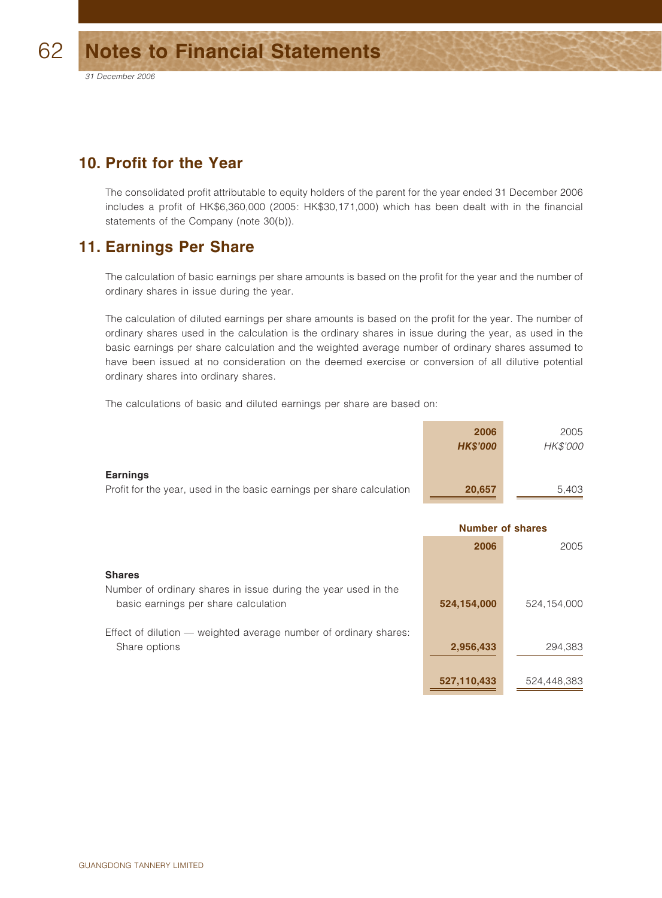# Notes to Financial Statements

*31 December 2006*

## 10. Profit for the Year

The consolidated profit attributable to equity holders of the parent for the year ended 31 December 2006 includes a profit of HK$6,360,000 (2005: HK$30,171,000) which has been dealt with in the financial statements of the Company (note 30(b)).

## 11. Earnings Per Share

The calculation of basic earnings per share amounts is based on the profit for the year and the number of ordinary shares in issue during the year.

The calculation of diluted earnings per share amounts is based on the profit for the year. The number of ordinary shares used in the calculation is the ordinary shares in issue during the year, as used in the basic earnings per share calculation and the weighted average number of ordinary shares assumed to have been issued at no consideration on the deemed exercise or conversion of all dilutive potential ordinary shares into ordinary shares.

The calculations of basic and diluted earnings per share are based on:

| | **2006** | 2005 |
|---|---|---|
| | ***HK$'000*** | *HK$'000* |
| **Earnings** | | |
| Profit for the year, used in the basic earnings per share calculation | **20,657** | 5,403 |

| | **Number of shares** | |
|---|---|---|
| | **2006** | 2005 |
| **Shares** | | |
| Number of ordinary shares in issue during the year used in the basic earnings per share calculation | **524,154,000** | 524,154,000 |
| Effect of dilution — weighted average number of ordinary shares: Share options | **2,956,433** | 294,383 |
| | **527,110,433** | 524,448,383 |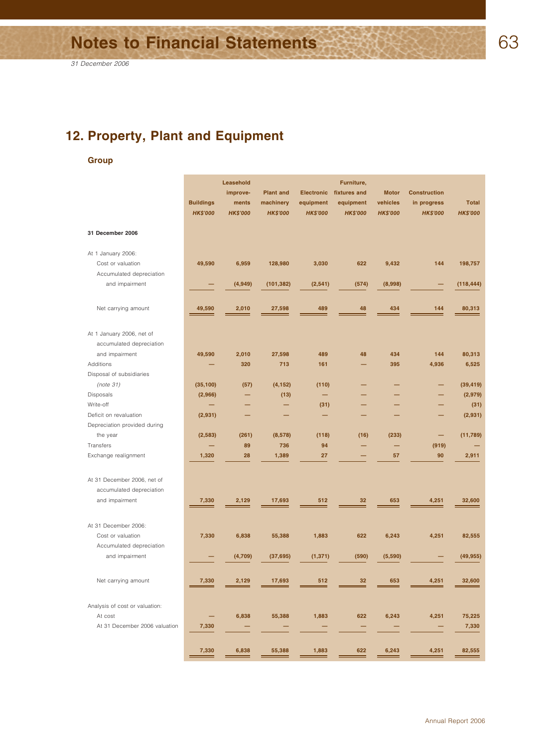# 12. Property, Plant and Equipment

## Group

| | Buildings HK$'000 | Leasehold improve-ments HK$'000 | Plant and machinery HK$'000 | Electronic equipment HK$'000 | Furniture, fixtures and equipment HK$'000 | Motor vehicles HK$'000 | Construction in progress HK$'000 | Total HK$'000 |
|---|---|---|---|---|---|---|---|---|
| **31 December 2006** | | | | | | | | |
| At 1 January 2006: | | | | | | | | |
| Cost or valuation | 49,590 | 6,959 | 128,980 | 3,030 | 622 | 9,432 | 144 | 198,757 |
| Accumulated depreciation and impairment | — | (4,949) | (101,382) | (2,541) | (574) | (8,998) | — | (118,444) |
| Net carrying amount | 49,590 | 2,010 | 27,598 | 489 | 48 | 434 | 144 | 80,313 |
| At 1 January 2006, net of accumulated depreciation and impairment | 49,590 | 2,010 | 27,598 | 489 | 48 | 434 | 144 | 80,313 |
| Additions | — | 320 | 713 | 161 | — | 395 | 4,936 | 6,525 |
| Disposal of subsidiaries *(note 31)* | (35,100) | (57) | (4,152) | (110) | — | — | — | (39,419) |
| Disposals | (2,966) | — | (13) | — | — | — | — | (2,979) |
| Write-off | — | — | — | (31) | — | — | — | (31) |
| Deficit on revaluation | (2,931) | — | — | — | — | — | — | (2,931) |
| Depreciation provided during the year | (2,583) | (261) | (8,578) | (118) | (16) | (233) | — | (11,789) |
| Transfers | — | 89 | 736 | 94 | — | — | (919) | — |
| Exchange realignment | 1,320 | 28 | 1,389 | 27 | — | 57 | 90 | 2,911 |
| At 31 December 2006, net of accumulated depreciation and impairment | 7,330 | 2,129 | 17,693 | 512 | 32 | 653 | 4,251 | 32,600 |
| At 31 December 2006: | | | | | | | | |
| Cost or valuation | 7,330 | 6,838 | 55,388 | 1,883 | 622 | 6,243 | 4,251 | 82,555 |
| Accumulated depreciation and impairment | — | (4,709) | (37,695) | (1,371) | (590) | (5,590) | — | (49,955) |
| Net carrying amount | 7,330 | 2,129 | 17,693 | 512 | 32 | 653 | 4,251 | 32,600 |
| Analysis of cost or valuation: | | | | | | | | |
| At cost | — | 6,838 | 55,388 | 1,883 | 622 | 6,243 | 4,251 | 75,225 |
| At 31 December 2006 valuation | 7,330 | — | — | — | — | — | — | 7,330 |
| | 7,330 | 6,838 | 55,388 | 1,883 | 622 | 6,243 | 4,251 | 82,555 |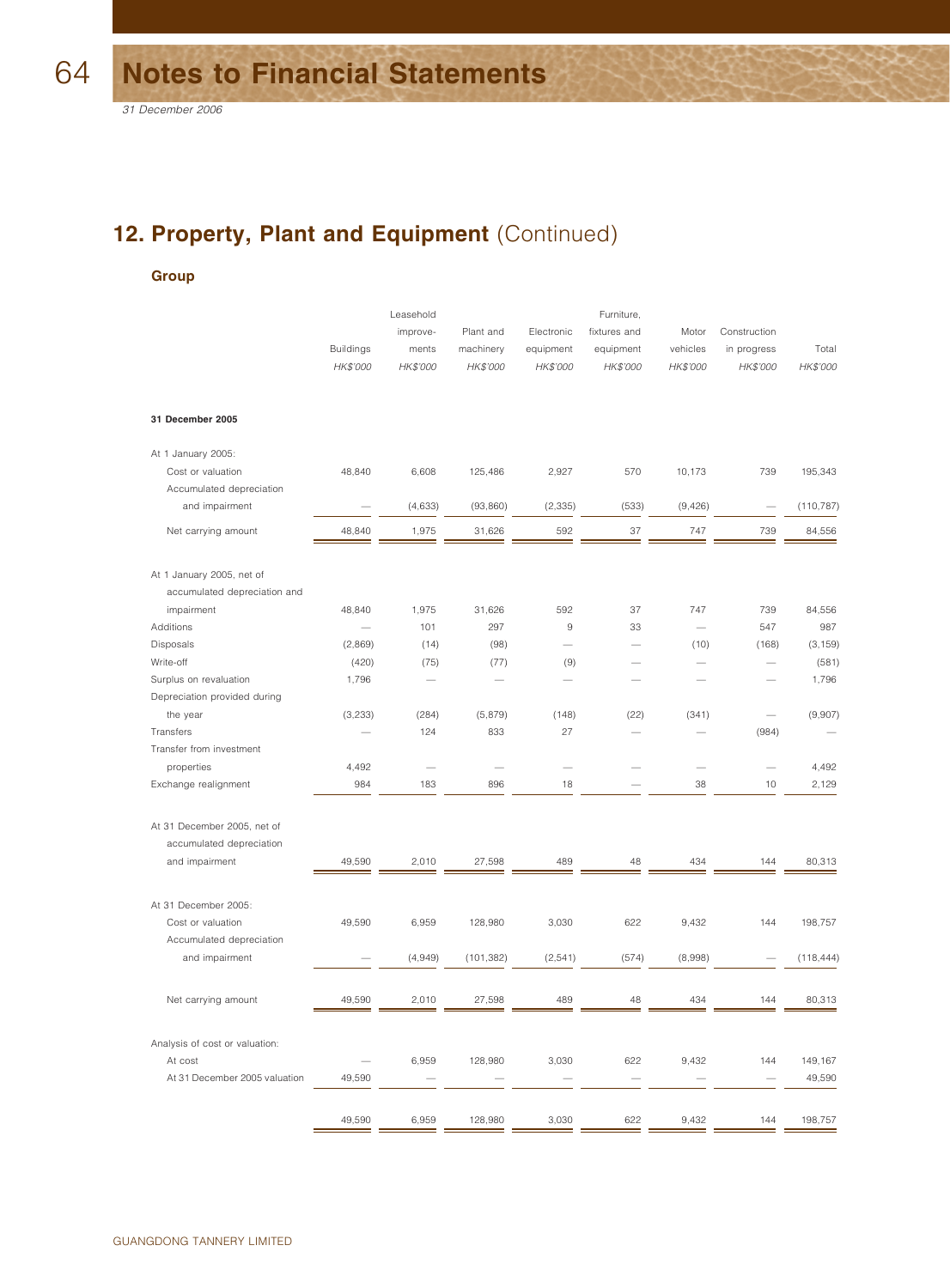# Notes to Financial Statements

*31 December 2006*

## 12. Property, Plant and Equipment (Continued)

### Group

| | Buildings | Leasehold improve-ments | Plant and machinery | Electronic equipment | Furniture, fixtures and equipment | Motor vehicles | Construction in progress | Total |
|---|---|---|---|---|---|---|---|---|
| | *HK$'000* | *HK$'000* | *HK$'000* | *HK$'000* | *HK$'000* | *HK$'000* | *HK$'000* | *HK$'000* |
| **31 December 2005** | | | | | | | | |
| At 1 January 2005: | | | | | | | | |
| Cost or valuation | 48,840 | 6,608 | 125,486 | 2,927 | 570 | 10,173 | 739 | 195,343 |
| Accumulated depreciation and impairment | — | (4,633) | (93,860) | (2,335) | (533) | (9,426) | — | (110,787) |
| Net carrying amount | 48,840 | 1,975 | 31,626 | 592 | 37 | 747 | 739 | 84,556 |
| At 1 January 2005, net of accumulated depreciation and impairment | 48,840 | 1,975 | 31,626 | 592 | 37 | 747 | 739 | 84,556 |
| Additions | — | 101 | 297 | 9 | 33 | — | 547 | 987 |
| Disposals | (2,869) | (14) | (98) | — | — | (10) | (168) | (3,159) |
| Write-off | (420) | (75) | (77) | (9) | — | — | — | (581) |
| Surplus on revaluation | 1,796 | — | — | — | — | — | — | 1,796 |
| Depreciation provided during the year | (3,233) | (284) | (5,879) | (148) | (22) | (341) | — | (9,907) |
| Transfers | — | 124 | 833 | 27 | — | — | (984) | — |
| Transfer from investment properties | 4,492 | — | — | — | — | — | — | 4,492 |
| Exchange realignment | 984 | 183 | 896 | 18 | — | 38 | 10 | 2,129 |
| At 31 December 2005, net of accumulated depreciation and impairment | 49,590 | 2,010 | 27,598 | 489 | 48 | 434 | 144 | 80,313 |
| At 31 December 2005: | | | | | | | | |
| Cost or valuation | 49,590 | 6,959 | 128,980 | 3,030 | 622 | 9,432 | 144 | 198,757 |
| Accumulated depreciation and impairment | — | (4,949) | (101,382) | (2,541) | (574) | (8,998) | — | (118,444) |
| Net carrying amount | 49,590 | 2,010 | 27,598 | 489 | 48 | 434 | 144 | 80,313 |
| Analysis of cost or valuation: | | | | | | | | |
| At cost | — | 6,959 | 128,980 | 3,030 | 622 | 9,432 | 144 | 149,167 |
| At 31 December 2005 valuation | 49,590 | — | — | — | — | — | — | 49,590 |
| | 49,590 | 6,959 | 128,980 | 3,030 | 622 | 9,432 | 144 | 198,757 |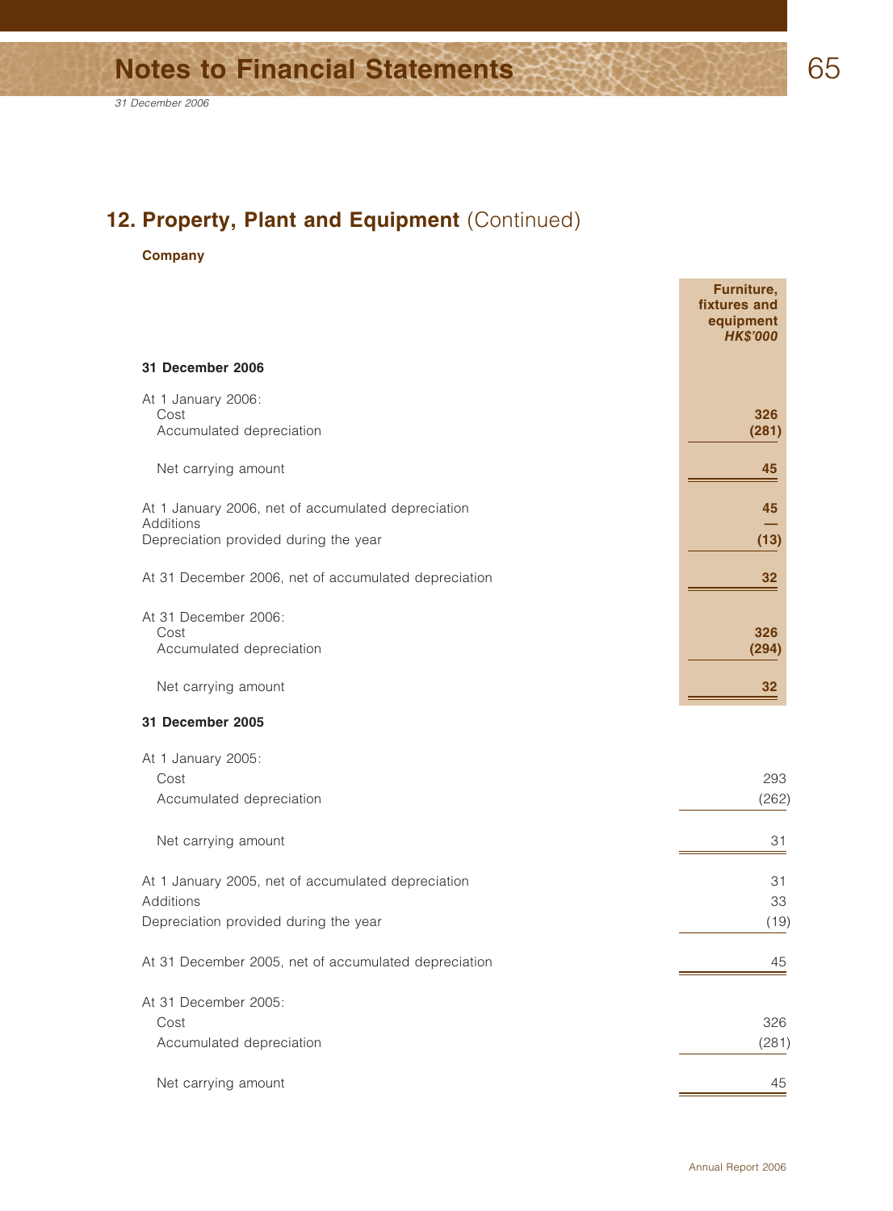## 12. Property, Plant and Equipment (Continued)

**Company**

| | Furniture, fixtures and equipment *HK$'000* |
|---|---|
| **31 December 2006** | |
| At 1 January 2006: | |
| Cost | **326** |
| Accumulated depreciation | **(281)** |
| Net carrying amount | **45** |
| At 1 January 2006, net of accumulated depreciation | **45** |
| Additions | **—** |
| Depreciation provided during the year | **(13)** |
| At 31 December 2006, net of accumulated depreciation | **32** |
| At 31 December 2006: | |
| Cost | **326** |
| Accumulated depreciation | **(294)** |
| Net carrying amount | **32** |
| **31 December 2005** | |
| At 1 January 2005: | |
| Cost | 293 |
| Accumulated depreciation | (262) |
| Net carrying amount | 31 |
| At 1 January 2005, net of accumulated depreciation | 31 |
| Additions | 33 |
| Depreciation provided during the year | (19) |
| At 31 December 2005, net of accumulated depreciation | 45 |
| At 31 December 2005: | |
| Cost | 326 |
| Accumulated depreciation | (281) |
| Net carrying amount | 45 |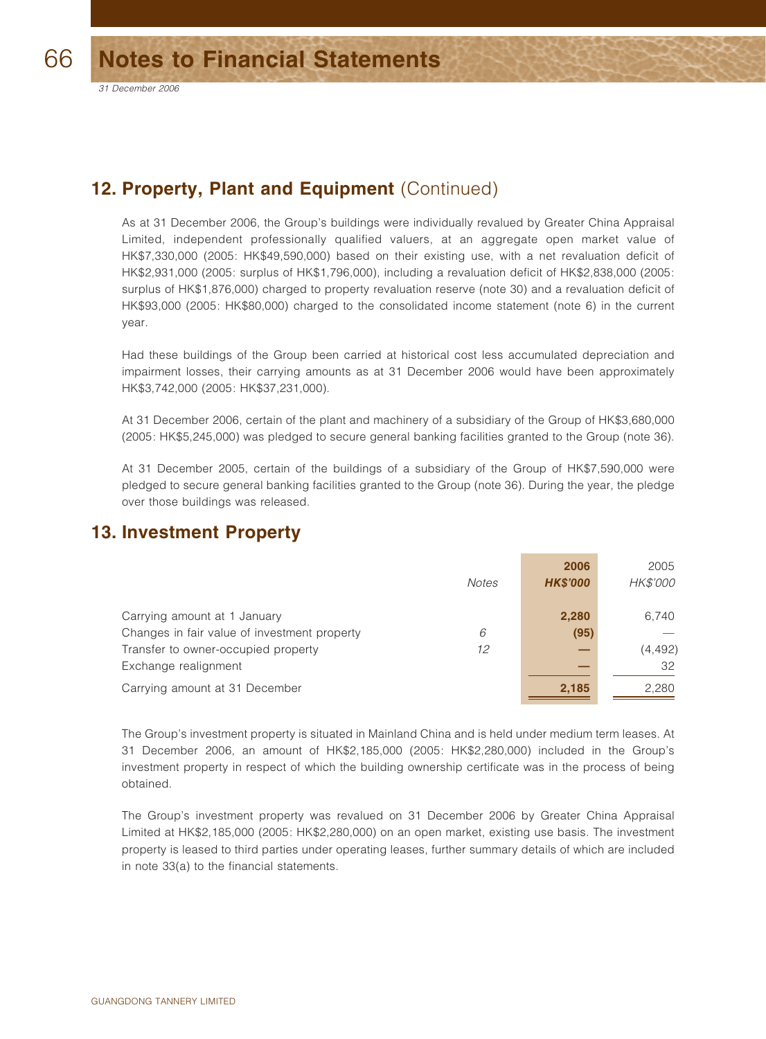# Notes to Financial Statements

*31 December 2006*

## 12. Property, Plant and Equipment (Continued)

As at 31 December 2006, the Group's buildings were individually revalued by Greater China Appraisal Limited, independent professionally qualified valuers, at an aggregate open market value of HK$7,330,000 (2005: HK$49,590,000) based on their existing use, with a net revaluation deficit of HK$2,931,000 (2005: surplus of HK$1,796,000), including a revaluation deficit of HK$2,838,000 (2005: surplus of HK$1,876,000) charged to property revaluation reserve (note 30) and a revaluation deficit of HK$93,000 (2005: HK$80,000) charged to the consolidated income statement (note 6) in the current year.

Had these buildings of the Group been carried at historical cost less accumulated depreciation and impairment losses, their carrying amounts as at 31 December 2006 would have been approximately HK$3,742,000 (2005: HK$37,231,000).

At 31 December 2006, certain of the plant and machinery of a subsidiary of the Group of HK$3,680,000 (2005: HK$5,245,000) was pledged to secure general banking facilities granted to the Group (note 36).

At 31 December 2005, certain of the buildings of a subsidiary of the Group of HK$7,590,000 were pledged to secure general banking facilities granted to the Group (note 36). During the year, the pledge over those buildings was released.

## 13. Investment Property

| | *Notes* | **2006** **HK$'000** | 2005 *HK$'000* |
|---|---|---|---|
| Carrying amount at 1 January | | **2,280** | 6,740 |
| Changes in fair value of investment property | *6* | **(95)** | — |
| Transfer to owner-occupied property | *12* | **—** | (4,492) |
| Exchange realignment | | **—** | 32 |
| Carrying amount at 31 December | | **2,185** | 2,280 |

The Group's investment property is situated in Mainland China and is held under medium term leases. At 31 December 2006, an amount of HK$2,185,000 (2005: HK$2,280,000) included in the Group's investment property in respect of which the building ownership certificate was in the process of being obtained.

The Group's investment property was revalued on 31 December 2006 by Greater China Appraisal Limited at HK$2,185,000 (2005: HK$2,280,000) on an open market, existing use basis. The investment property is leased to third parties under operating leases, further summary details of which are included in note 33(a) to the financial statements.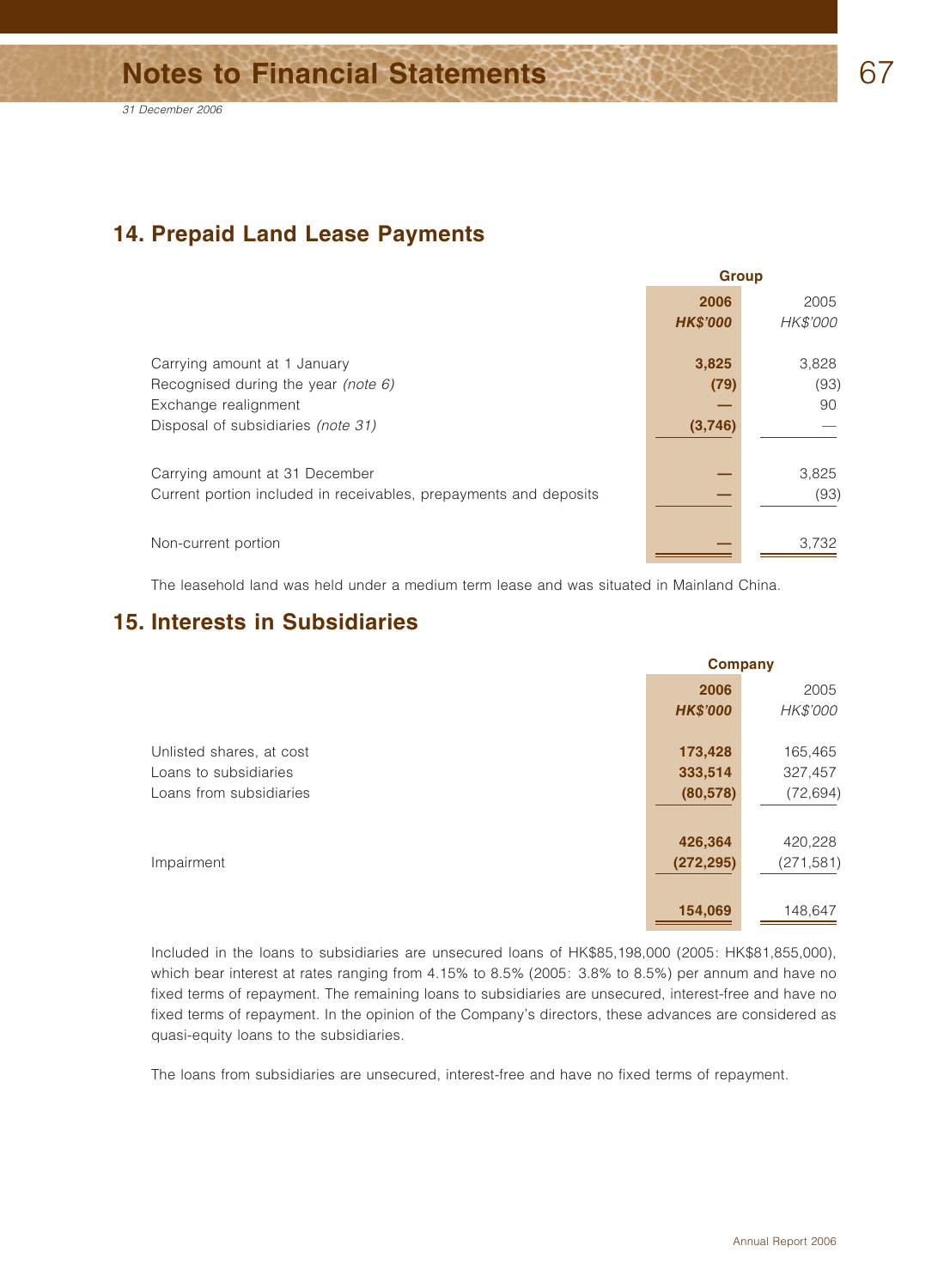## 14. Prepaid Land Lease Payments

| | Group | |
|---|---|---|
| | **2006** | 2005 |
| | ***HK$'000*** | *HK$'000* |
| Carrying amount at 1 January | **3,825** | 3,828 |
| Recognised during the year *(note 6)* | **(79)** | (93) |
| Exchange realignment | **—** | 90 |
| Disposal of subsidiaries *(note 31)* | **(3,746)** | — |
| Carrying amount at 31 December | **—** | 3,825 |
| Current portion included in receivables, prepayments and deposits | **—** | (93) |
| Non-current portion | **—** | 3,732 |

The leasehold land was held under a medium term lease and was situated in Mainland China.

## 15. Interests in Subsidiaries

| | Company | |
|---|---|---|
| | **2006** | 2005 |
| | ***HK$'000*** | *HK$'000* |
| Unlisted shares, at cost | **173,428** | 165,465 |
| Loans to subsidiaries | **333,514** | 327,457 |
| Loans from subsidiaries | **(80,578)** | (72,694) |
| | **426,364** | 420,228 |
| Impairment | **(272,295)** | (271,581) |
| | **154,069** | 148,647 |

Included in the loans to subsidiaries are unsecured loans of HK$85,198,000 (2005: HK$81,855,000), which bear interest at rates ranging from 4.15% to 8.5% (2005: 3.8% to 8.5%) per annum and have no fixed terms of repayment. The remaining loans to subsidiaries are unsecured, interest-free and have no fixed terms of repayment. In the opinion of the Company's directors, these advances are considered as quasi-equity loans to the subsidiaries.

The loans from subsidiaries are unsecured, interest-free and have no fixed terms of repayment.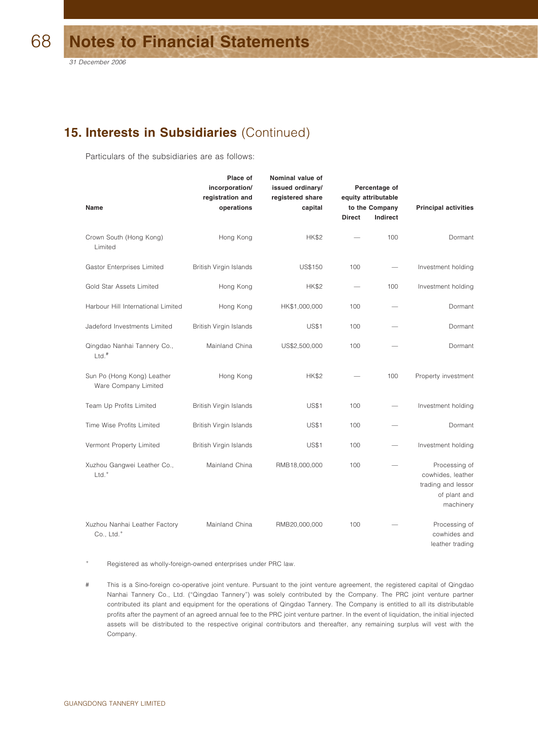## 15. Interests in Subsidiaries (Continued)

Particulars of the subsidiaries are as follows:

| Name | Place of incorporation/ registration and operations | Nominal value of issued ordinary/ registered share capital | Percentage of equity attributable to the Company | | Principal activities |
|---|---|---|---|---|---|
| | | | Direct | Indirect | |
| Crown South (Hong Kong) Limited | Hong Kong | HK$2 | — | 100 | Dormant |
| Gastor Enterprises Limited | British Virgin Islands | US$150 | 100 | — | Investment holding |
| Gold Star Assets Limited | Hong Kong | HK$2 | — | 100 | Investment holding |
| Harbour Hill International Limited | Hong Kong | HK$1,000,000 | 100 | — | Dormant |
| Jadeford Investments Limited | British Virgin Islands | US$1 | 100 | — | Dormant |
| Qingdao Nanhai Tannery Co., Ltd.# | Mainland China | US$2,500,000 | 100 | — | Dormant |
| Sun Po (Hong Kong) Leather Ware Company Limited | Hong Kong | HK$2 | — | 100 | Property investment |
| Team Up Profits Limited | British Virgin Islands | US$1 | 100 | — | Investment holding |
| Time Wise Profits Limited | British Virgin Islands | US$1 | 100 | — | Dormant |
| Vermont Property Limited | British Virgin Islands | US$1 | 100 | — | Investment holding |
| Xuzhou Gangwei Leather Co., Ltd.+ | Mainland China | RMB18,000,000 | 100 | — | Processing of cowhides, leather trading and lessor of plant and machinery |
| Xuzhou Nanhai Leather Factory Co., Ltd.+ | Mainland China | RMB20,000,000 | 100 | — | Processing of cowhides and leather trading |

\+ Registered as wholly-foreign-owned enterprises under PRC law.

\# This is a Sino-foreign co-operative joint venture. Pursuant to the joint venture agreement, the registered capital of Qingdao Nanhai Tannery Co., Ltd. ("Qingdao Tannery") was solely contributed by the Company. The PRC joint venture partner contributed its plant and equipment for the operations of Qingdao Tannery. The Company is entitled to all its distributable profits after the payment of an agreed annual fee to the PRC joint venture partner. In the event of liquidation, the initial injected assets will be distributed to the respective original contributors and thereafter, any remaining surplus will vest with the Company.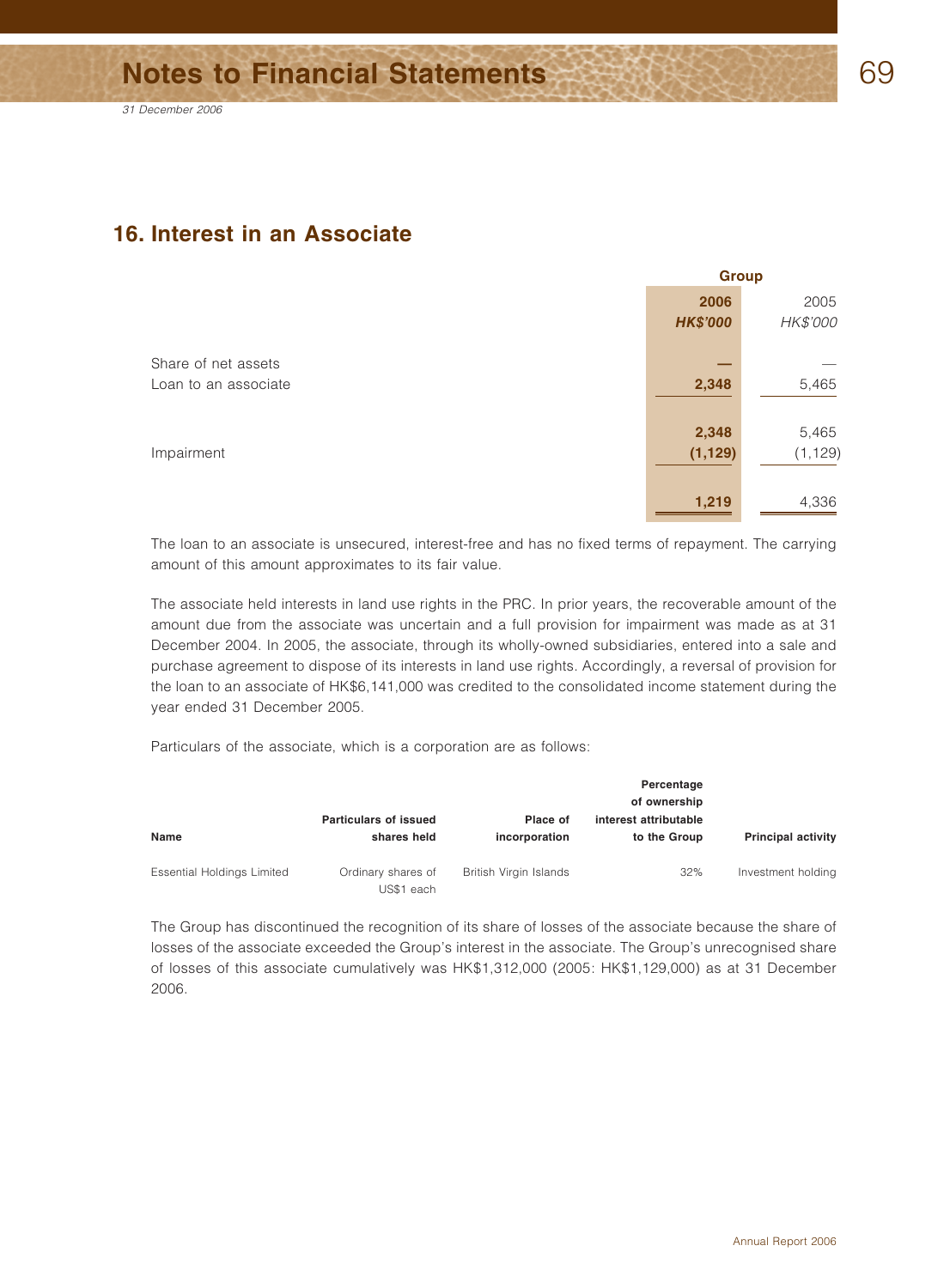## 16. Interest in an Associate

| | Group | |
|---|---|---|
| | **2006** | 2005 |
| | ***HK$'000*** | *HK$'000* |
| Share of net assets | **—** | — |
| Loan to an associate | **2,348** | 5,465 |
| | **2,348** | 5,465 |
| Impairment | **(1,129)** | (1,129) |
| | **1,219** | 4,336 |

The loan to an associate is unsecured, interest-free and has no fixed terms of repayment. The carrying amount of this amount approximates to its fair value.

The associate held interests in land use rights in the PRC. In prior years, the recoverable amount of the amount due from the associate was uncertain and a full provision for impairment was made as at 31 December 2004. In 2005, the associate, through its wholly-owned subsidiaries, entered into a sale and purchase agreement to dispose of its interests in land use rights. Accordingly, a reversal of provision for the loan to an associate of HK$6,141,000 was credited to the consolidated income statement during the year ended 31 December 2005.

Particulars of the associate, which is a corporation are as follows:

| Name | Particulars of issued shares held | Place of incorporation | Percentage of ownership interest attributable to the Group | Principal activity |
|---|---|---|---|---|
| Essential Holdings Limited | Ordinary shares of US$1 each | British Virgin Islands | 32% | Investment holding |

The Group has discontinued the recognition of its share of losses of the associate because the share of losses of the associate exceeded the Group's interest in the associate. The Group's unrecognised share of losses of this associate cumulatively was HK$1,312,000 (2005: HK$1,129,000) as at 31 December 2006.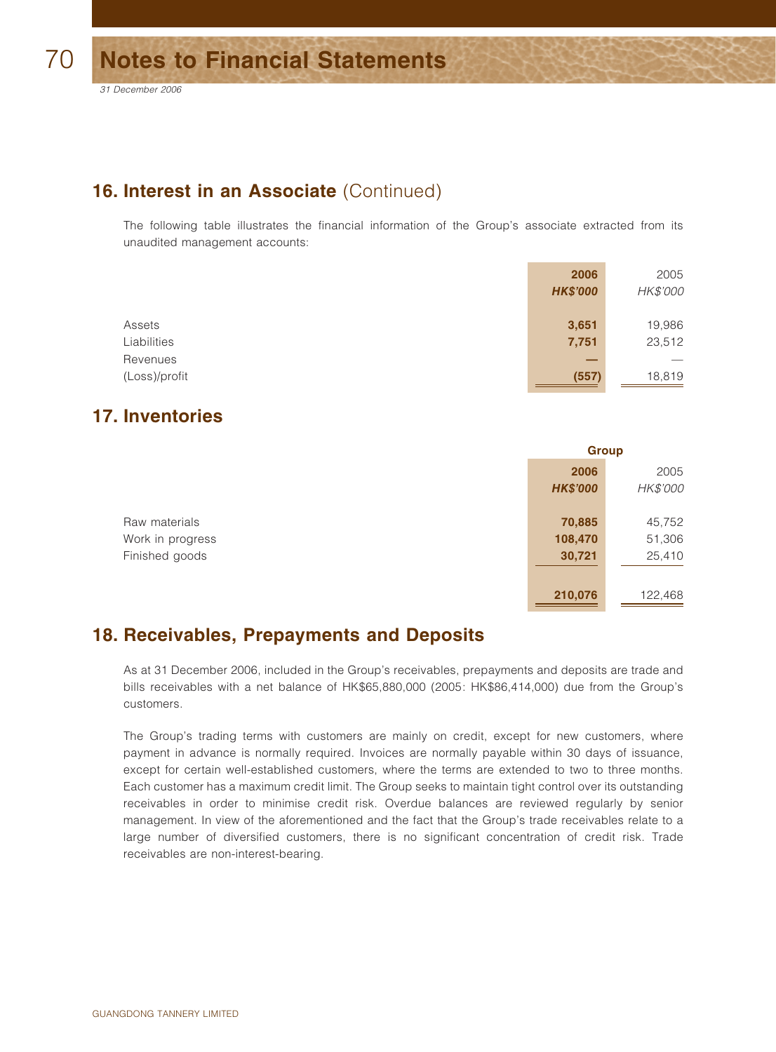## 16. Interest in an Associate (Continued)

The following table illustrates the financial information of the Group's associate extracted from its unaudited management accounts:

| | **2006** | 2005 |
|---|---|---|
| | ***HK$'000*** | *HK$'000* |
| Assets | **3,651** | 19,986 |
| Liabilities | **7,751** | 23,512 |
| Revenues | **—** | — |
| (Loss)/profit | **(557)** | 18,819 |

## 17. Inventories

| | **Group** | |
|---|---|---|
| | **2006** | 2005 |
| | ***HK$'000*** | *HK$'000* |
| Raw materials | **70,885** | 45,752 |
| Work in progress | **108,470** | 51,306 |
| Finished goods | **30,721** | 25,410 |
| | **210,076** | 122,468 |

## 18. Receivables, Prepayments and Deposits

As at 31 December 2006, included in the Group's receivables, prepayments and deposits are trade and bills receivables with a net balance of HK$65,880,000 (2005: HK$86,414,000) due from the Group's customers.

The Group's trading terms with customers are mainly on credit, except for new customers, where payment in advance is normally required. Invoices are normally payable within 30 days of issuance, except for certain well-established customers, where the terms are extended to two to three months. Each customer has a maximum credit limit. The Group seeks to maintain tight control over its outstanding receivables in order to minimise credit risk. Overdue balances are reviewed regularly by senior management. In view of the aforementioned and the fact that the Group's trade receivables relate to a large number of diversified customers, there is no significant concentration of credit risk. Trade receivables are non-interest-bearing.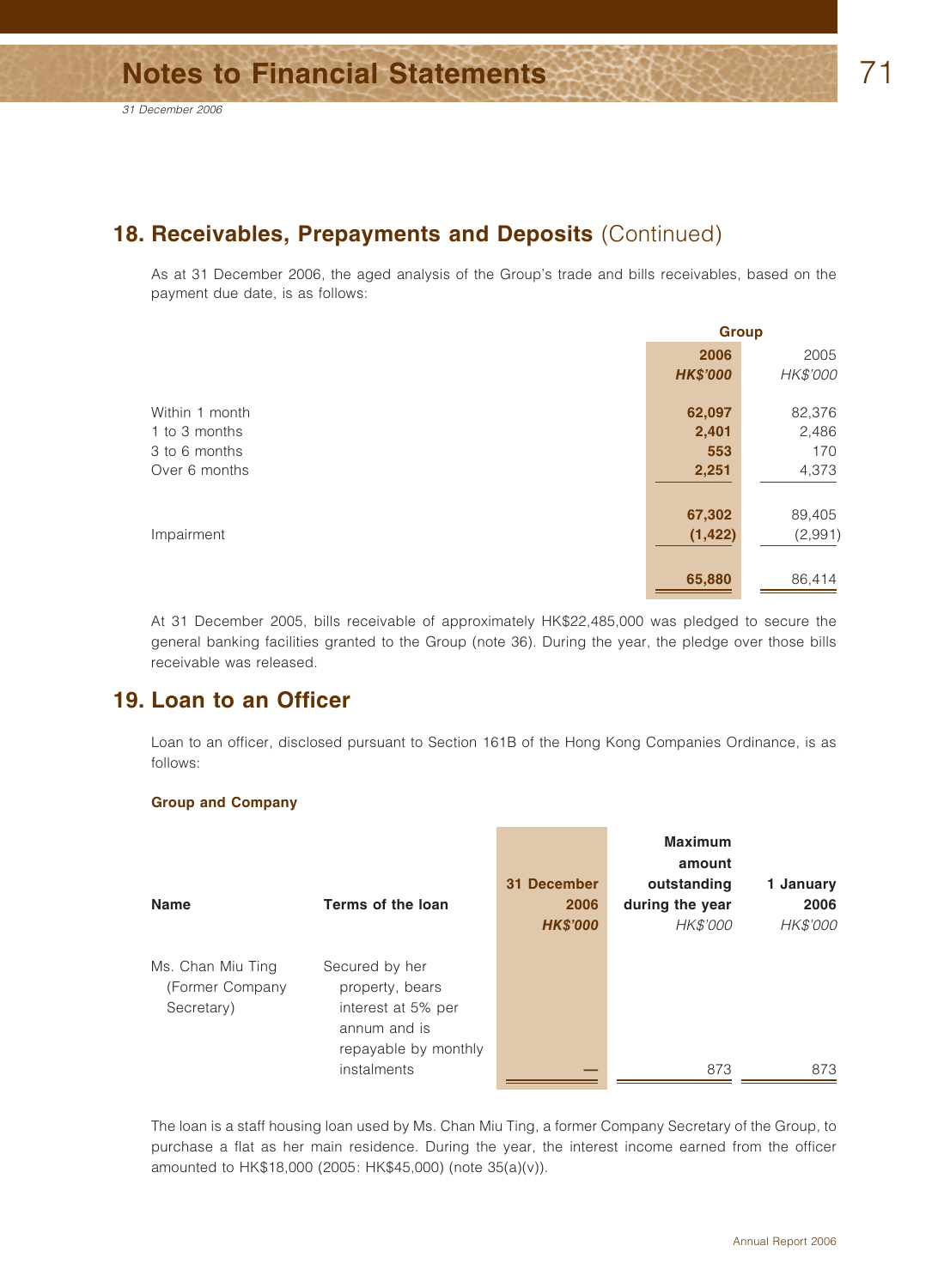## 18. Receivables, Prepayments and Deposits (Continued)

As at 31 December 2006, the aged analysis of the Group's trade and bills receivables, based on the payment due date, is as follows:

| | Group | |
|---|---|---|
| | **2006** | 2005 |
| | ***HK$'000*** | *HK$'000* |
| Within 1 month | **62,097** | 82,376 |
| 1 to 3 months | **2,401** | 2,486 |
| 3 to 6 months | **553** | 170 |
| Over 6 months | **2,251** | 4,373 |
| | **67,302** | 89,405 |
| Impairment | **(1,422)** | (2,991) |
| | **65,880** | 86,414 |

At 31 December 2005, bills receivable of approximately HK$22,485,000 was pledged to secure the general banking facilities granted to the Group (note 36). During the year, the pledge over those bills receivable was released.

## 19. Loan to an Officer

Loan to an officer, disclosed pursuant to Section 161B of the Hong Kong Companies Ordinance, is as follows:

**Group and Company**

| **Name** | **Terms of the loan** | **31 December 2006** ***HK$'000*** | **Maximum amount outstanding during the year** *HK$'000* | **1 January 2006** *HK$'000* |
|---|---|---|---|---|
| Ms. Chan Miu Ting (Former Company Secretary) | Secured by her property, bears interest at 5% per annum and is repayable by monthly instalments | **—** | 873 | 873 |

The loan is a staff housing loan used by Ms. Chan Miu Ting, a former Company Secretary of the Group, to purchase a flat as her main residence. During the year, the interest income earned from the officer amounted to HK$18,000 (2005: HK$45,000) (note 35(a)(v)).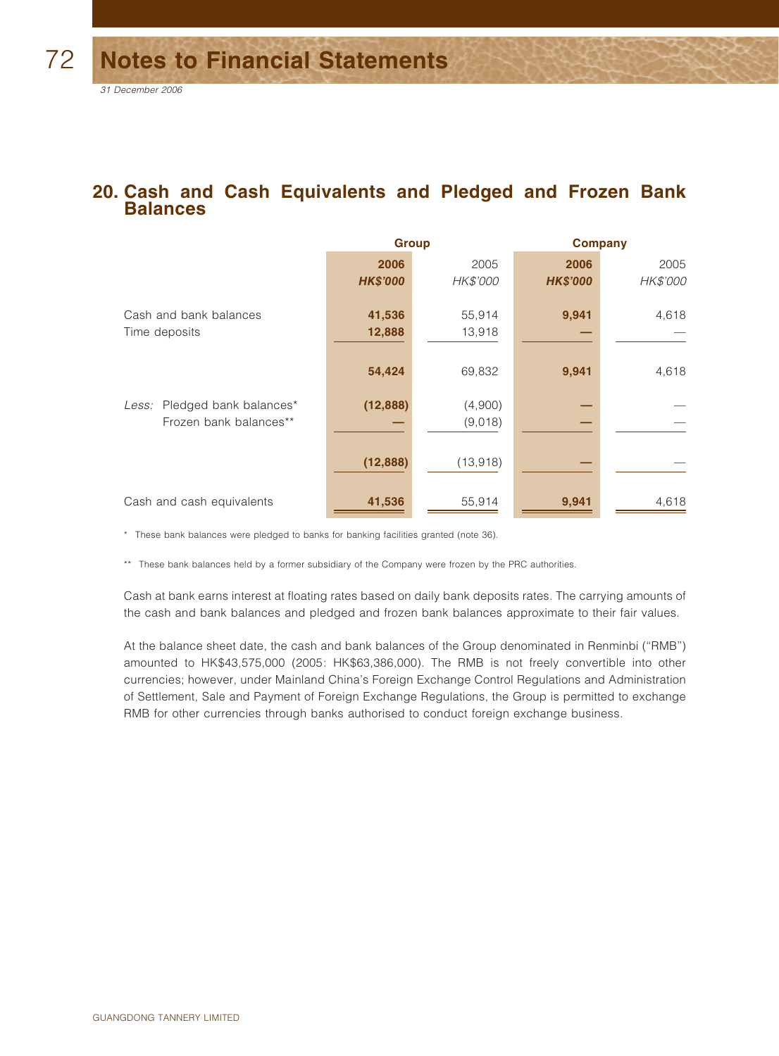# Notes to Financial Statements

*31 December 2006*

## 20. Cash and Cash Equivalents and Pledged and Frozen Bank Balances

| | Group | | Company | |
|---|---|---|---|---|
| | **2006** | 2005 | **2006** | 2005 |
| | ***HK$'000*** | *HK$'000* | ***HK$'000*** | *HK$'000* |
| Cash and bank balances | **41,536** | 55,914 | **9,941** | 4,618 |
| Time deposits | **12,888** | 13,918 | **—** | — |
| | **54,424** | 69,832 | **9,941** | 4,618 |
| *Less:* Pledged bank balances* | **(12,888)** | (4,900) | **—** | — |
| Frozen bank balances** | **—** | (9,018) | **—** | — |
| | **(12,888)** | (13,918) | **—** | — |
| Cash and cash equivalents | **41,536** | 55,914 | **9,941** | 4,618 |

\* These bank balances were pledged to banks for banking facilities granted (note 36).

\*\* These bank balances held by a former subsidiary of the Company were frozen by the PRC authorities.

Cash at bank earns interest at floating rates based on daily bank deposits rates. The carrying amounts of the cash and bank balances and pledged and frozen bank balances approximate to their fair values.

At the balance sheet date, the cash and bank balances of the Group denominated in Renminbi ("RMB") amounted to HK$43,575,000 (2005: HK$63,386,000). The RMB is not freely convertible into other currencies; however, under Mainland China's Foreign Exchange Control Regulations and Administration of Settlement, Sale and Payment of Foreign Exchange Regulations, the Group is permitted to exchange RMB for other currencies through banks authorised to conduct foreign exchange business.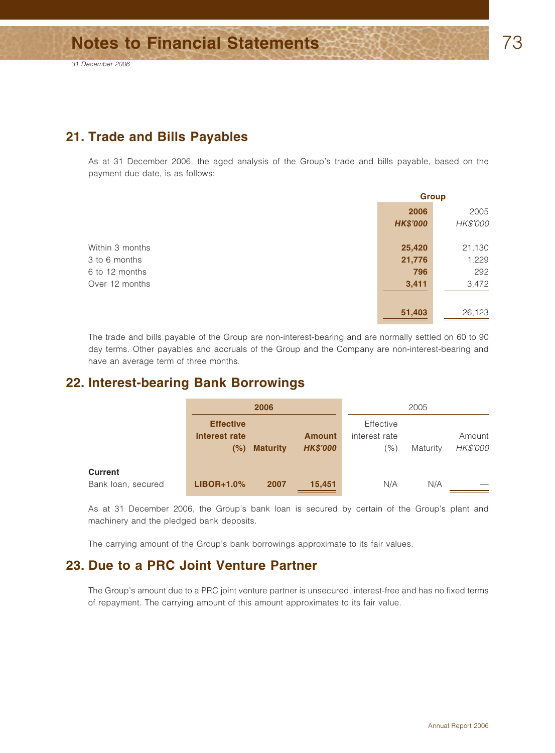## 21. Trade and Bills Payables

As at 31 December 2006, the aged analysis of the Group's trade and bills payable, based on the payment due date, is as follows:

| | Group | |
|---|---|---|
| | **2006** | 2005 |
| | ***HK$'000*** | *HK$'000* |
| Within 3 months | **25,420** | 21,130 |
| 3 to 6 months | **21,776** | 1,229 |
| 6 to 12 months | **796** | 292 |
| Over 12 months | **3,411** | 3,472 |
| | **51,403** | 26,123 |

The trade and bills payable of the Group are non-interest-bearing and are normally settled on 60 to 90 day terms. Other payables and accruals of the Group and the Company are non-interest-bearing and have an average term of three months.

## 22. Interest-bearing Bank Borrowings

| | **2006** | | | 2005 | | |
|---|---|---|---|---|---|---|
| | **Effective interest rate (%)** | **Maturity** | **Amount *HK$'000*** | Effective interest rate (%) | Maturity | Amount *HK$'000* |
| **Current** | | | | | | |
| Bank loan, secured | **LIBOR+1.0%** | **2007** | **15,451** | N/A | N/A | — |

As at 31 December 2006, the Group's bank loan is secured by certain of the Group's plant and machinery and the pledged bank deposits.

The carrying amount of the Group's bank borrowings approximate to its fair values.

## 23. Due to a PRC Joint Venture Partner

The Group's amount due to a PRC joint venture partner is unsecured, interest-free and has no fixed terms of repayment. The carrying amount of this amount approximates to its fair value.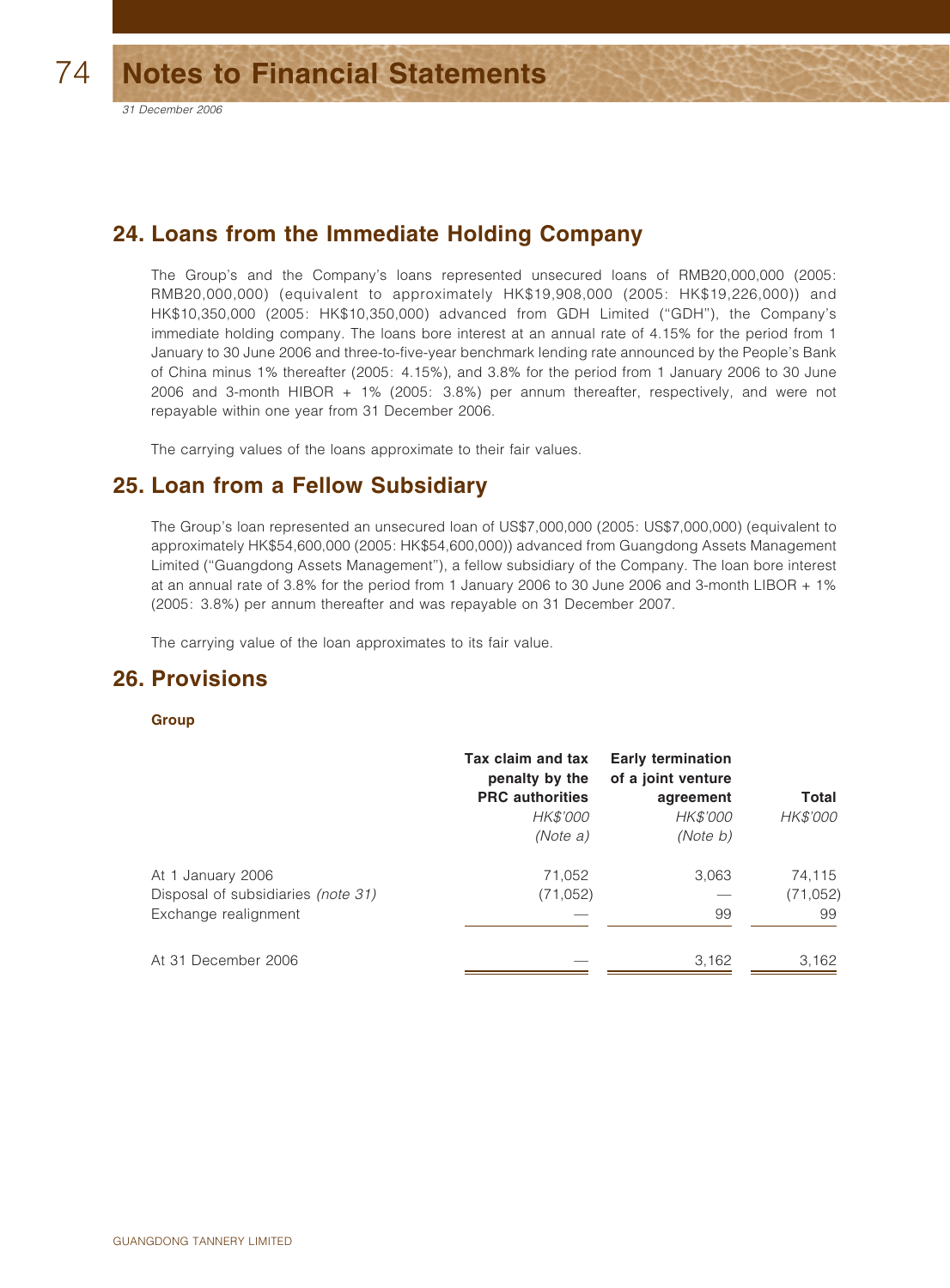## 24. Loans from the Immediate Holding Company

The Group's and the Company's loans represented unsecured loans of RMB20,000,000 (2005: RMB20,000,000) (equivalent to approximately HK$19,908,000 (2005: HK$19,226,000)) and HK$10,350,000 (2005: HK$10,350,000) advanced from GDH Limited ("GDH"), the Company's immediate holding company. The loans bore interest at an annual rate of 4.15% for the period from 1 January to 30 June 2006 and three-to-five-year benchmark lending rate announced by the People's Bank of China minus 1% thereafter (2005: 4.15%), and 3.8% for the period from 1 January 2006 to 30 June 2006 and 3-month HIBOR + 1% (2005: 3.8%) per annum thereafter, respectively, and were not repayable within one year from 31 December 2006.

The carrying values of the loans approximate to their fair values.

## 25. Loan from a Fellow Subsidiary

The Group's loan represented an unsecured loan of US$7,000,000 (2005: US$7,000,000) (equivalent to approximately HK$54,600,000 (2005: HK$54,600,000)) advanced from Guangdong Assets Management Limited ("Guangdong Assets Management"), a fellow subsidiary of the Company. The loan bore interest at an annual rate of 3.8% for the period from 1 January 2006 to 30 June 2006 and 3-month LIBOR + 1% (2005: 3.8%) per annum thereafter and was repayable on 31 December 2007.

The carrying value of the loan approximates to its fair value.

## 26. Provisions

**Group**

| | Tax claim and tax penalty by the PRC authorities | Early termination of a joint venture agreement | Total |
|---|---|---|---|
| | *HK$'000* | *HK$'000* | *HK$'000* |
| | *(Note a)* | *(Note b)* | |
| At 1 January 2006 | 71,052 | 3,063 | 74,115 |
| Disposal of subsidiaries *(note 31)* | (71,052) | — | (71,052) |
| Exchange realignment | — | 99 | 99 |
| At 31 December 2006 | — | 3,162 | 3,162 |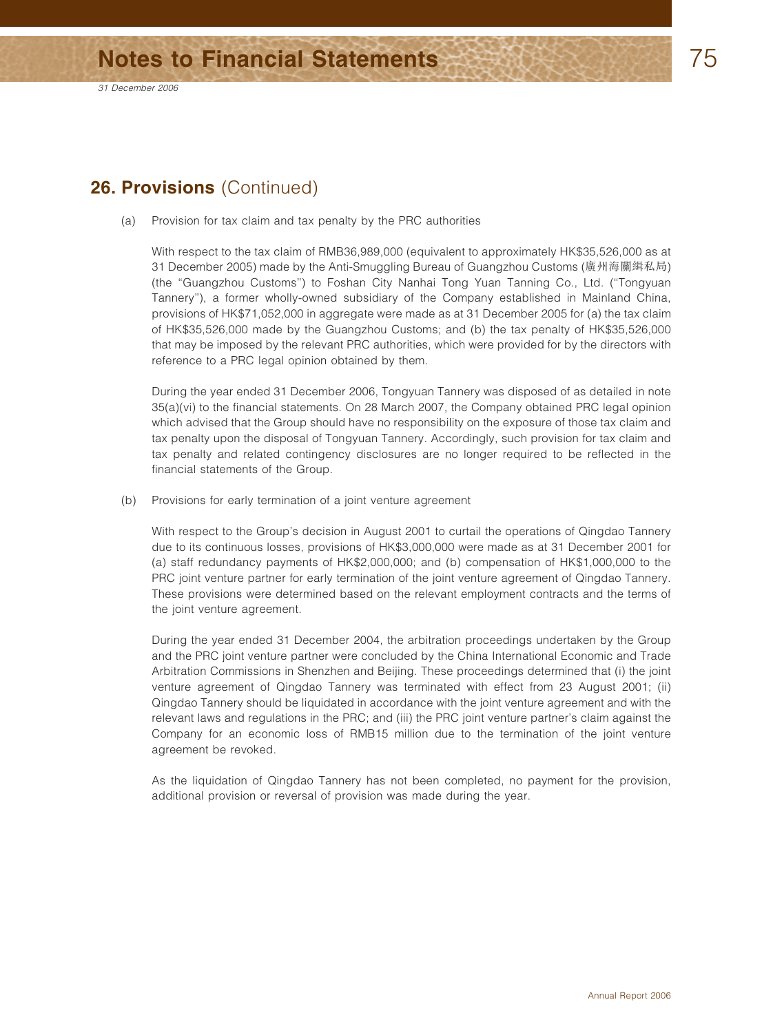## 26. Provisions (Continued)

(a) Provision for tax claim and tax penalty by the PRC authorities

With respect to the tax claim of RMB36,989,000 (equivalent to approximately HK$35,526,000 as at 31 December 2005) made by the Anti-Smuggling Bureau of Guangzhou Customs (廣州海關緝私局) (the "Guangzhou Customs") to Foshan City Nanhai Tong Yuan Tanning Co., Ltd. ("Tongyuan Tannery"), a former wholly-owned subsidiary of the Company established in Mainland China, provisions of HK$71,052,000 in aggregate were made as at 31 December 2005 for (a) the tax claim of HK$35,526,000 made by the Guangzhou Customs; and (b) the tax penalty of HK$35,526,000 that may be imposed by the relevant PRC authorities, which were provided for by the directors with reference to a PRC legal opinion obtained by them.

During the year ended 31 December 2006, Tongyuan Tannery was disposed of as detailed in note 35(a)(vi) to the financial statements. On 28 March 2007, the Company obtained PRC legal opinion which advised that the Group should have no responsibility on the exposure of those tax claim and tax penalty upon the disposal of Tongyuan Tannery. Accordingly, such provision for tax claim and tax penalty and related contingency disclosures are no longer required to be reflected in the financial statements of the Group.

(b) Provisions for early termination of a joint venture agreement

With respect to the Group's decision in August 2001 to curtail the operations of Qingdao Tannery due to its continuous losses, provisions of HK$3,000,000 were made as at 31 December 2001 for (a) staff redundancy payments of HK$2,000,000; and (b) compensation of HK$1,000,000 to the PRC joint venture partner for early termination of the joint venture agreement of Qingdao Tannery. These provisions were determined based on the relevant employment contracts and the terms of the joint venture agreement.

During the year ended 31 December 2004, the arbitration proceedings undertaken by the Group and the PRC joint venture partner were concluded by the China International Economic and Trade Arbitration Commissions in Shenzhen and Beijing. These proceedings determined that (i) the joint venture agreement of Qingdao Tannery was terminated with effect from 23 August 2001; (ii) Qingdao Tannery should be liquidated in accordance with the joint venture agreement and with the relevant laws and regulations in the PRC; and (iii) the PRC joint venture partner's claim against the Company for an economic loss of RMB15 million due to the termination of the joint venture agreement be revoked.

As the liquidation of Qingdao Tannery has not been completed, no payment for the provision, additional provision or reversal of provision was made during the year.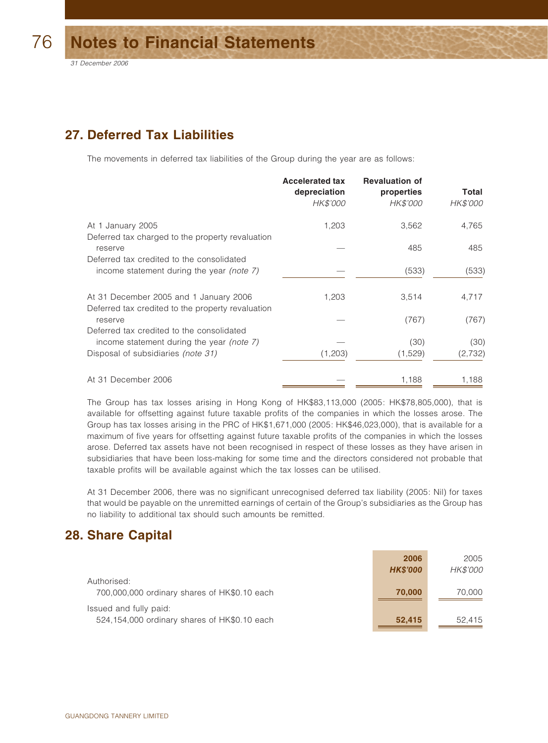# Notes to Financial Statements

*31 December 2006*

## 27. Deferred Tax Liabilities

The movements in deferred tax liabilities of the Group during the year are as follows:

| | Accelerated tax depreciation *HK$'000* | Revaluation of properties *HK$'000* | Total *HK$'000* |
|---|---|---|---|
| At 1 January 2005 | 1,203 | 3,562 | 4,765 |
| Deferred tax charged to the property revaluation reserve | — | 485 | 485 |
| Deferred tax credited to the consolidated income statement during the year *(note 7)* | — | (533) | (533) |
| At 31 December 2005 and 1 January 2006 | 1,203 | 3,514 | 4,717 |
| Deferred tax credited to the property revaluation reserve | — | (767) | (767) |
| Deferred tax credited to the consolidated income statement during the year *(note 7)* | — | (30) | (30) |
| Disposal of subsidiaries *(note 31)* | (1,203) | (1,529) | (2,732) |
| At 31 December 2006 | — | 1,188 | 1,188 |

The Group has tax losses arising in Hong Kong of HK$83,113,000 (2005: HK$78,805,000), that is available for offsetting against future taxable profits of the companies in which the losses arose. The Group has tax losses arising in the PRC of HK$1,671,000 (2005: HK$46,023,000), that is available for a maximum of five years for offsetting against future taxable profits of the companies in which the losses arose. Deferred tax assets have not been recognised in respect of these losses as they have arisen in subsidiaries that have been loss-making for some time and the directors considered not probable that taxable profits will be available against which the tax losses can be utilised.

At 31 December 2006, there was no significant unrecognised deferred tax liability (2005: Nil) for taxes that would be payable on the unremitted earnings of certain of the Group's subsidiaries as the Group has no liability to additional tax should such amounts be remitted.

## 28. Share Capital

| | **2006** ***HK$'000*** | 2005 *HK$'000* |
|---|---|---|
| Authorised: | | |
| 700,000,000 ordinary shares of HK$0.10 each | **70,000** | 70,000 |
| Issued and fully paid: | | |
| 524,154,000 ordinary shares of HK$0.10 each | **52,415** | 52,415 |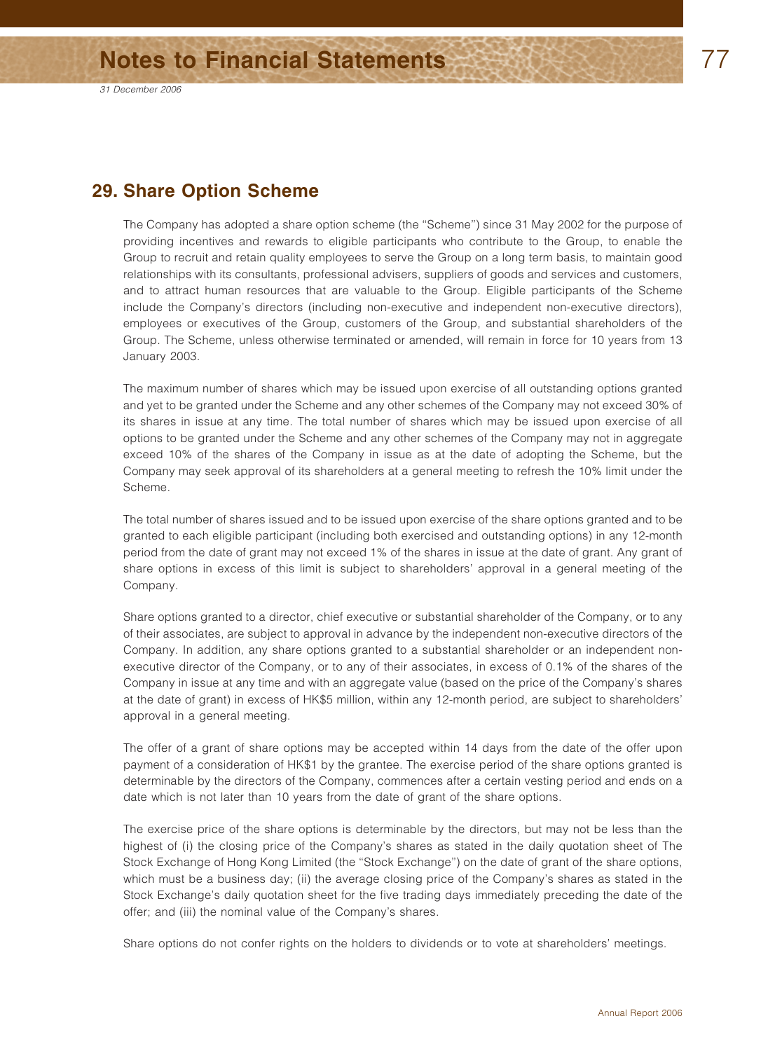## 29. Share Option Scheme

The Company has adopted a share option scheme (the "Scheme") since 31 May 2002 for the purpose of providing incentives and rewards to eligible participants who contribute to the Group, to enable the Group to recruit and retain quality employees to serve the Group on a long term basis, to maintain good relationships with its consultants, professional advisers, suppliers of goods and services and customers, and to attract human resources that are valuable to the Group. Eligible participants of the Scheme include the Company's directors (including non-executive and independent non-executive directors), employees or executives of the Group, customers of the Group, and substantial shareholders of the Group. The Scheme, unless otherwise terminated or amended, will remain in force for 10 years from 13 January 2003.

The maximum number of shares which may be issued upon exercise of all outstanding options granted and yet to be granted under the Scheme and any other schemes of the Company may not exceed 30% of its shares in issue at any time. The total number of shares which may be issued upon exercise of all options to be granted under the Scheme and any other schemes of the Company may not in aggregate exceed 10% of the shares of the Company in issue as at the date of adopting the Scheme, but the Company may seek approval of its shareholders at a general meeting to refresh the 10% limit under the Scheme.

The total number of shares issued and to be issued upon exercise of the share options granted and to be granted to each eligible participant (including both exercised and outstanding options) in any 12-month period from the date of grant may not exceed 1% of the shares in issue at the date of grant. Any grant of share options in excess of this limit is subject to shareholders' approval in a general meeting of the Company.

Share options granted to a director, chief executive or substantial shareholder of the Company, or to any of their associates, are subject to approval in advance by the independent non-executive directors of the Company. In addition, any share options granted to a substantial shareholder or an independent non-executive director of the Company, or to any of their associates, in excess of 0.1% of the shares of the Company in issue at any time and with an aggregate value (based on the price of the Company's shares at the date of grant) in excess of HK$5 million, within any 12-month period, are subject to shareholders' approval in a general meeting.

The offer of a grant of share options may be accepted within 14 days from the date of the offer upon payment of a consideration of HK$1 by the grantee. The exercise period of the share options granted is determinable by the directors of the Company, commences after a certain vesting period and ends on a date which is not later than 10 years from the date of grant of the share options.

The exercise price of the share options is determinable by the directors, but may not be less than the highest of (i) the closing price of the Company's shares as stated in the daily quotation sheet of The Stock Exchange of Hong Kong Limited (the "Stock Exchange") on the date of grant of the share options, which must be a business day; (ii) the average closing price of the Company's shares as stated in the Stock Exchange's daily quotation sheet for the five trading days immediately preceding the date of the offer; and (iii) the nominal value of the Company's shares.

Share options do not confer rights on the holders to dividends or to vote at shareholders' meetings.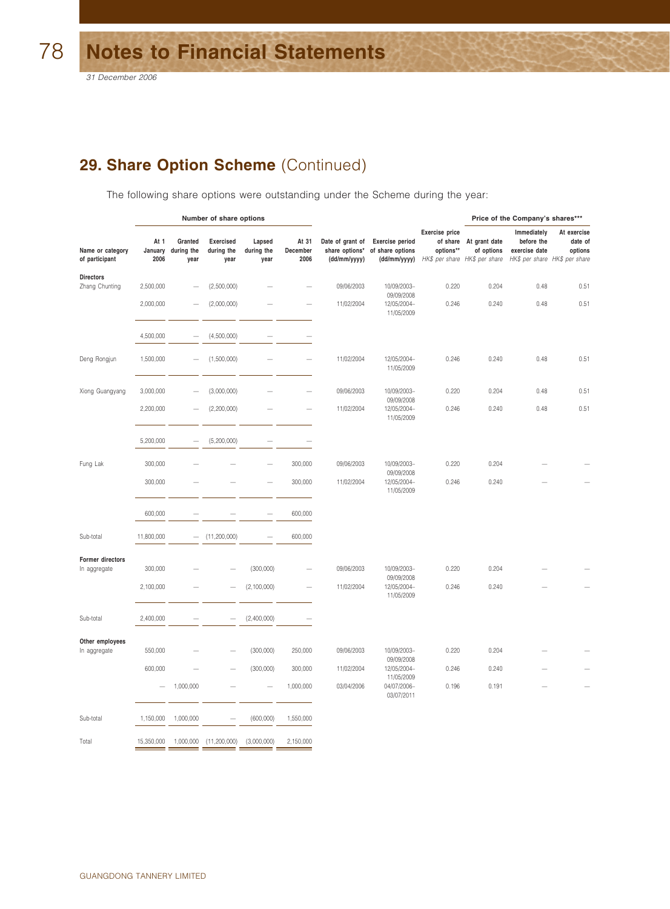## 29. Share Option Scheme (Continued)

The following share options were outstanding under the Scheme during the year:

| Name or category of participant | Number of share options | | | | | Date of grant of share options* (dd/mm/yyyy) | Exercise period of share options (dd/mm/yyyy) | Exercise price of share options** HK$ per share | Price of the Company's shares*** | | |
|---|---|---|---|---|---|---|---|---|---|---|---|
| | At 1 January 2006 | Granted during the year | Exercised during the year | Lapsed during the year | At 31 December 2006 | | | | At grant date of options HK$ per share | Immediately before the exercise date HK$ per share | At exercise date of options HK$ per share |
| **Directors** | | | | | | | | | | | |
| Zhang Chunting | 2,500,000 | — | (2,500,000) | — | — | 09/06/2003 | 10/09/2003–09/09/2008 | 0.220 | 0.204 | 0.48 | 0.51 |
| | 2,000,000 | — | (2,000,000) | — | — | 11/02/2004 | 12/05/2004–11/05/2009 | 0.246 | 0.240 | 0.48 | 0.51 |
| | 4,500,000 | — | (4,500,000) | — | — | | | | | | |
| Deng Rongjun | 1,500,000 | — | (1,500,000) | — | — | 11/02/2004 | 12/05/2004–11/05/2009 | 0.246 | 0.240 | 0.48 | 0.51 |
| Xiong Guangyang | 3,000,000 | — | (3,000,000) | — | — | 09/06/2003 | 10/09/2003–09/09/2008 | 0.220 | 0.204 | 0.48 | 0.51 |
| | 2,200,000 | — | (2,200,000) | — | — | 11/02/2004 | 12/05/2004–11/05/2009 | 0.246 | 0.240 | 0.48 | 0.51 |
| | 5,200,000 | — | (5,200,000) | — | — | | | | | | |
| Fung Lak | 300,000 | — | — | — | 300,000 | 09/06/2003 | 10/09/2003–09/09/2008 | 0.220 | 0.204 | — | — |
| | 300,000 | — | — | — | 300,000 | 11/02/2004 | 12/05/2004–11/05/2009 | 0.246 | 0.240 | — | — |
| | 600,000 | — | — | — | 600,000 | | | | | | |
| Sub-total | 11,800,000 | — | (11,200,000) | — | 600,000 | | | | | | |
| **Former directors** | | | | | | | | | | | |
| In aggregate | 300,000 | — | — | (300,000) | — | 09/06/2003 | 10/09/2003–09/09/2008 | 0.220 | 0.204 | — | — |
| | 2,100,000 | — | — | (2,100,000) | — | 11/02/2004 | 12/05/2004–11/05/2009 | 0.246 | 0.240 | — | — |
| Sub-total | 2,400,000 | — | — | (2,400,000) | — | | | | | | |
| **Other employees** | | | | | | | | | | | |
| In aggregate | 550,000 | — | — | (300,000) | 250,000 | 09/06/2003 | 10/09/2003–09/09/2008 | 0.220 | 0.204 | — | — |
| | 600,000 | — | — | (300,000) | 300,000 | 11/02/2004 | 12/05/2004–11/05/2009 | 0.246 | 0.240 | — | — |
| | — | 1,000,000 | — | — | 1,000,000 | 03/04/2006 | 04/07/2006–03/07/2011 | 0.196 | 0.191 | — | — |
| Sub-total | 1,150,000 | 1,000,000 | — | (600,000) | 1,550,000 | | | | | | |
| Total | 15,350,000 | 1,000,000 | (11,200,000) | (3,000,000) | 2,150,000 | | | | | | |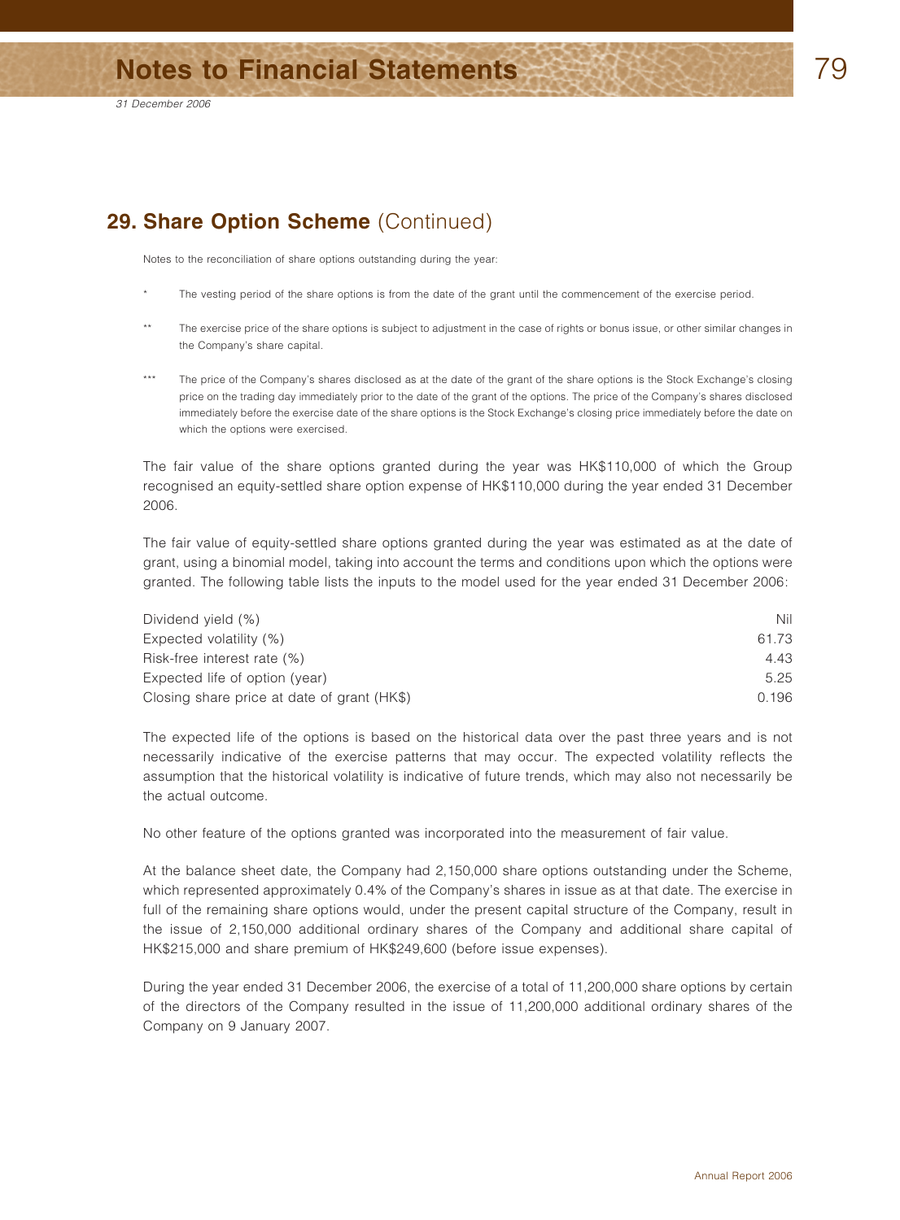## 29. Share Option Scheme (Continued)

Notes to the reconciliation of share options outstanding during the year:

\* The vesting period of the share options is from the date of the grant until the commencement of the exercise period.

\*\* The exercise price of the share options is subject to adjustment in the case of rights or bonus issue, or other similar changes in the Company's share capital.

\*\*\* The price of the Company's shares disclosed as at the date of the grant of the share options is the Stock Exchange's closing price on the trading day immediately prior to the date of the grant of the options. The price of the Company's shares disclosed immediately before the exercise date of the share options is the Stock Exchange's closing price immediately before the date on which the options were exercised.

The fair value of the share options granted during the year was HK$110,000 of which the Group recognised an equity-settled share option expense of HK$110,000 during the year ended 31 December 2006.

The fair value of equity-settled share options granted during the year was estimated as at the date of grant, using a binomial model, taking into account the terms and conditions upon which the options were granted. The following table lists the inputs to the model used for the year ended 31 December 2006:

| | |
|---|---|
| Dividend yield (%) | Nil |
| Expected volatility (%) | 61.73 |
| Risk-free interest rate (%) | 4.43 |
| Expected life of option (year) | 5.25 |
| Closing share price at date of grant (HK$) | 0.196 |

The expected life of the options is based on the historical data over the past three years and is not necessarily indicative of the exercise patterns that may occur. The expected volatility reflects the assumption that the historical volatility is indicative of future trends, which may also not necessarily be the actual outcome.

No other feature of the options granted was incorporated into the measurement of fair value.

At the balance sheet date, the Company had 2,150,000 share options outstanding under the Scheme, which represented approximately 0.4% of the Company's shares in issue as at that date. The exercise in full of the remaining share options would, under the present capital structure of the Company, result in the issue of 2,150,000 additional ordinary shares of the Company and additional share capital of HK$215,000 and share premium of HK$249,600 (before issue expenses).

During the year ended 31 December 2006, the exercise of a total of 11,200,000 share options by certain of the directors of the Company resulted in the issue of 11,200,000 additional ordinary shares of the Company on 9 January 2007.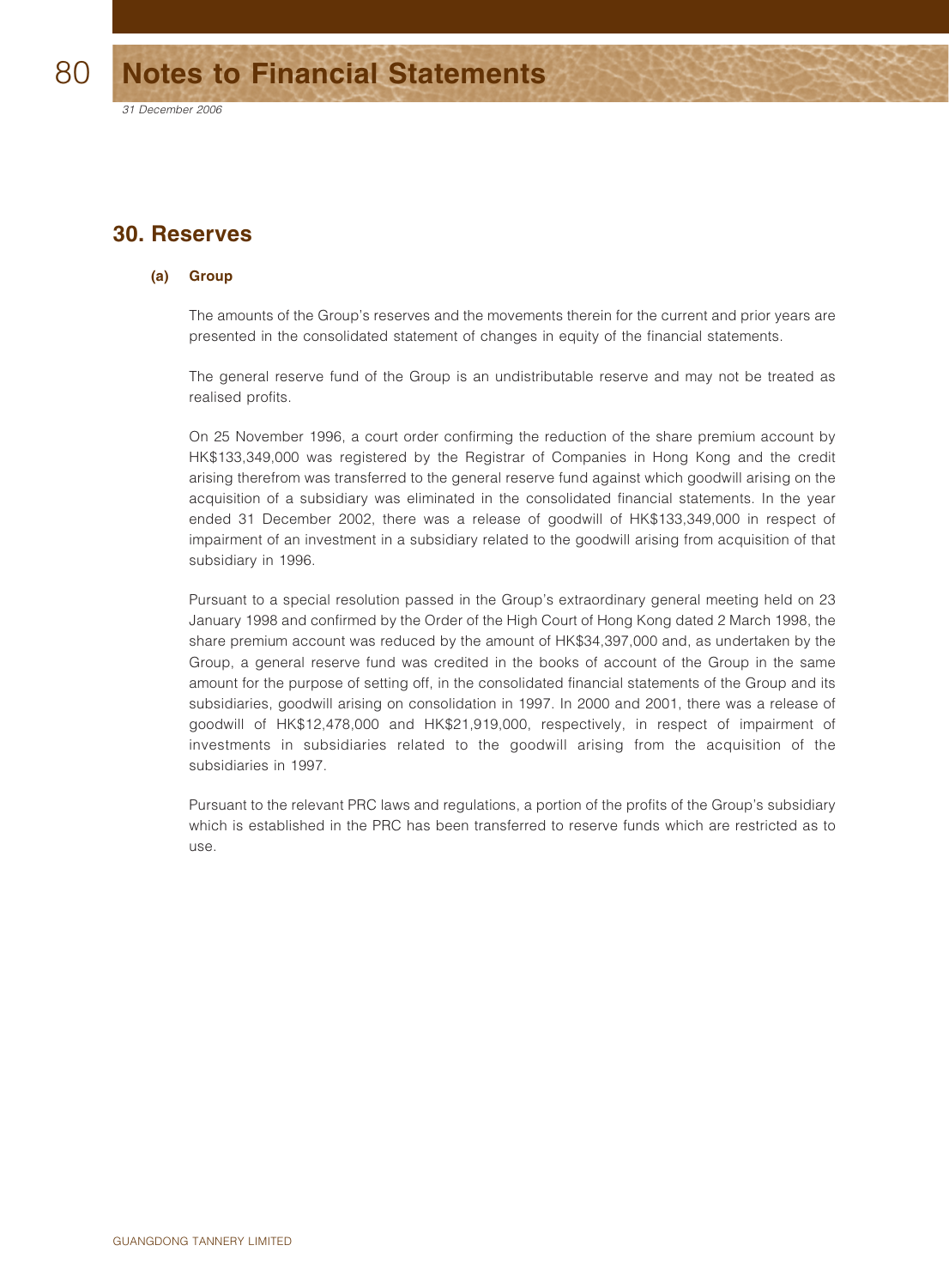## 30. Reserves

### (a) Group

The amounts of the Group's reserves and the movements therein for the current and prior years are presented in the consolidated statement of changes in equity of the financial statements.

The general reserve fund of the Group is an undistributable reserve and may not be treated as realised profits.

On 25 November 1996, a court order confirming the reduction of the share premium account by HK$133,349,000 was registered by the Registrar of Companies in Hong Kong and the credit arising therefrom was transferred to the general reserve fund against which goodwill arising on the acquisition of a subsidiary was eliminated in the consolidated financial statements. In the year ended 31 December 2002, there was a release of goodwill of HK$133,349,000 in respect of impairment of an investment in a subsidiary related to the goodwill arising from acquisition of that subsidiary in 1996.

Pursuant to a special resolution passed in the Group's extraordinary general meeting held on 23 January 1998 and confirmed by the Order of the High Court of Hong Kong dated 2 March 1998, the share premium account was reduced by the amount of HK$34,397,000 and, as undertaken by the Group, a general reserve fund was credited in the books of account of the Group in the same amount for the purpose of setting off, in the consolidated financial statements of the Group and its subsidiaries, goodwill arising on consolidation in 1997. In 2000 and 2001, there was a release of goodwill of HK$12,478,000 and HK$21,919,000, respectively, in respect of impairment of investments in subsidiaries related to the goodwill arising from the acquisition of the subsidiaries in 1997.

Pursuant to the relevant PRC laws and regulations, a portion of the profits of the Group's subsidiary which is established in the PRC has been transferred to reserve funds which are restricted as to use.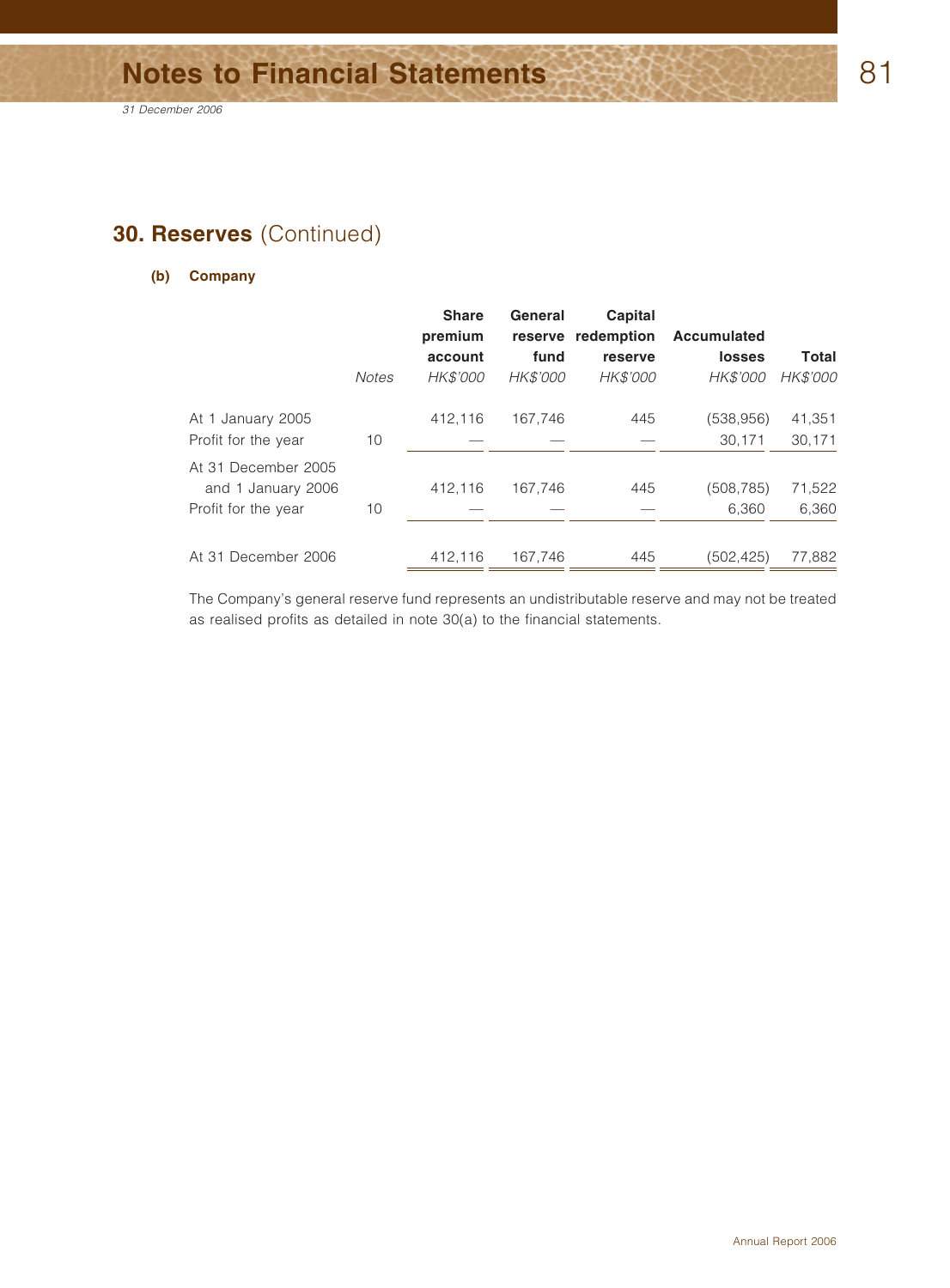## 30. Reserves (Continued)

### (b) Company

| | Notes | Share premium account HK$'000 | General reserve fund HK$'000 | Capital redemption reserve HK$'000 | Accumulated losses HK$'000 | Total HK$'000 |
|---|---|---|---|---|---|---|
| At 1 January 2005 | | 412,116 | 167,746 | 445 | (538,956) | 41,351 |
| Profit for the year | 10 | — | — | — | 30,171 | 30,171 |
| At 31 December 2005 and 1 January 2006 | | 412,116 | 167,746 | 445 | (508,785) | 71,522 |
| Profit for the year | 10 | — | — | — | 6,360 | 6,360 |
| At 31 December 2006 | | 412,116 | 167,746 | 445 | (502,425) | 77,882 |

The Company's general reserve fund represents an undistributable reserve and may not be treated as realised profits as detailed in note 30(a) to the financial statements.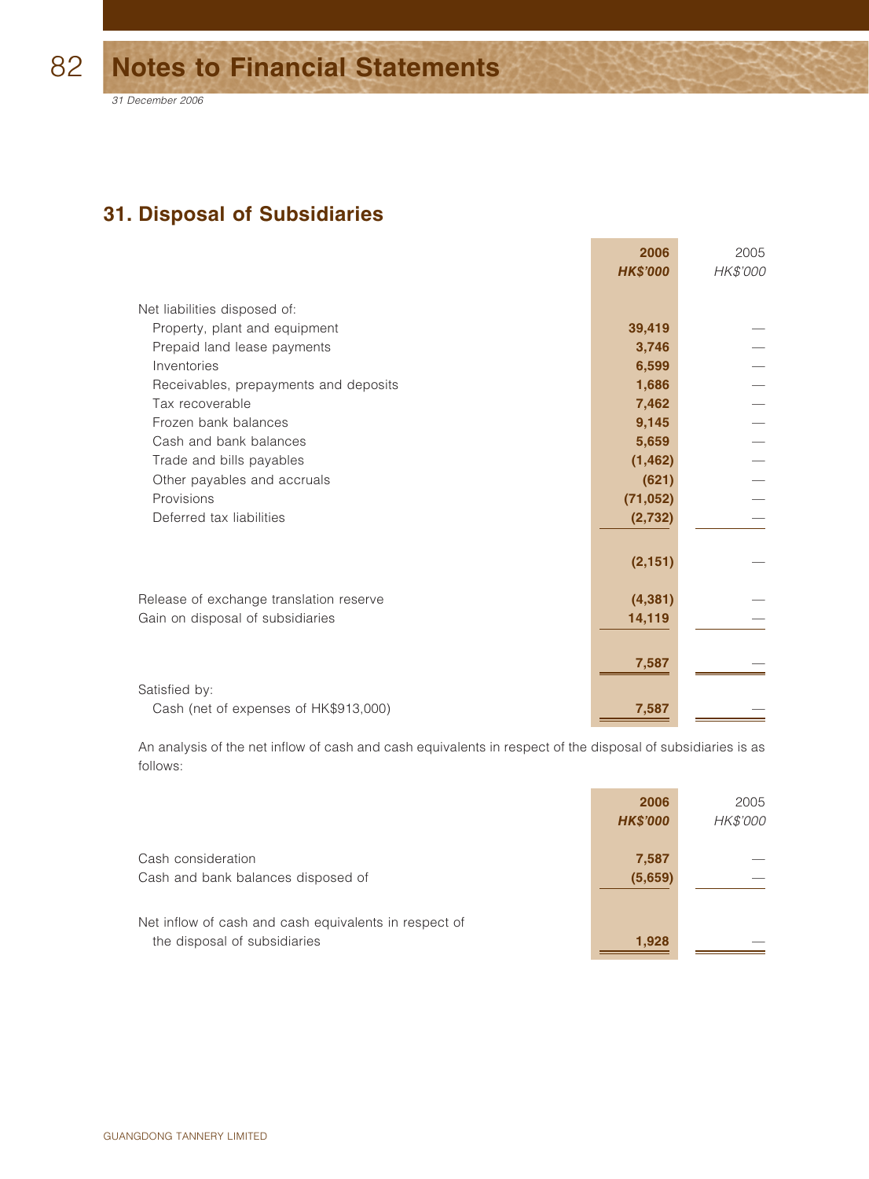## 31. Disposal of Subsidiaries

| | 2006 | 2005 |
|---|---|---|
| | HK$'000 | HK$'000 |
| Net liabilities disposed of: | | |
| Property, plant and equipment | 39,419 | — |
| Prepaid land lease payments | 3,746 | — |
| Inventories | 6,599 | — |
| Receivables, prepayments and deposits | 1,686 | — |
| Tax recoverable | 7,462 | — |
| Frozen bank balances | 9,145 | — |
| Cash and bank balances | 5,659 | — |
| Trade and bills payables | (1,462) | — |
| Other payables and accruals | (621) | — |
| Provisions | (71,052) | — |
| Deferred tax liabilities | (2,732) | — |
| | (2,151) | — |
| Release of exchange translation reserve | (4,381) | — |
| Gain on disposal of subsidiaries | 14,119 | — |
| | 7,587 | — |
| Satisfied by: | | |
| Cash (net of expenses of HK$913,000) | 7,587 | — |

An analysis of the net inflow of cash and cash equivalents in respect of the disposal of subsidiaries is as follows:

| | 2006 | 2005 |
|---|---|---|
| | HK$'000 | HK$'000 |
| Cash consideration | 7,587 | — |
| Cash and bank balances disposed of | (5,659) | — |
| Net inflow of cash and cash equivalents in respect of the disposal of subsidiaries | 1,928 | — |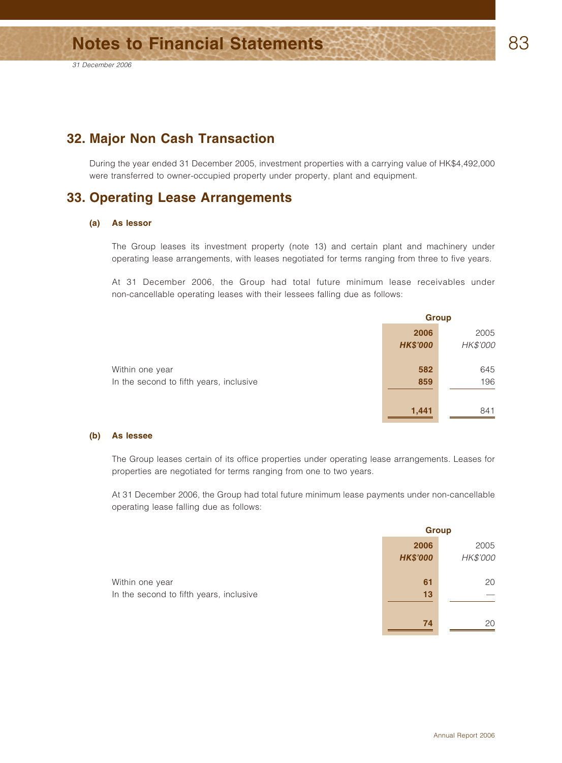## 32. Major Non Cash Transaction

During the year ended 31 December 2005, investment properties with a carrying value of HK$4,492,000 were transferred to owner-occupied property under property, plant and equipment.

## 33. Operating Lease Arrangements

### (a) As lessor

The Group leases its investment property (note 13) and certain plant and machinery under operating lease arrangements, with leases negotiated for terms ranging from three to five years.

At 31 December 2006, the Group had total future minimum lease receivables under non-cancellable operating leases with their lessees falling due as follows:

| | Group | |
|---|---|---|
| | **2006** | 2005 |
| | ***HK$'000*** | *HK$'000* |
| Within one year | **582** | 645 |
| In the second to fifth years, inclusive | **859** | 196 |
| | **1,441** | 841 |

### (b) As lessee

The Group leases certain of its office properties under operating lease arrangements. Leases for properties are negotiated for terms ranging from one to two years.

At 31 December 2006, the Group had total future minimum lease payments under non-cancellable operating lease falling due as follows:

| | Group | |
|---|---|---|
| | **2006** | 2005 |
| | ***HK$'000*** | *HK$'000* |
| Within one year | **61** | 20 |
| In the second to fifth years, inclusive | **13** | — |
| | **74** | 20 |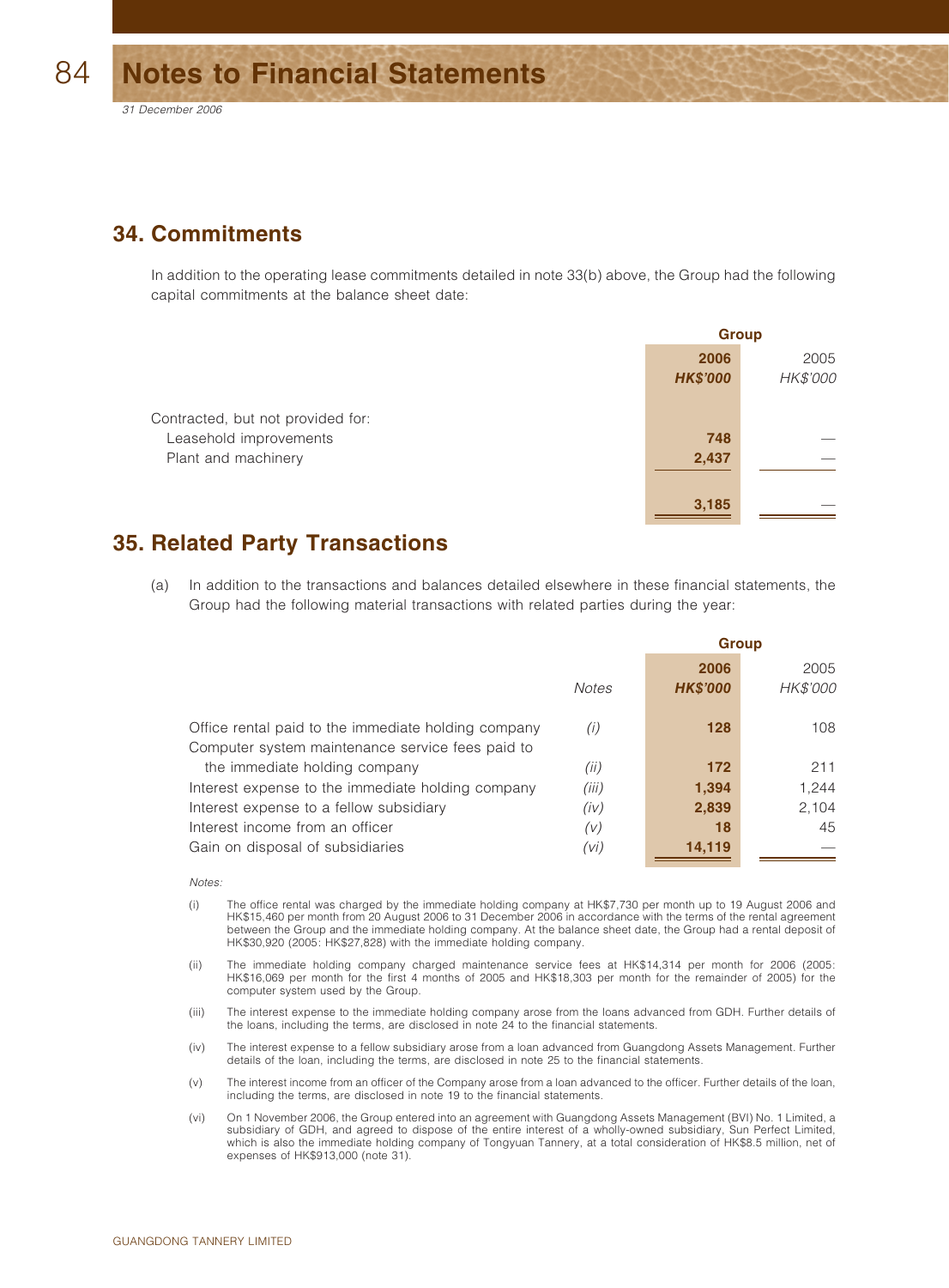## 34. Commitments

In addition to the operating lease commitments detailed in note 33(b) above, the Group had the following capital commitments at the balance sheet date:

| | Group | |
|---|---|---|
| | **2006** | 2005 |
| | ***HK$'000*** | *HK$'000* |
| Contracted, but not provided for: | | |
| Leasehold improvements | **748** | — |
| Plant and machinery | **2,437** | — |
| | **3,185** | — |

## 35. Related Party Transactions

(a) In addition to the transactions and balances detailed elsewhere in these financial statements, the Group had the following material transactions with related parties during the year:

| | | Group | |
|---|---|---|---|
| | | **2006** | 2005 |
| | *Notes* | ***HK$'000*** | *HK$'000* |
| Office rental paid to the immediate holding company | *(i)* | **128** | 108 |
| Computer system maintenance service fees paid to the immediate holding company | *(ii)* | **172** | 211 |
| Interest expense to the immediate holding company | *(iii)* | **1,394** | 1,244 |
| Interest expense to a fellow subsidiary | *(iv)* | **2,839** | 2,104 |
| Interest income from an officer | *(v)* | **18** | 45 |
| Gain on disposal of subsidiaries | *(vi)* | **14,119** | — |

*Notes:*

(i) The office rental was charged by the immediate holding company at HK$7,730 per month up to 19 August 2006 and HK$15,460 per month from 20 August 2006 to 31 December 2006 in accordance with the terms of the rental agreement between the Group and the immediate holding company. At the balance sheet date, the Group had a rental deposit of HK$30,920 (2005: HK$27,828) with the immediate holding company.

(ii) The immediate holding company charged maintenance service fees at HK$14,314 per month for 2006 (2005: HK$16,069 per month for the first 4 months of 2005 and HK$18,303 per month for the remainder of 2005) for the computer system used by the Group.

(iii) The interest expense to the immediate holding company arose from the loans advanced from GDH. Further details of the loans, including the terms, are disclosed in note 24 to the financial statements.

(iv) The interest expense to a fellow subsidiary arose from a loan advanced from Guangdong Assets Management. Further details of the loan, including the terms, are disclosed in note 25 to the financial statements.

(v) The interest income from an officer of the Company arose from a loan advanced to the officer. Further details of the loan, including the terms, are disclosed in note 19 to the financial statements.

(vi) On 1 November 2006, the Group entered into an agreement with Guangdong Assets Management (BVI) No. 1 Limited, a subsidiary of GDH, and agreed to dispose of the entire interest of a wholly-owned subsidiary, Sun Perfect Limited, which is also the immediate holding company of Tongyuan Tannery, at a total consideration of HK$8.5 million, net of expenses of HK$913,000 (note 31).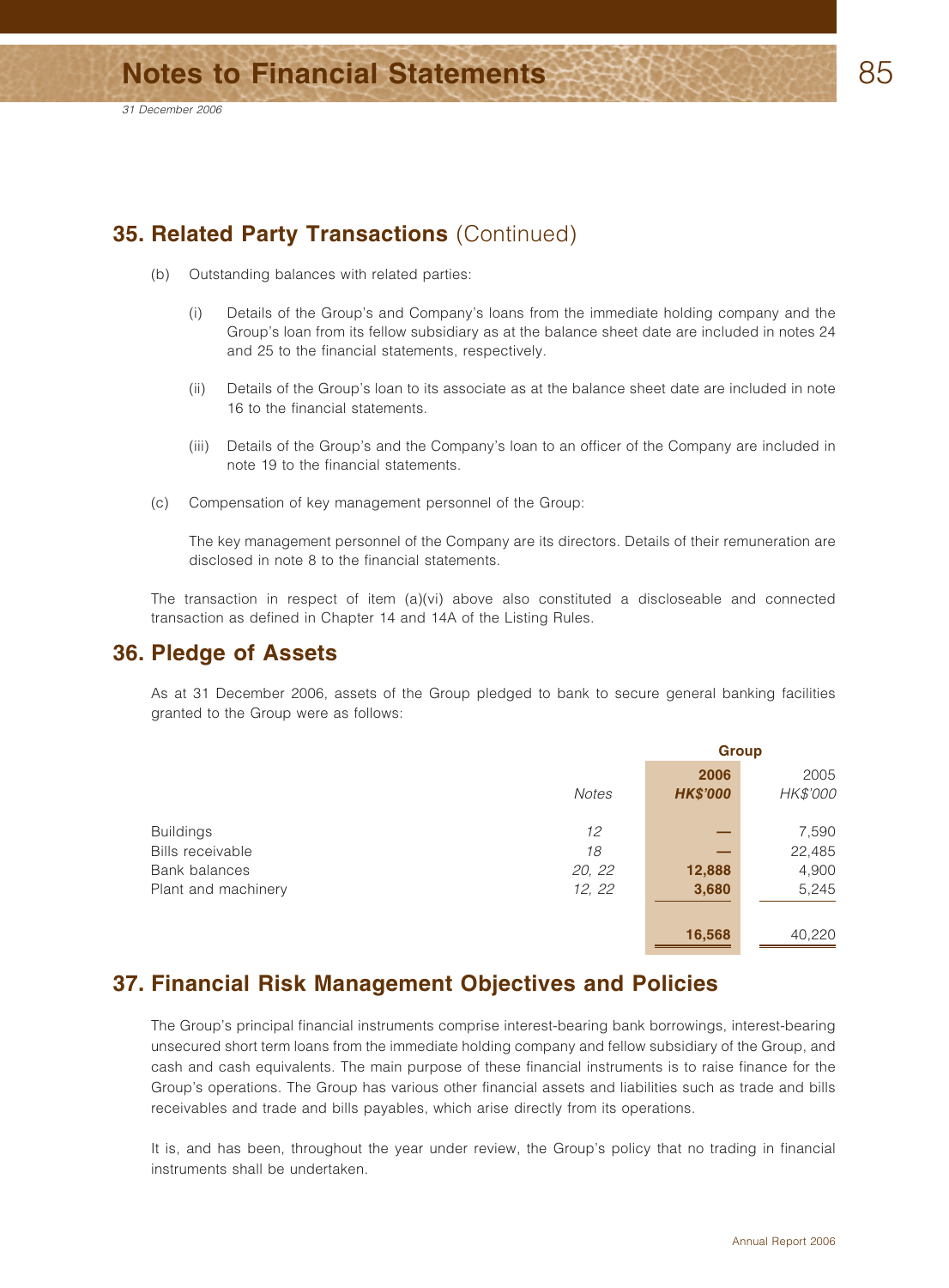## 35. Related Party Transactions (Continued)

(b) Outstanding balances with related parties:

(i) Details of the Group's and Company's loans from the immediate holding company and the Group's loan from its fellow subsidiary as at the balance sheet date are included in notes 24 and 25 to the financial statements, respectively.

(ii) Details of the Group's loan to its associate as at the balance sheet date are included in note 16 to the financial statements.

(iii) Details of the Group's and the Company's loan to an officer of the Company are included in note 19 to the financial statements.

(c) Compensation of key management personnel of the Group:

The key management personnel of the Company are its directors. Details of their remuneration are disclosed in note 8 to the financial statements.

The transaction in respect of item (a)(vi) above also constituted a discloseable and connected transaction as defined in Chapter 14 and 14A of the Listing Rules.

## 36. Pledge of Assets

As at 31 December 2006, assets of the Group pledged to bank to secure general banking facilities granted to the Group were as follows:

| | | Group | |
|---|---|---|---|
| | *Notes* | **2006** **HK$'000** | 2005 *HK$'000* |
| Buildings | *12* | **—** | 7,590 |
| Bills receivable | *18* | **—** | 22,485 |
| Bank balances | *20, 22* | **12,888** | 4,900 |
| Plant and machinery | *12, 22* | **3,680** | 5,245 |
| | | **16,568** | 40,220 |

## 37. Financial Risk Management Objectives and Policies

The Group's principal financial instruments comprise interest-bearing bank borrowings, interest-bearing unsecured short term loans from the immediate holding company and fellow subsidiary of the Group, and cash and cash equivalents. The main purpose of these financial instruments is to raise finance for the Group's operations. The Group has various other financial assets and liabilities such as trade and bills receivables and trade and bills payables, which arise directly from its operations.

It is, and has been, throughout the year under review, the Group's policy that no trading in financial instruments shall be undertaken.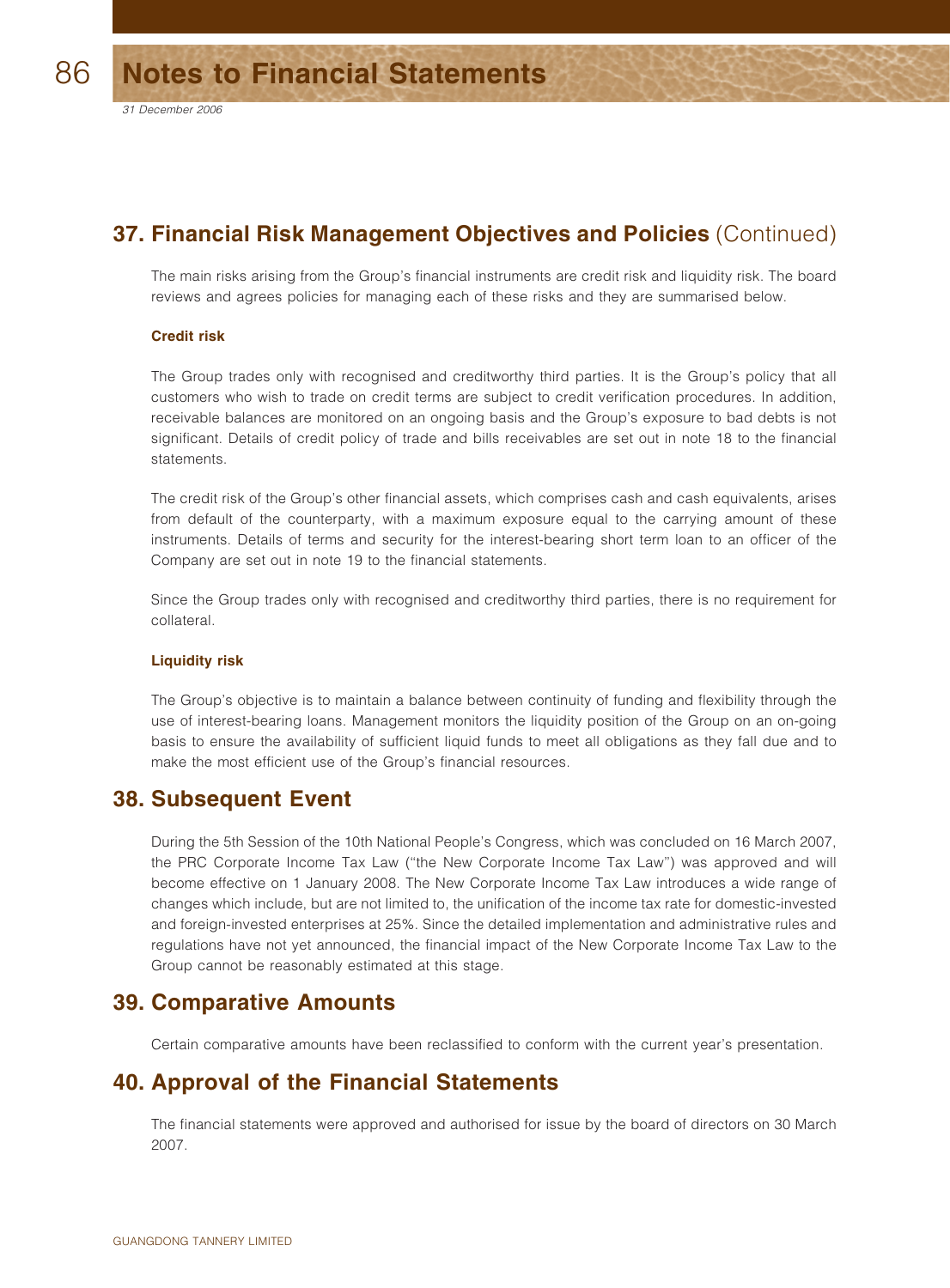## 37. Financial Risk Management Objectives and Policies (Continued)

The main risks arising from the Group's financial instruments are credit risk and liquidity risk. The board reviews and agrees policies for managing each of these risks and they are summarised below.

**Credit risk**

The Group trades only with recognised and creditworthy third parties. It is the Group's policy that all customers who wish to trade on credit terms are subject to credit verification procedures. In addition, receivable balances are monitored on an ongoing basis and the Group's exposure to bad debts is not significant. Details of credit policy of trade and bills receivables are set out in note 18 to the financial statements.

The credit risk of the Group's other financial assets, which comprises cash and cash equivalents, arises from default of the counterparty, with a maximum exposure equal to the carrying amount of these instruments. Details of terms and security for the interest-bearing short term loan to an officer of the Company are set out in note 19 to the financial statements.

Since the Group trades only with recognised and creditworthy third parties, there is no requirement for collateral.

**Liquidity risk**

The Group's objective is to maintain a balance between continuity of funding and flexibility through the use of interest-bearing loans. Management monitors the liquidity position of the Group on an on-going basis to ensure the availability of sufficient liquid funds to meet all obligations as they fall due and to make the most efficient use of the Group's financial resources.

## 38. Subsequent Event

During the 5th Session of the 10th National People's Congress, which was concluded on 16 March 2007, the PRC Corporate Income Tax Law ("the New Corporate Income Tax Law") was approved and will become effective on 1 January 2008. The New Corporate Income Tax Law introduces a wide range of changes which include, but are not limited to, the unification of the income tax rate for domestic-invested and foreign-invested enterprises at 25%. Since the detailed implementation and administrative rules and regulations have not yet announced, the financial impact of the New Corporate Income Tax Law to the Group cannot be reasonably estimated at this stage.

## 39. Comparative Amounts

Certain comparative amounts have been reclassified to conform with the current year's presentation.

## 40. Approval of the Financial Statements

The financial statements were approved and authorised for issue by the board of directors on 30 March 2007.